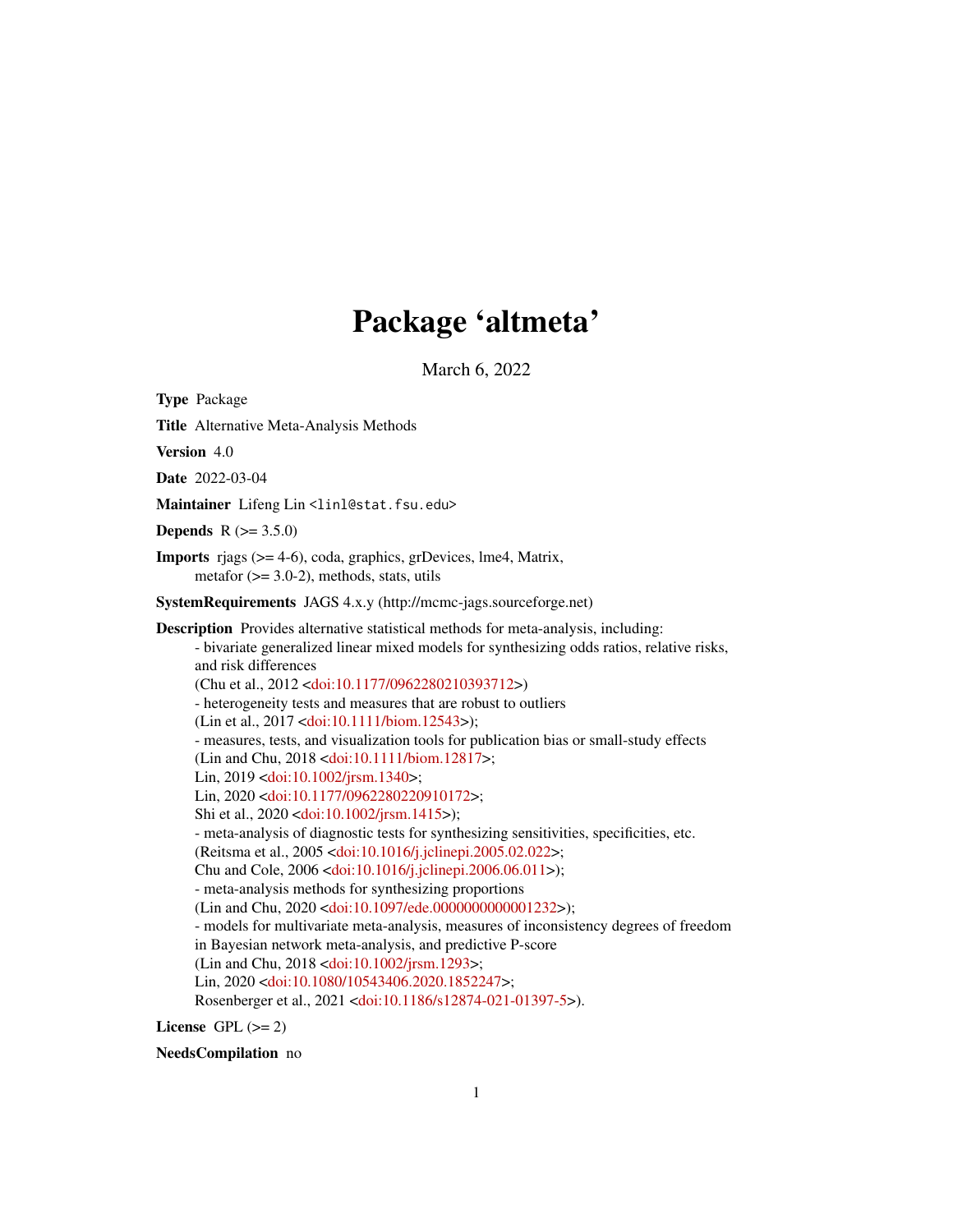# Package 'altmeta'

March 6, 2022

**Type** Package

**Title** Alternative Meta-Analysis Methods

**Version** 4.0

**Date** 2022-03-04

**Maintainer** Lifeng Lin <linl@stat.fsu.edu>

**Depends** R (>= 3.5.0)

**Imports** rjags (>= 4-6), coda, graphics, grDevices, lme4, Matrix, metafor (>= 3.0-2), methods, stats, utils

**SystemRequirements** JAGS 4.x.y (http://mcmc-jags.sourceforge.net)

**Description** Provides alternative statistical methods for meta-analysis, including:
- bivariate generalized linear mixed models for synthesizing odds ratios, relative risks, and risk differences
(Chu et al., 2012 <doi:10.1177/0962280210393712>)
- heterogeneity tests and measures that are robust to outliers
(Lin et al., 2017 <doi:10.1111/biom.12543>);
- measures, tests, and visualization tools for publication bias or small-study effects
(Lin and Chu, 2018 <doi:10.1111/biom.12817>;
Lin, 2019 <doi:10.1002/jrsm.1340>;
Lin, 2020 <doi:10.1177/0962280220910172>;
Shi et al., 2020 <doi:10.1002/jrsm.1415>);
- meta-analysis of diagnostic tests for synthesizing sensitivities, specificities, etc.
(Reitsma et al., 2005 <doi:10.1016/j.jclinepi.2005.02.022>;
Chu and Cole, 2006 <doi:10.1016/j.jclinepi.2006.06.011>);
- meta-analysis methods for synthesizing proportions
(Lin and Chu, 2020 <doi:10.1097/ede.0000000000001232>);
- models for multivariate meta-analysis, measures of inconsistency degrees of freedom in Bayesian network meta-analysis, and predictive P-score
(Lin and Chu, 2018 <doi:10.1002/jrsm.1293>;
Lin, 2020 <doi:10.1080/10543406.2020.1852247>;
Rosenberger et al., 2021 <doi:10.1186/s12874-021-01397-5>).

**License** GPL (>= 2)

**NeedsCompilation** no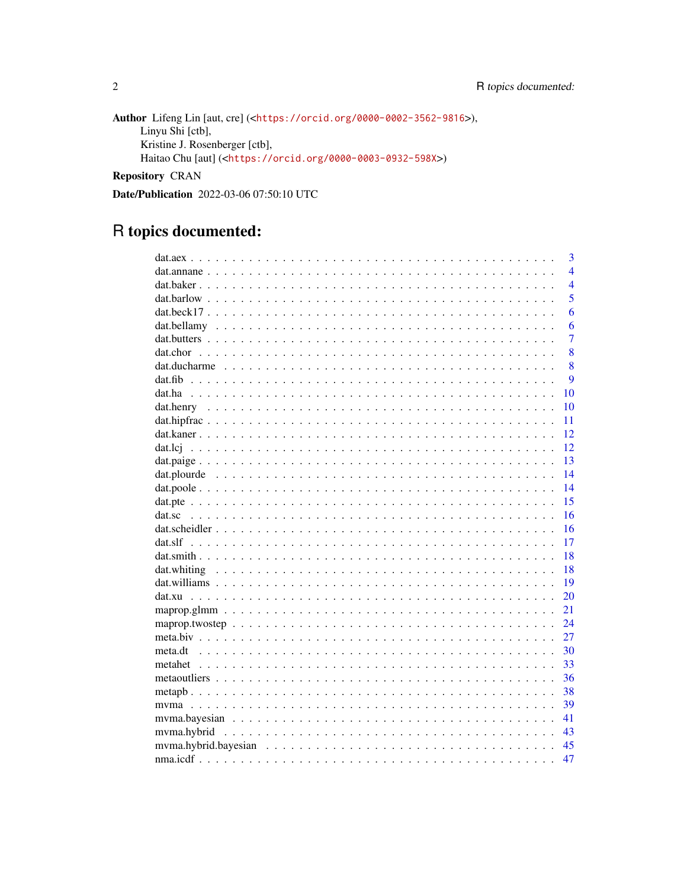**Author** Lifeng Lin [aut, cre] (<https://orcid.org/0000-0002-3562-9816>),
Linyu Shi [ctb],
Kristine J. Rosenberger [ctb],
Haitao Chu [aut] (<https://orcid.org/0000-0003-0932-598X>)

**Repository** CRAN

**Date/Publication** 2022-03-06 07:50:10 UTC

# R topics documented:

| | |
|---|---|
| dat.aex | 3 |
| dat.annane | 4 |
| dat.baker | 4 |
| dat.barlow | 5 |
| dat.beck17 | 6 |
| dat.bellamy | 6 |
| dat.butters | 7 |
| dat.chor | 8 |
| dat.ducharme | 8 |
| dat.fib | 9 |
| dat.ha | 10 |
| dat.henry | 10 |
| dat.hipfrac | 11 |
| dat.kaner | 12 |
| dat.lcj | 12 |
| dat.paige | 13 |
| dat.plourde | 14 |
| dat.poole | 14 |
| dat.pte | 15 |
| dat.sc | 16 |
| dat.scheidler | 16 |
| dat.slf | 17 |
| dat.smith | 18 |
| dat.whiting | 18 |
| dat.williams | 19 |
| dat.xu | 20 |
| maprop.glmm | 21 |
| maprop.twostep | 24 |
| meta.biv | 27 |
| meta.dt | 30 |
| metahet | 33 |
| metaoutliers | 36 |
| metapb | 38 |
| mvma | 39 |
| mvma.bayesian | 41 |
| mvma.hybrid | 43 |
| mvma.hybrid.bayesian | 45 |
| nma.icdf | 47 |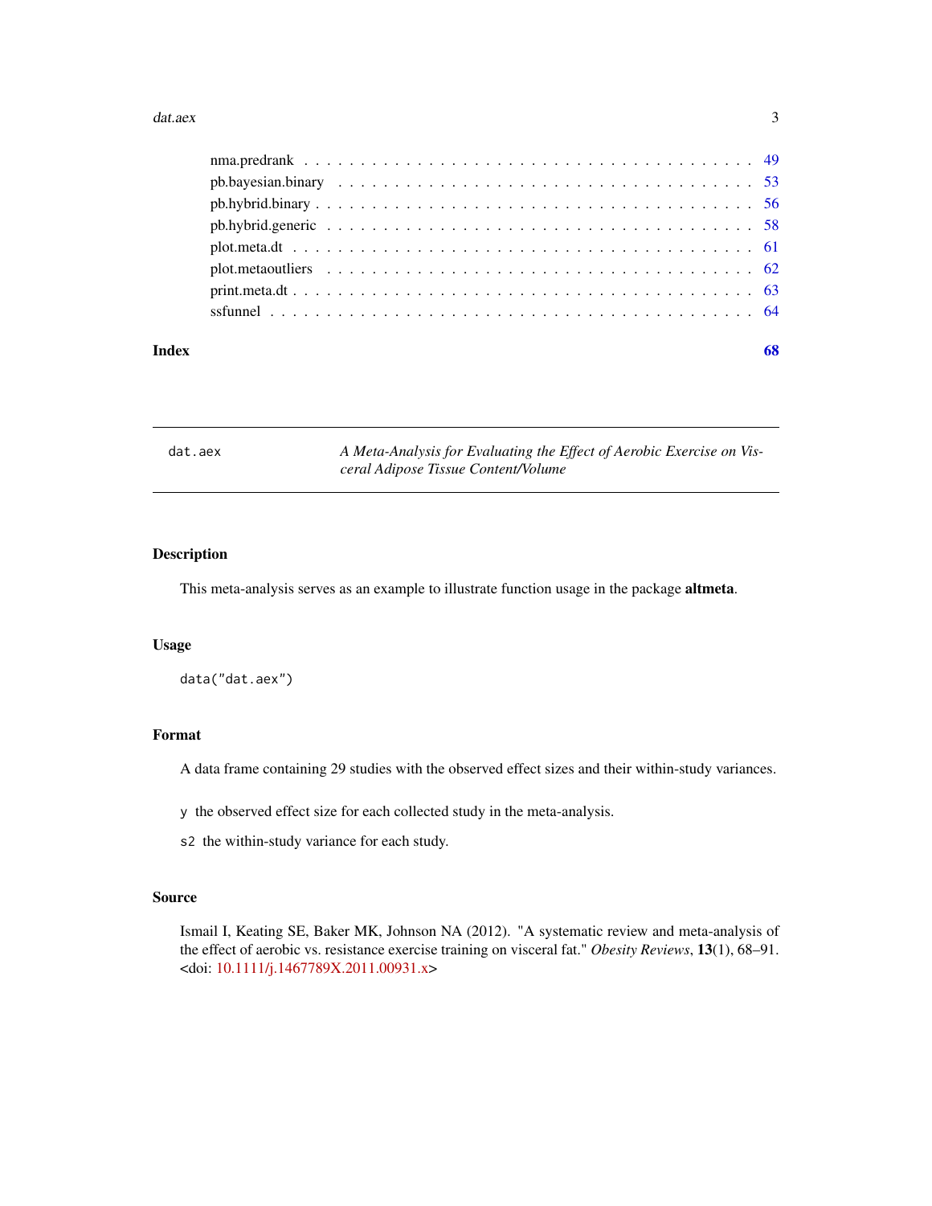| | |
|---|---|
| nma.predrank | 49 |
| pb.bayesian.binary | 53 |
| pb.hybrid.binary | 56 |
| pb.hybrid.generic | 58 |
| plot.meta.dt | 61 |
| plot.metaoutliers | 62 |
| print.meta.dt | 63 |
| ssfunnel | 64 |

**Index** **68**

---

`dat.aex` *A Meta-Analysis for Evaluating the Effect of Aerobic Exercise on Visceral Adipose Tissue Content/Volume*

---

## Description

This meta-analysis serves as an example to illustrate function usage in the package **altmeta**.

## Usage

```
data("dat.aex")
```

## Format

A data frame containing 29 studies with the observed effect sizes and their within-study variances.

`y` the observed effect size for each collected study in the meta-analysis.

`s2` the within-study variance for each study.

## Source

Ismail I, Keating SE, Baker MK, Johnson NA (2012). "A systematic review and meta-analysis of the effect of aerobic vs. resistance exercise training on visceral fat." *Obesity Reviews*, **13**(1), 68–91. <doi: 10.1111/j.1467789X.2011.00931.x>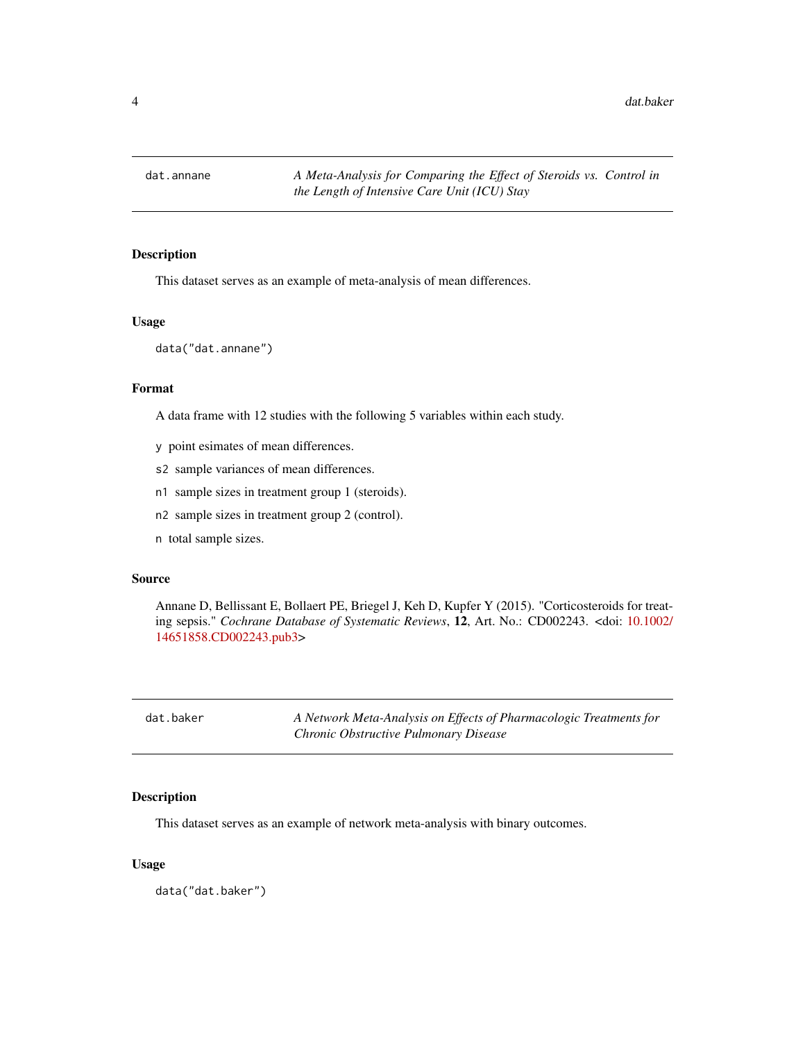## dat.annane — *A Meta-Analysis for Comparing the Effect of Steroids vs. Control in the Length of Intensive Care Unit (ICU) Stay*

### Description

This dataset serves as an example of meta-analysis of mean differences.

### Usage

```
data("dat.annane")
```

### Format

A data frame with 12 studies with the following 5 variables within each study.

- `y` point esimates of mean differences.
- `s2` sample variances of mean differences.
- `n1` sample sizes in treatment group 1 (steroids).
- `n2` sample sizes in treatment group 2 (control).
- `n` total sample sizes.

### Source

Annane D, Bellissant E, Bollaert PE, Briegel J, Keh D, Kupfer Y (2015). "Corticosteroids for treating sepsis." *Cochrane Database of Systematic Reviews*, **12**, Art. No.: CD002243. <doi: 10.1002/14651858.CD002243.pub3>

## dat.baker — *A Network Meta-Analysis on Effects of Pharmacologic Treatments for Chronic Obstructive Pulmonary Disease*

### Description

This dataset serves as an example of network meta-analysis with binary outcomes.

### Usage

```
data("dat.baker")
```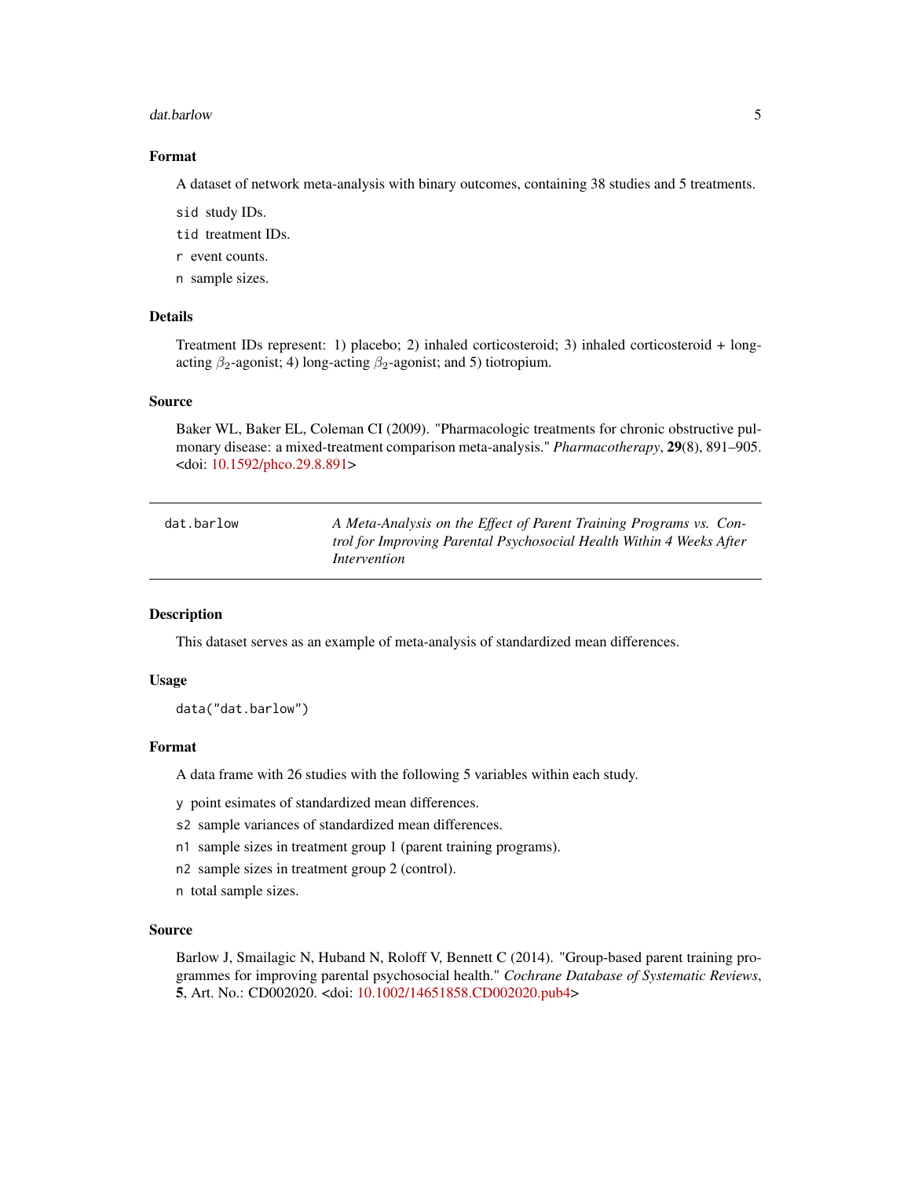### Format

A dataset of network meta-analysis with binary outcomes, containing 38 studies and 5 treatments.

`sid` study IDs.

`tid` treatment IDs.

`r` event counts.

`n` sample sizes.

### Details

Treatment IDs represent: 1) placebo; 2) inhaled corticosteroid; 3) inhaled corticosteroid + long-acting $\beta_2$-agonist; 4) long-acting $\beta_2$-agonist; and 5) tiotropium.

### Source

Baker WL, Baker EL, Coleman CI (2009). "Pharmacologic treatments for chronic obstructive pulmonary disease: a mixed-treatment comparison meta-analysis." *Pharmacotherapy*, **29**(8), 891–905. <doi: 10.1592/phco.29.8.891>

---

## dat.barlow — *A Meta-Analysis on the Effect of Parent Training Programs vs. Control for Improving Parental Psychosocial Health Within 4 Weeks After Intervention*

---

### Description

This dataset serves as an example of meta-analysis of standardized mean differences.

### Usage

```
data("dat.barlow")
```

### Format

A data frame with 26 studies with the following 5 variables within each study.

`y` point esimates of standardized mean differences.

`s2` sample variances of standardized mean differences.

`n1` sample sizes in treatment group 1 (parent training programs).

`n2` sample sizes in treatment group 2 (control).

`n` total sample sizes.

### Source

Barlow J, Smailagic N, Huband N, Roloff V, Bennett C (2014). "Group-based parent training programmes for improving parental psychosocial health." *Cochrane Database of Systematic Reviews*, **5**, Art. No.: CD002020. <doi: 10.1002/14651858.CD002020.pub4>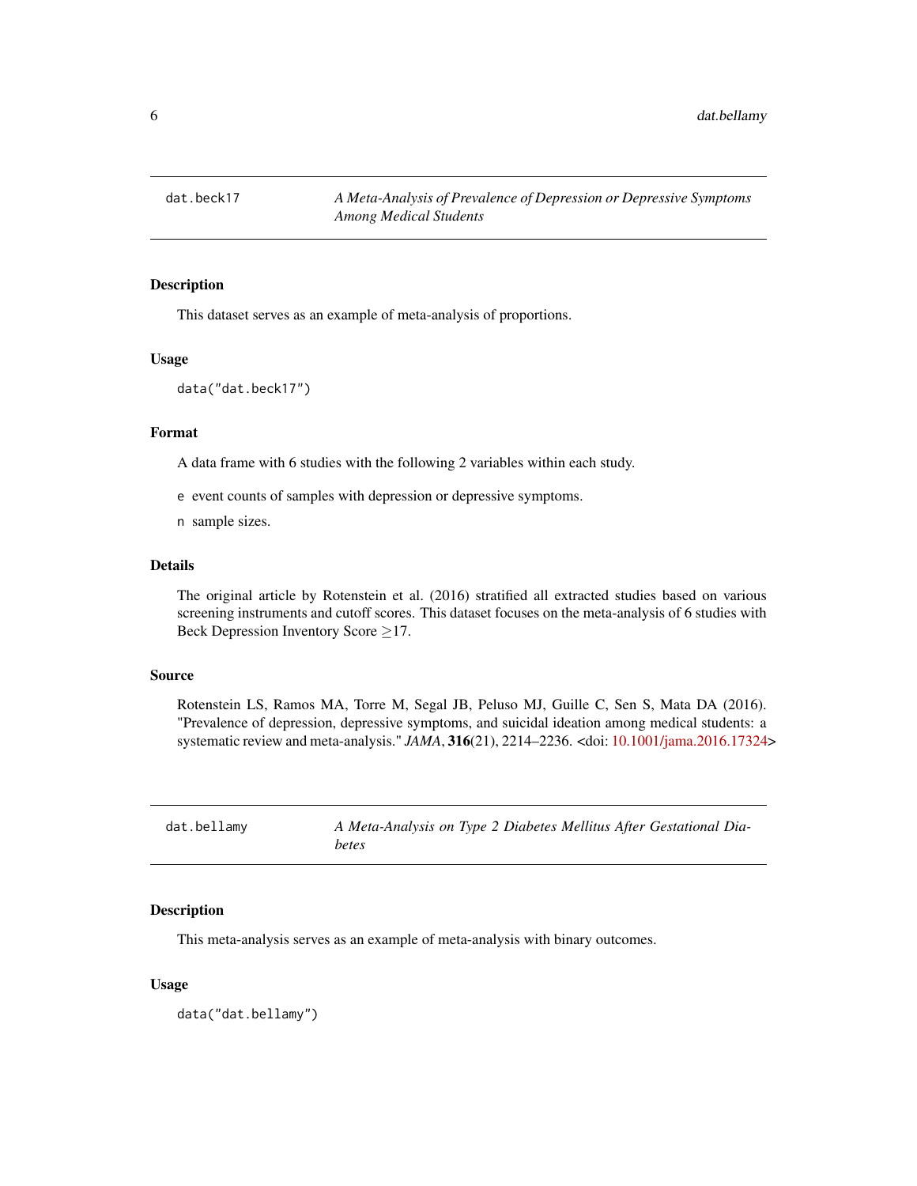## dat.beck17 — *A Meta-Analysis of Prevalence of Depression or Depressive Symptoms Among Medical Students*

### Description

This dataset serves as an example of meta-analysis of proportions.

### Usage

```
data("dat.beck17")
```

### Format

A data frame with 6 studies with the following 2 variables within each study.

- `e` event counts of samples with depression or depressive symptoms.
- `n` sample sizes.

### Details

The original article by Rotenstein et al. (2016) stratified all extracted studies based on various screening instruments and cutoff scores. This dataset focuses on the meta-analysis of 6 studies with Beck Depression Inventory Score $\geq$17.

### Source

Rotenstein LS, Ramos MA, Torre M, Segal JB, Peluso MJ, Guille C, Sen S, Mata DA (2016). "Prevalence of depression, depressive symptoms, and suicidal ideation among medical students: a systematic review and meta-analysis." *JAMA*, **316**(21), 2214–2236. <doi: 10.1001/jama.2016.17324>

## dat.bellamy — *A Meta-Analysis on Type 2 Diabetes Mellitus After Gestational Diabetes*

### Description

This meta-analysis serves as an example of meta-analysis with binary outcomes.

### Usage

```
data("dat.bellamy")
```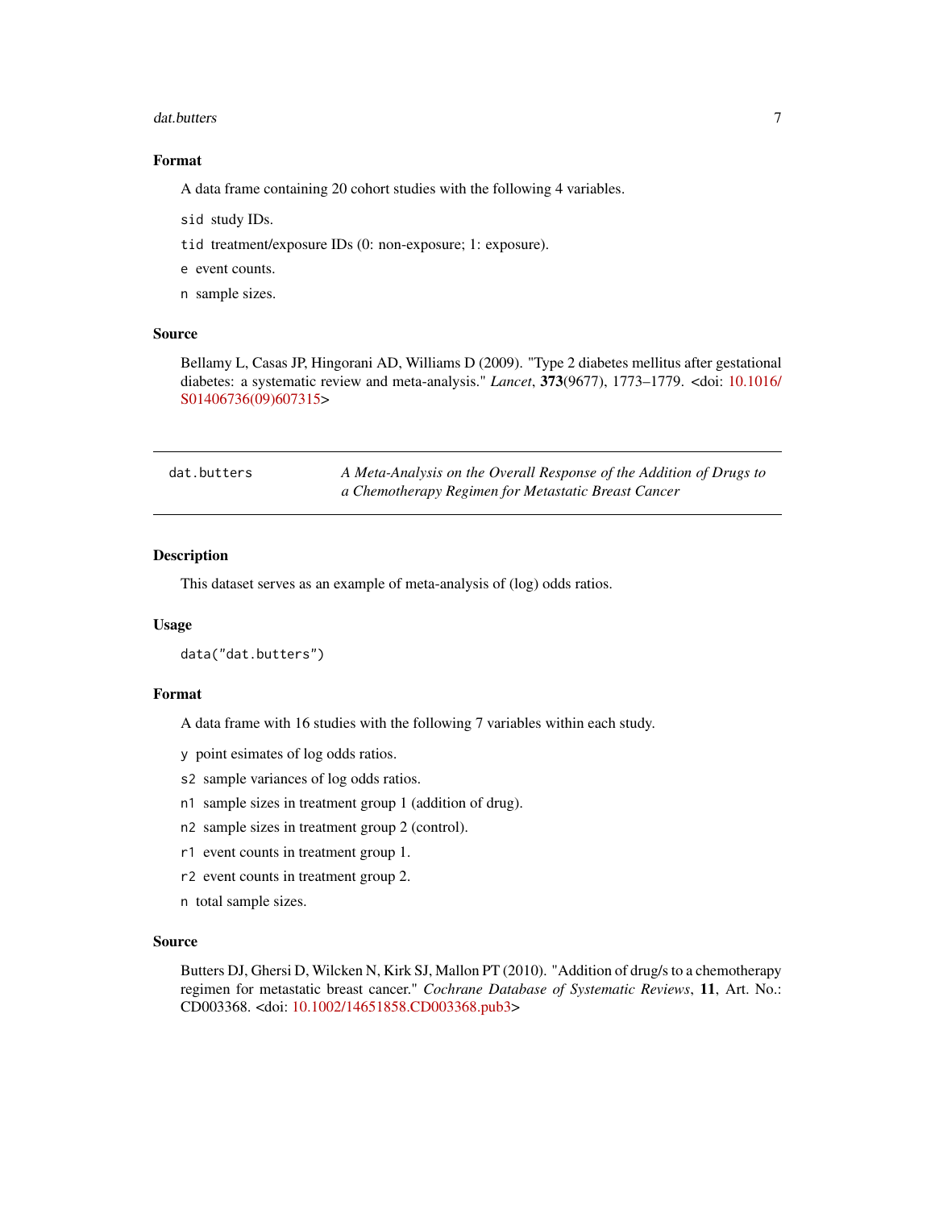### Format

A data frame containing 20 cohort studies with the following 4 variables.

- `sid` study IDs.
- `tid` treatment/exposure IDs (0: non-exposure; 1: exposure).
- `e` event counts.
- `n` sample sizes.

### Source

Bellamy L, Casas JP, Hingorani AD, Williams D (2009). "Type 2 diabetes mellitus after gestational diabetes: a systematic review and meta-analysis." *Lancet*, **373**(9677), 1773–1779. <doi: 10.1016/S01406736(09)607315>

---

## dat.butters — *A Meta-Analysis on the Overall Response of the Addition of Drugs to a Chemotherapy Regimen for Metastatic Breast Cancer*

---

### Description

This dataset serves as an example of meta-analysis of (log) odds ratios.

### Usage

```
data("dat.butters")
```

### Format

A data frame with 16 studies with the following 7 variables within each study.

- `y` point esimates of log odds ratios.
- `s2` sample variances of log odds ratios.
- `n1` sample sizes in treatment group 1 (addition of drug).
- `n2` sample sizes in treatment group 2 (control).
- `r1` event counts in treatment group 1.
- `r2` event counts in treatment group 2.
- `n` total sample sizes.

### Source

Butters DJ, Ghersi D, Wilcken N, Kirk SJ, Mallon PT (2010). "Addition of drug/s to a chemotherapy regimen for metastatic breast cancer." *Cochrane Database of Systematic Reviews*, **11**, Art. No.: CD003368. <doi: 10.1002/14651858.CD003368.pub3>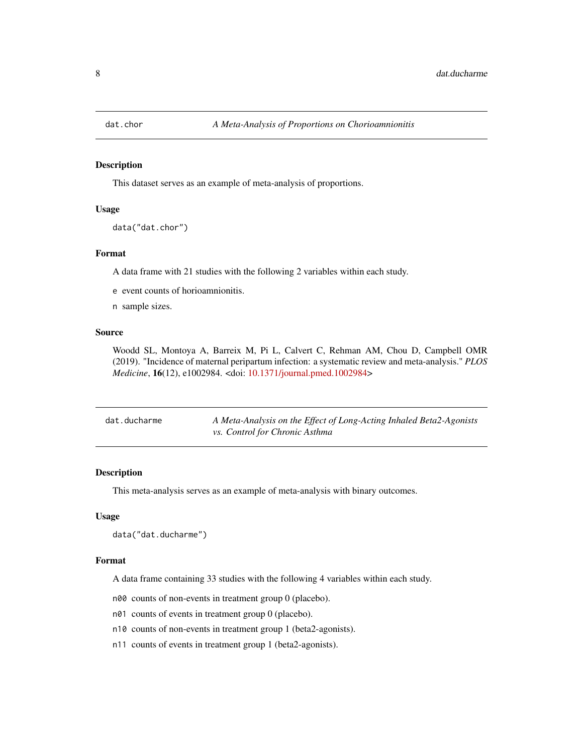## dat.chor — *A Meta-Analysis of Proportions on Chorioamnionitis*

### Description

This dataset serves as an example of meta-analysis of proportions.

### Usage

```
data("dat.chor")
```

### Format

A data frame with 21 studies with the following 2 variables within each study.

`e` event counts of horioamnionitis.

`n` sample sizes.

### Source

Woodd SL, Montoya A, Barreix M, Pi L, Calvert C, Rehman AM, Chou D, Campbell OMR (2019). "Incidence of maternal peripartum infection: a systematic review and meta-analysis." *PLOS Medicine*, **16**(12), e1002984. <doi: 10.1371/journal.pmed.1002984>

## dat.ducharme — *A Meta-Analysis on the Effect of Long-Acting Inhaled Beta2-Agonists vs. Control for Chronic Asthma*

### Description

This meta-analysis serves as an example of meta-analysis with binary outcomes.

### Usage

```
data("dat.ducharme")
```

### Format

A data frame containing 33 studies with the following 4 variables within each study.

`n00` counts of non-events in treatment group 0 (placebo).

`n01` counts of events in treatment group 0 (placebo).

`n10` counts of non-events in treatment group 1 (beta2-agonists).

`n11` counts of events in treatment group 1 (beta2-agonists).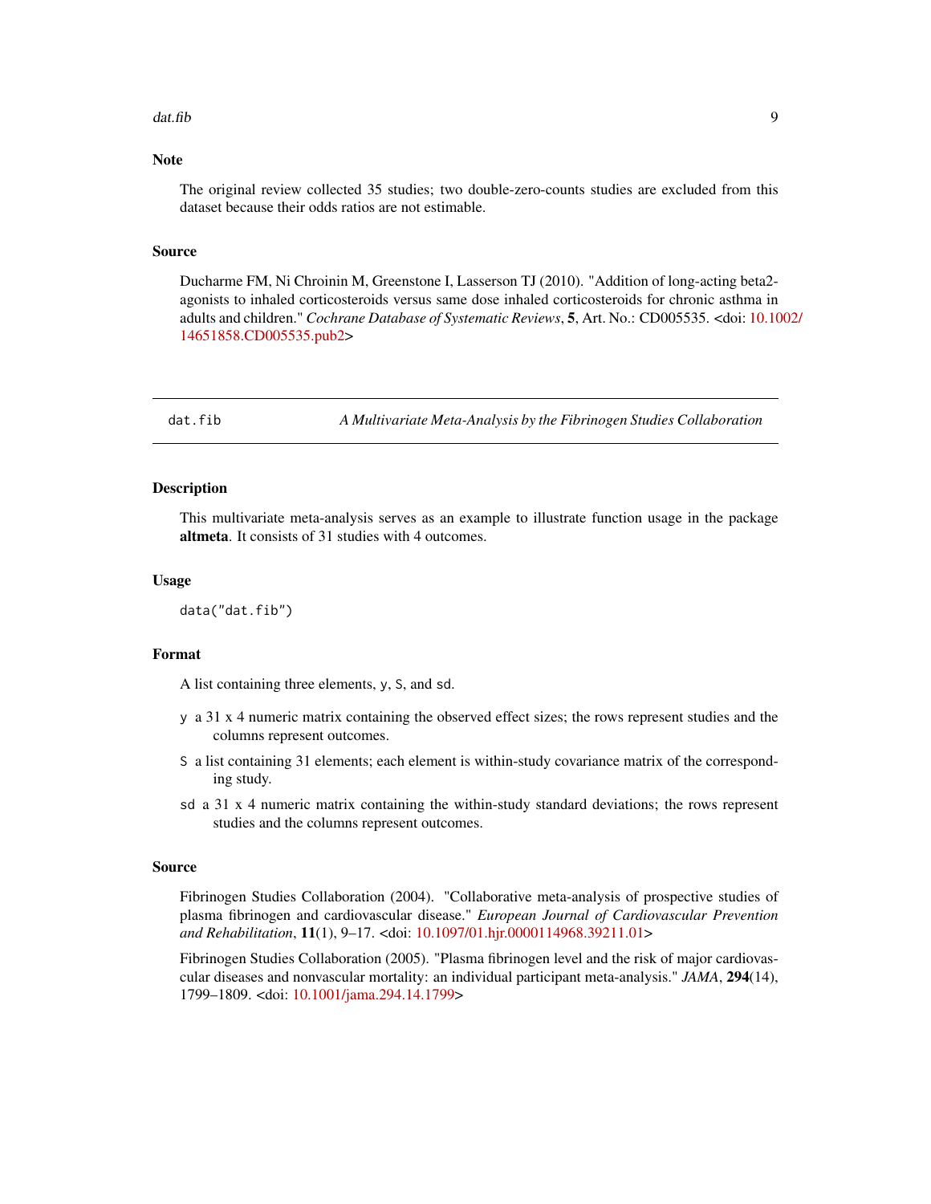### Note

The original review collected 35 studies; two double-zero-counts studies are excluded from this dataset because their odds ratios are not estimable.

### Source

Ducharme FM, Ni Chroinin M, Greenstone I, Lasserson TJ (2010). "Addition of long-acting beta2-agonists to inhaled corticosteroids versus same dose inhaled corticosteroids for chronic asthma in adults and children." *Cochrane Database of Systematic Reviews*, **5**, Art. No.: CD005535. <doi: 10.1002/14651858.CD005535.pub2>

---

## dat.fib — *A Multivariate Meta-Analysis by the Fibrinogen Studies Collaboration*

### Description

This multivariate meta-analysis serves as an example to illustrate function usage in the package **altmeta**. It consists of 31 studies with 4 outcomes.

### Usage

```
data("dat.fib")
```

### Format

A list containing three elements, `y`, `S`, and `sd`.

- `y` a 31 x 4 numeric matrix containing the observed effect sizes; the rows represent studies and the columns represent outcomes.
- `S` a list containing 31 elements; each element is within-study covariance matrix of the corresponding study.
- `sd` a 31 x 4 numeric matrix containing the within-study standard deviations; the rows represent studies and the columns represent outcomes.

### Source

Fibrinogen Studies Collaboration (2004). "Collaborative meta-analysis of prospective studies of plasma fibrinogen and cardiovascular disease." *European Journal of Cardiovascular Prevention and Rehabilitation*, **11**(1), 9–17. <doi: 10.1097/01.hjr.0000114968.39211.01>

Fibrinogen Studies Collaboration (2005). "Plasma fibrinogen level and the risk of major cardiovascular diseases and nonvascular mortality: an individual participant meta-analysis." *JAMA*, **294**(14), 1799–1809. <doi: 10.1001/jama.294.14.1799>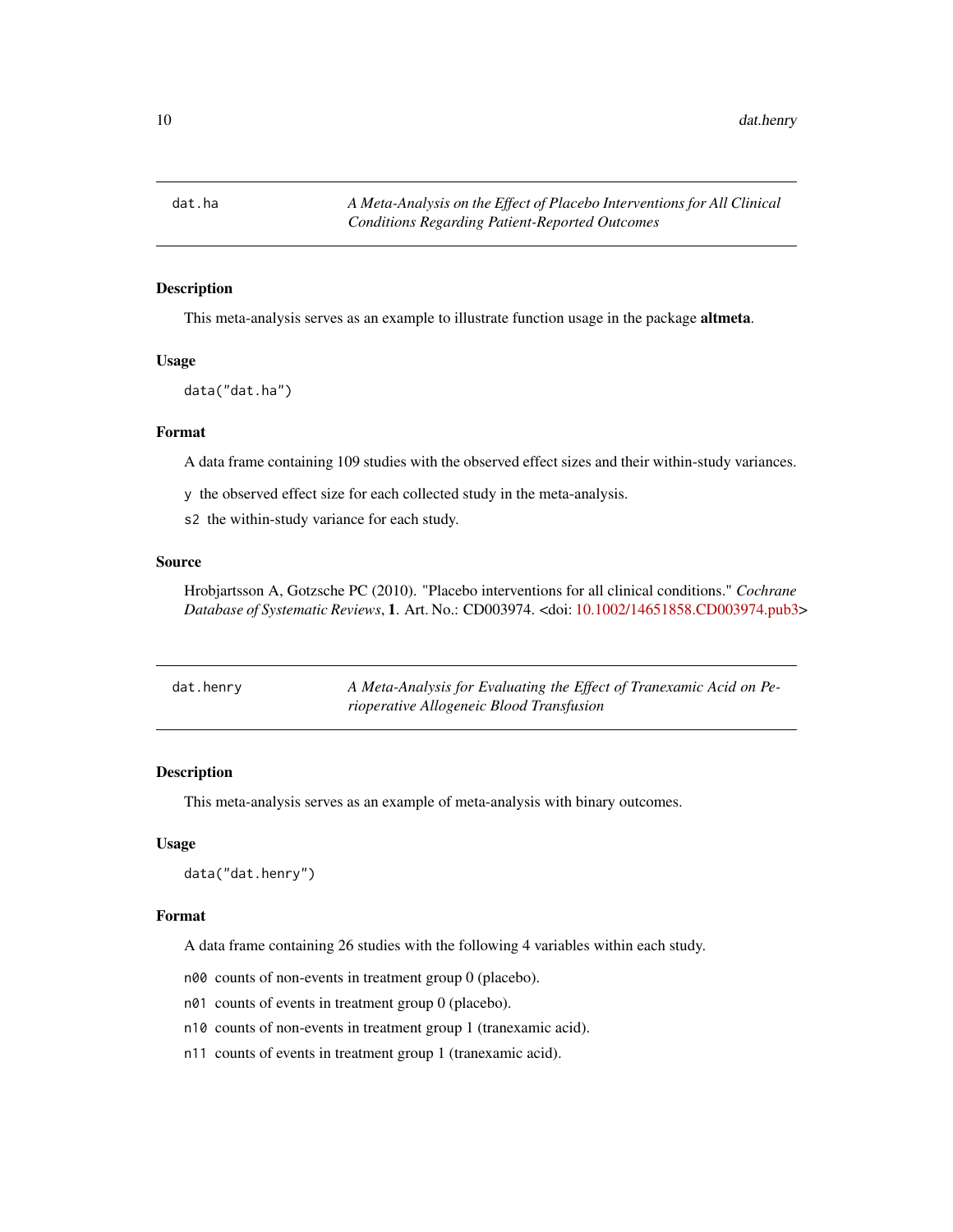## dat.ha

*A Meta-Analysis on the Effect of Placebo Interventions for All Clinical Conditions Regarding Patient-Reported Outcomes*

### Description

This meta-analysis serves as an example to illustrate function usage in the package **altmeta**.

### Usage

```
data("dat.ha")
```

### Format

A data frame containing 109 studies with the observed effect sizes and their within-study variances.

`y` the observed effect size for each collected study in the meta-analysis.

`s2` the within-study variance for each study.

### Source

Hrobjartsson A, Gotzsche PC (2010). "Placebo interventions for all clinical conditions." *Cochrane Database of Systematic Reviews*, **1**. Art. No.: CD003974. <doi: 10.1002/14651858.CD003974.pub3>

## dat.henry

*A Meta-Analysis for Evaluating the Effect of Tranexamic Acid on Perioperative Allogeneic Blood Transfusion*

### Description

This meta-analysis serves as an example of meta-analysis with binary outcomes.

### Usage

```
data("dat.henry")
```

### Format

A data frame containing 26 studies with the following 4 variables within each study.

`n00` counts of non-events in treatment group 0 (placebo).

`n01` counts of events in treatment group 0 (placebo).

`n10` counts of non-events in treatment group 1 (tranexamic acid).

`n11` counts of events in treatment group 1 (tranexamic acid).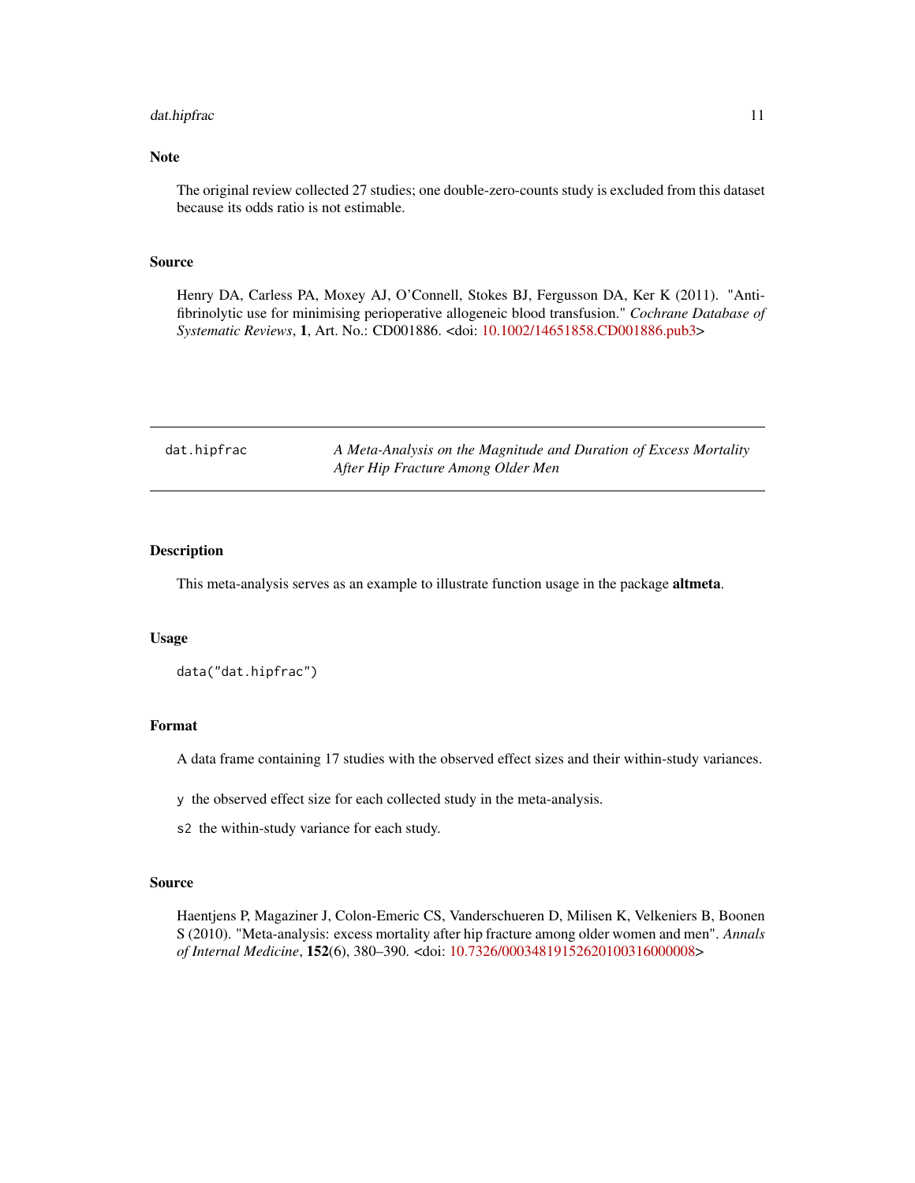### Note

The original review collected 27 studies; one double-zero-counts study is excluded from this dataset because its odds ratio is not estimable.

### Source

Henry DA, Carless PA, Moxey AJ, O'Connell, Stokes BJ, Fergusson DA, Ker K (2011). "Anti-fibrinolytic use for minimising perioperative allogeneic blood transfusion." *Cochrane Database of Systematic Reviews*, **1**, Art. No.: CD001886. <doi: 10.1002/14651858.CD001886.pub3>

---

## dat.hipfrac — *A Meta-Analysis on the Magnitude and Duration of Excess Mortality After Hip Fracture Among Older Men*

---

### Description

This meta-analysis serves as an example to illustrate function usage in the package **altmeta**.

### Usage

```
data("dat.hipfrac")
```

### Format

A data frame containing 17 studies with the observed effect sizes and their within-study variances.

- `y` the observed effect size for each collected study in the meta-analysis.
- `s2` the within-study variance for each study.

### Source

Haentjens P, Magaziner J, Colon-Emeric CS, Vanderschueren D, Milisen K, Velkeniers B, Boonen S (2010). "Meta-analysis: excess mortality after hip fracture among older women and men". *Annals of Internal Medicine*, **152**(6), 380–390. <doi: 10.7326/000348191526201003160000008>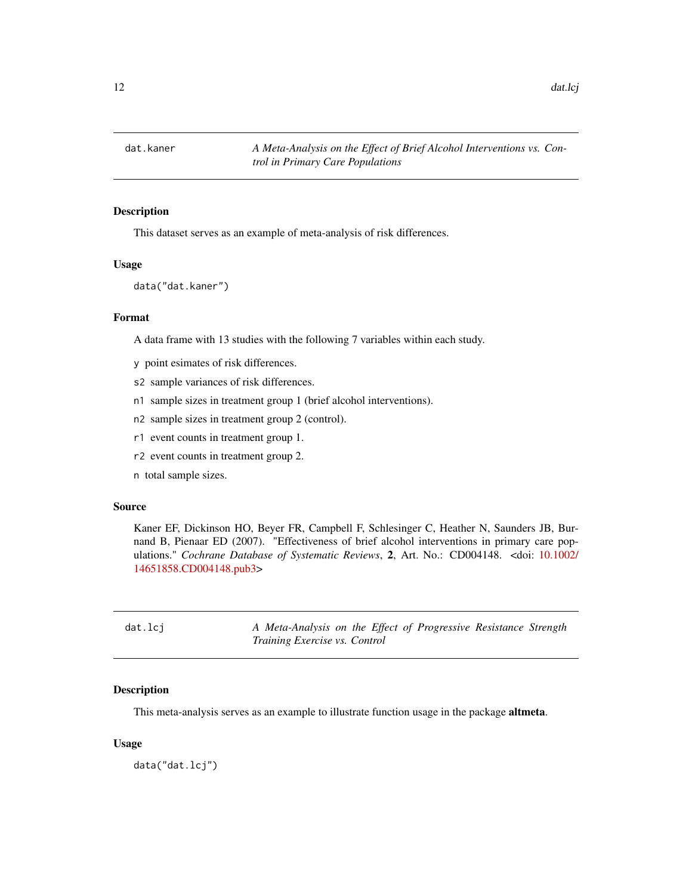## dat.kaner — *A Meta-Analysis on the Effect of Brief Alcohol Interventions vs. Control in Primary Care Populations*

### Description

This dataset serves as an example of meta-analysis of risk differences.

### Usage

```
data("dat.kaner")
```

### Format

A data frame with 13 studies with the following 7 variables within each study.

- `y` point esimates of risk differences.
- `s2` sample variances of risk differences.
- `n1` sample sizes in treatment group 1 (brief alcohol interventions).
- `n2` sample sizes in treatment group 2 (control).
- `r1` event counts in treatment group 1.
- `r2` event counts in treatment group 2.
- `n` total sample sizes.

### Source

Kaner EF, Dickinson HO, Beyer FR, Campbell F, Schlesinger C, Heather N, Saunders JB, Burnand B, Pienaar ED (2007). "Effectiveness of brief alcohol interventions in primary care populations." *Cochrane Database of Systematic Reviews*, **2**, Art. No.: CD004148. <doi: 10.1002/14651858.CD004148.pub3>

## dat.lcj — *A Meta-Analysis on the Effect of Progressive Resistance Strength Training Exercise vs. Control*

### Description

This meta-analysis serves as an example to illustrate function usage in the package **altmeta**.

### Usage

```
data("dat.lcj")
```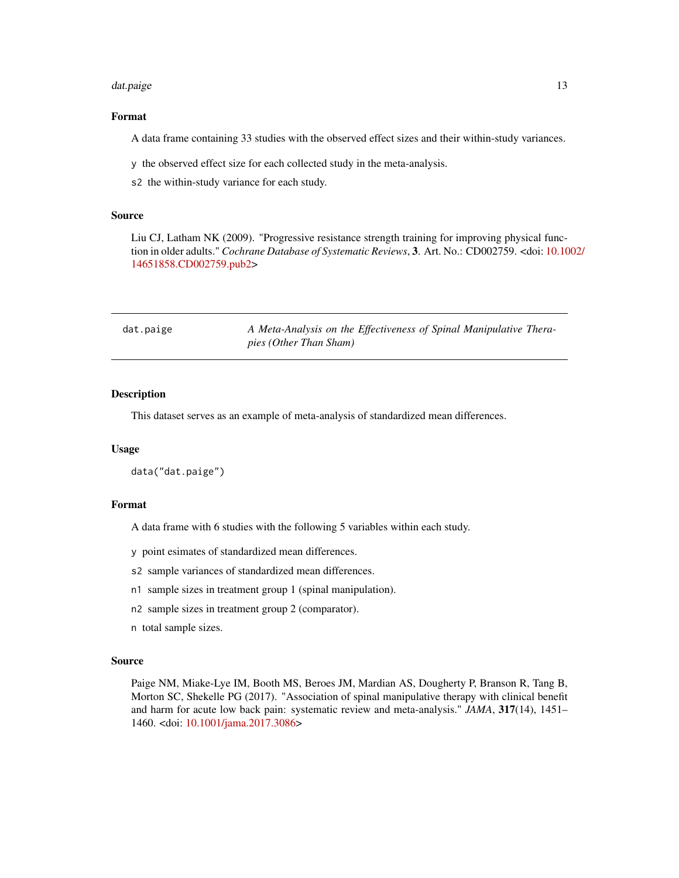### Format

A data frame containing 33 studies with the observed effect sizes and their within-study variances.

`y` the observed effect size for each collected study in the meta-analysis.

`s2` the within-study variance for each study.

### Source

Liu CJ, Latham NK (2009). "Progressive resistance strength training for improving physical function in older adults." *Cochrane Database of Systematic Reviews*, **3**. Art. No.: CD002759. <doi: 10.1002/14651858.CD002759.pub2>

---

## dat.paige — *A Meta-Analysis on the Effectiveness of Spinal Manipulative Therapies (Other Than Sham)*

---

### Description

This dataset serves as an example of meta-analysis of standardized mean differences.

### Usage

```
data("dat.paige")
```

### Format

A data frame with 6 studies with the following 5 variables within each study.

`y` point esimates of standardized mean differences.

`s2` sample variances of standardized mean differences.

`n1` sample sizes in treatment group 1 (spinal manipulation).

`n2` sample sizes in treatment group 2 (comparator).

`n` total sample sizes.

### Source

Paige NM, Miake-Lye IM, Booth MS, Beroes JM, Mardian AS, Dougherty P, Branson R, Tang B, Morton SC, Shekelle PG (2017). "Association of spinal manipulative therapy with clinical benefit and harm for acute low back pain: systematic review and meta-analysis." *JAMA*, **317**(14), 1451–1460. <doi: 10.1001/jama.2017.3086>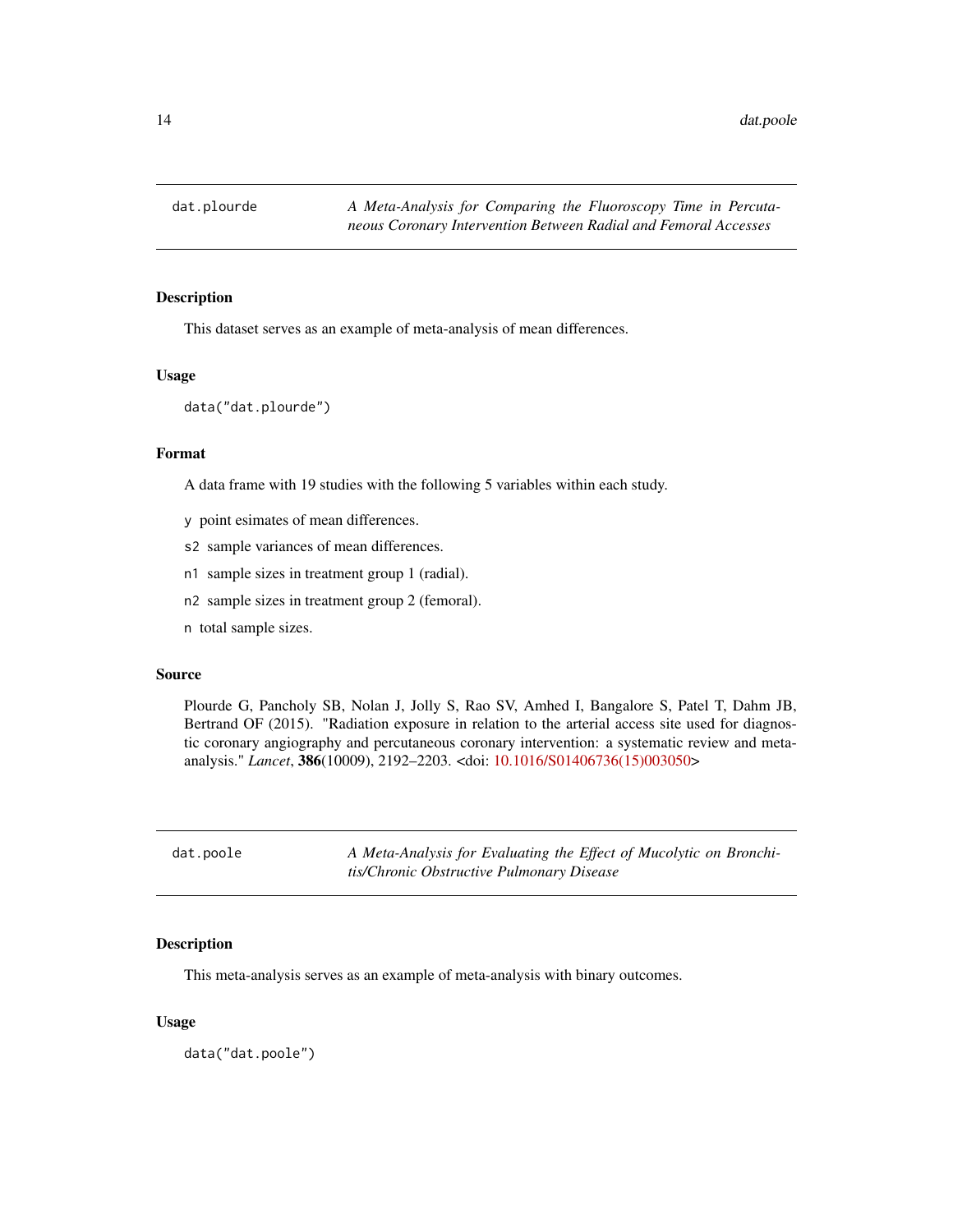## dat.plourde — *A Meta-Analysis for Comparing the Fluoroscopy Time in Percutaneous Coronary Intervention Between Radial and Femoral Accesses*

### Description

This dataset serves as an example of meta-analysis of mean differences.

### Usage

```
data("dat.plourde")
```

### Format

A data frame with 19 studies with the following 5 variables within each study.

- `y` point esimates of mean differences.
- `s2` sample variances of mean differences.
- `n1` sample sizes in treatment group 1 (radial).
- `n2` sample sizes in treatment group 2 (femoral).
- `n` total sample sizes.

### Source

Plourde G, Pancholy SB, Nolan J, Jolly S, Rao SV, Amhed I, Bangalore S, Patel T, Dahm JB, Bertrand OF (2015). "Radiation exposure in relation to the arterial access site used for diagnostic coronary angiography and percutaneous coronary intervention: a systematic review and meta-analysis." *Lancet*, **386**(10009), 2192–2203. <doi: 10.1016/S01406736(15)003050>

## dat.poole — *A Meta-Analysis for Evaluating the Effect of Mucolytic on Bronchitis/Chronic Obstructive Pulmonary Disease*

### Description

This meta-analysis serves as an example of meta-analysis with binary outcomes.

### Usage

```
data("dat.poole")
```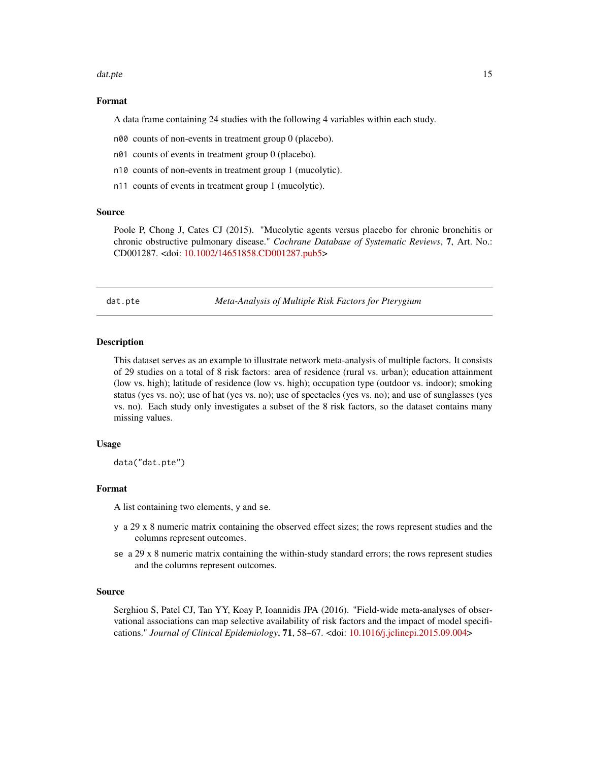### Format

A data frame containing 24 studies with the following 4 variables within each study.

- `n00` counts of non-events in treatment group 0 (placebo).
- `n01` counts of events in treatment group 0 (placebo).
- `n10` counts of non-events in treatment group 1 (mucolytic).
- `n11` counts of events in treatment group 1 (mucolytic).

### Source

Poole P, Chong J, Cates CJ (2015). "Mucolytic agents versus placebo for chronic bronchitis or chronic obstructive pulmonary disease." *Cochrane Database of Systematic Reviews*, **7**, Art. No.: CD001287. <doi: 10.1002/14651858.CD001287.pub5>

---

## dat.pte — *Meta-Analysis of Multiple Risk Factors for Pterygium*

### Description

This dataset serves as an example to illustrate network meta-analysis of multiple factors. It consists of 29 studies on a total of 8 risk factors: area of residence (rural vs. urban); education attainment (low vs. high); latitude of residence (low vs. high); occupation type (outdoor vs. indoor); smoking status (yes vs. no); use of hat (yes vs. no); use of spectacles (yes vs. no); and use of sunglasses (yes vs. no). Each study only investigates a subset of the 8 risk factors, so the dataset contains many missing values.

### Usage

```
data("dat.pte")
```

### Format

A list containing two elements, `y` and `se`.

- `y` a 29 x 8 numeric matrix containing the observed effect sizes; the rows represent studies and the columns represent outcomes.
- `se` a 29 x 8 numeric matrix containing the within-study standard errors; the rows represent studies and the columns represent outcomes.

### Source

Serghiou S, Patel CJ, Tan YY, Koay P, Ioannidis JPA (2016). "Field-wide meta-analyses of observational associations can map selective availability of risk factors and the impact of model specifications." *Journal of Clinical Epidemiology*, **71**, 58–67. <doi: 10.1016/j.jclinepi.2015.09.004>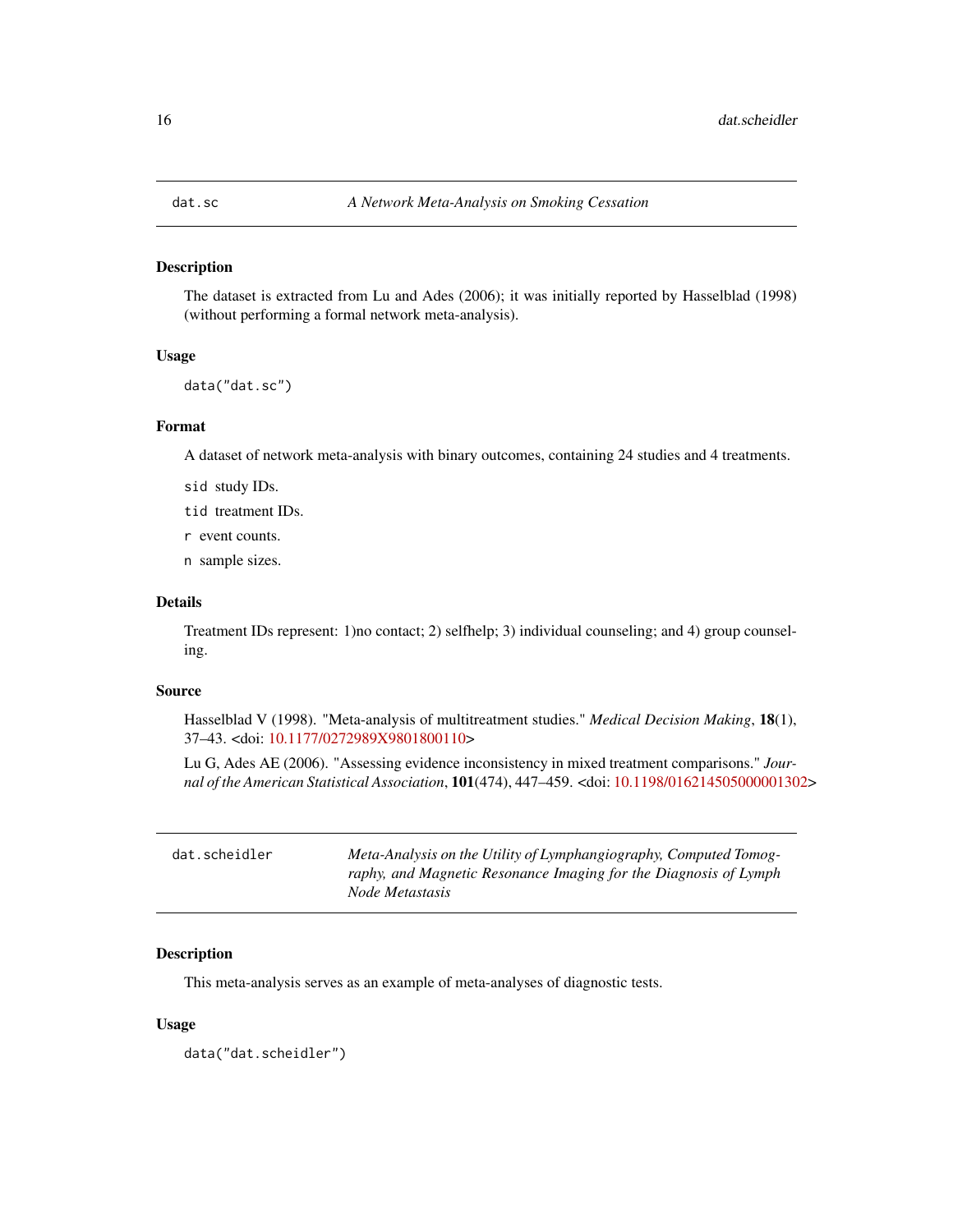## dat.sc *A Network Meta-Analysis on Smoking Cessation*

### Description

The dataset is extracted from Lu and Ades (2006); it was initially reported by Hasselblad (1998) (without performing a formal network meta-analysis).

### Usage

```
data("dat.sc")
```

### Format

A dataset of network meta-analysis with binary outcomes, containing 24 studies and 4 treatments.

`sid` study IDs.

`tid` treatment IDs.

`r` event counts.

`n` sample sizes.

### Details

Treatment IDs represent: 1)no contact; 2) selfhelp; 3) individual counseling; and 4) group counseling.

### Source

Hasselblad V (1998). "Meta-analysis of multitreatment studies." *Medical Decision Making*, **18**(1), 37–43. <doi: 10.1177/0272989X9801800110>

Lu G, Ades AE (2006). "Assessing evidence inconsistency in mixed treatment comparisons." *Journal of the American Statistical Association*, **101**(474), 447–459. <doi: 10.1198/016214505000001302>

## dat.scheidler *Meta-Analysis on the Utility of Lymphangiography, Computed Tomography, and Magnetic Resonance Imaging for the Diagnosis of Lymph Node Metastasis*

### Description

This meta-analysis serves as an example of meta-analyses of diagnostic tests.

### Usage

```
data("dat.scheidler")
```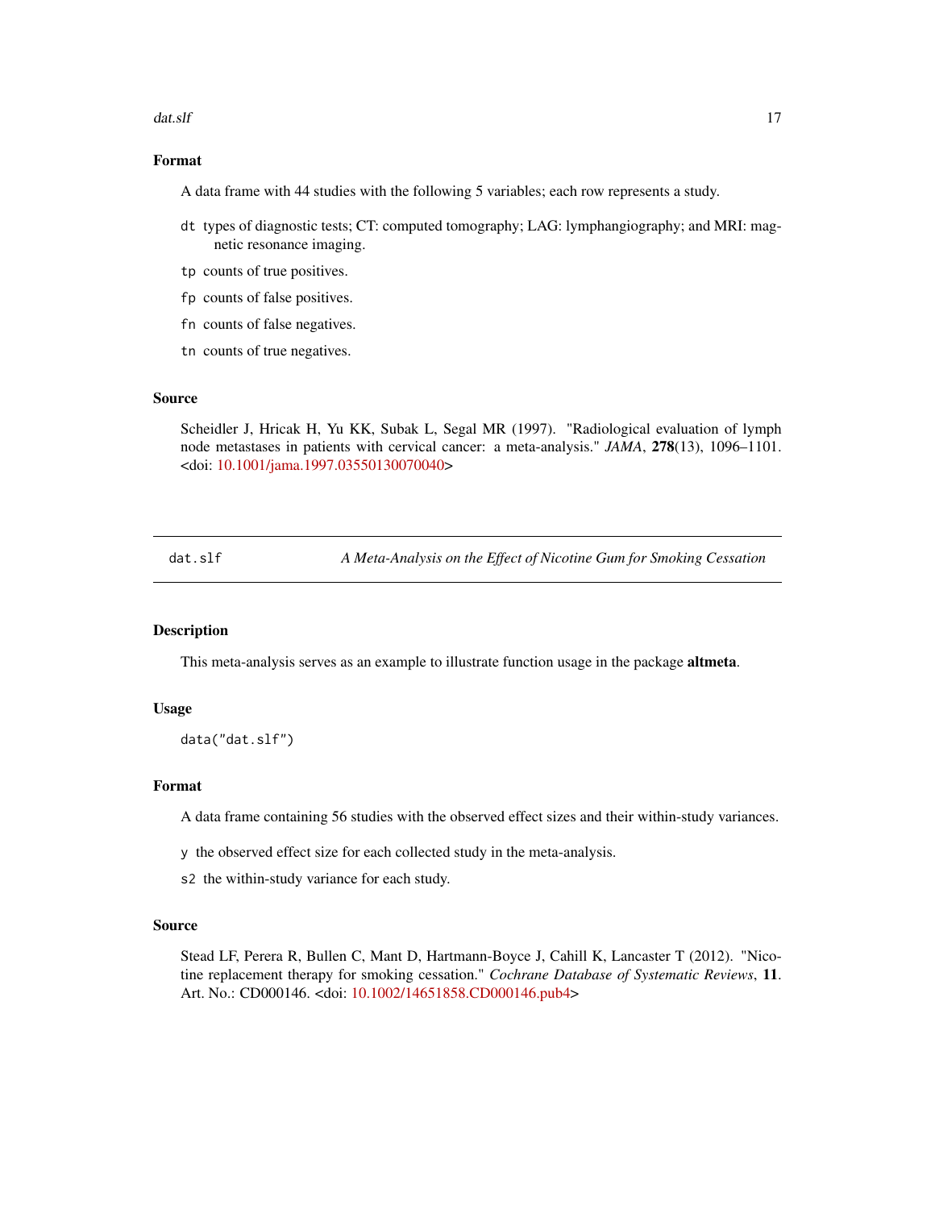## Format

A data frame with 44 studies with the following 5 variables; each row represents a study.

- `dt` types of diagnostic tests; CT: computed tomography; LAG: lymphangiography; and MRI: magnetic resonance imaging.
- `tp` counts of true positives.
- `fp` counts of false positives.
- `fn` counts of false negatives.
- `tn` counts of true negatives.

## Source

Scheidler J, Hricak H, Yu KK, Subak L, Segal MR (1997). "Radiological evaluation of lymph node metastases in patients with cervical cancer: a meta-analysis." *JAMA*, **278**(13), 1096–1101. <doi: 10.1001/jama.1997.03550130070040>

---

# dat.slf — *A Meta-Analysis on the Effect of Nicotine Gum for Smoking Cessation*

## Description

This meta-analysis serves as an example to illustrate function usage in the package **altmeta**.

## Usage

```
data("dat.slf")
```

## Format

A data frame containing 56 studies with the observed effect sizes and their within-study variances.

- `y` the observed effect size for each collected study in the meta-analysis.
- `s2` the within-study variance for each study.

## Source

Stead LF, Perera R, Bullen C, Mant D, Hartmann-Boyce J, Cahill K, Lancaster T (2012). "Nicotine replacement therapy for smoking cessation." *Cochrane Database of Systematic Reviews*, **11**. Art. No.: CD000146. <doi: 10.1002/14651858.CD000146.pub4>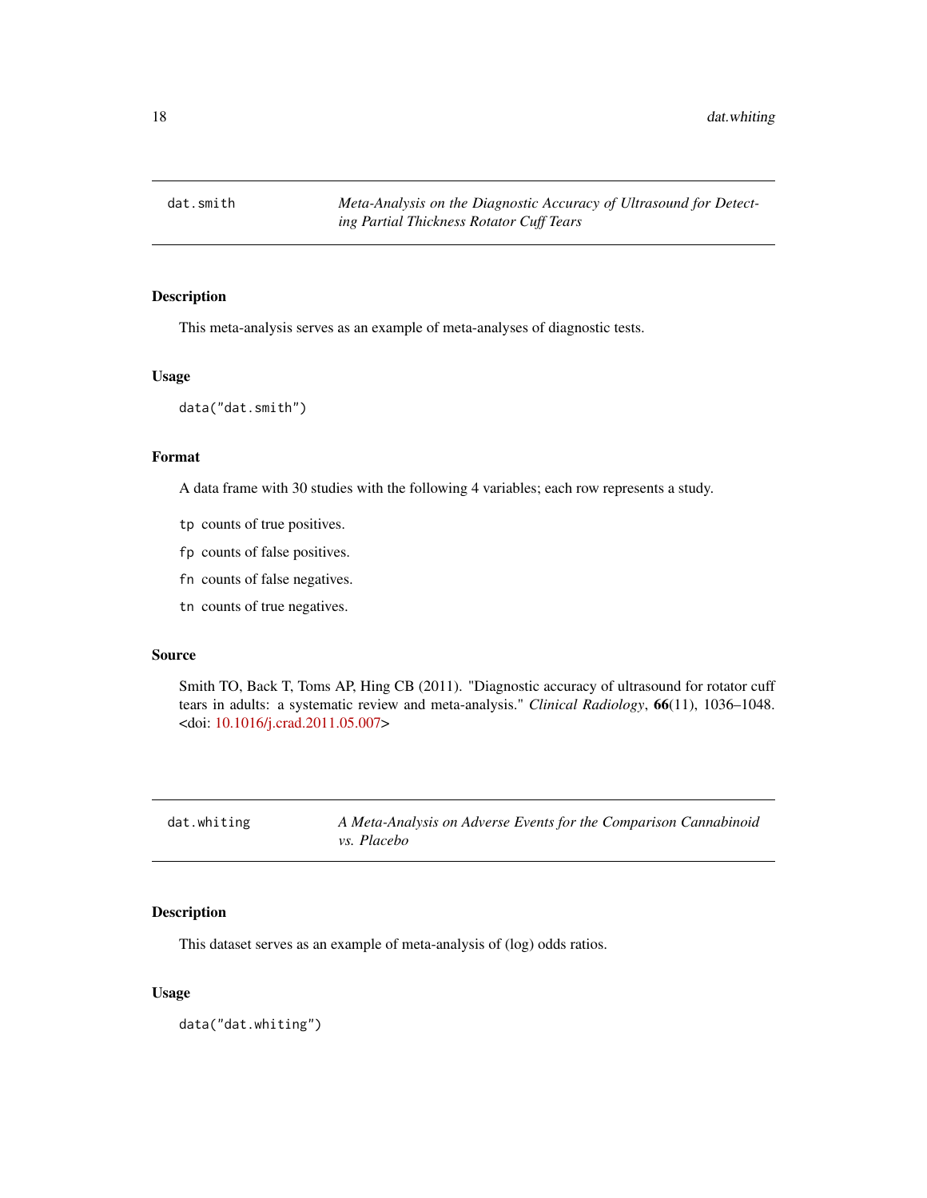## dat.smith — *Meta-Analysis on the Diagnostic Accuracy of Ultrasound for Detecting Partial Thickness Rotator Cuff Tears*

### Description

This meta-analysis serves as an example of meta-analyses of diagnostic tests.

### Usage

```
data("dat.smith")
```

### Format

A data frame with 30 studies with the following 4 variables; each row represents a study.

- `tp` counts of true positives.
- `fp` counts of false positives.
- `fn` counts of false negatives.
- `tn` counts of true negatives.

### Source

Smith TO, Back T, Toms AP, Hing CB (2011). "Diagnostic accuracy of ultrasound for rotator cuff tears in adults: a systematic review and meta-analysis." *Clinical Radiology*, **66**(11), 1036–1048. <doi: 10.1016/j.crad.2011.05.007>

## dat.whiting — *A Meta-Analysis on Adverse Events for the Comparison Cannabinoid vs. Placebo*

### Description

This dataset serves as an example of meta-analysis of (log) odds ratios.

### Usage

```
data("dat.whiting")
```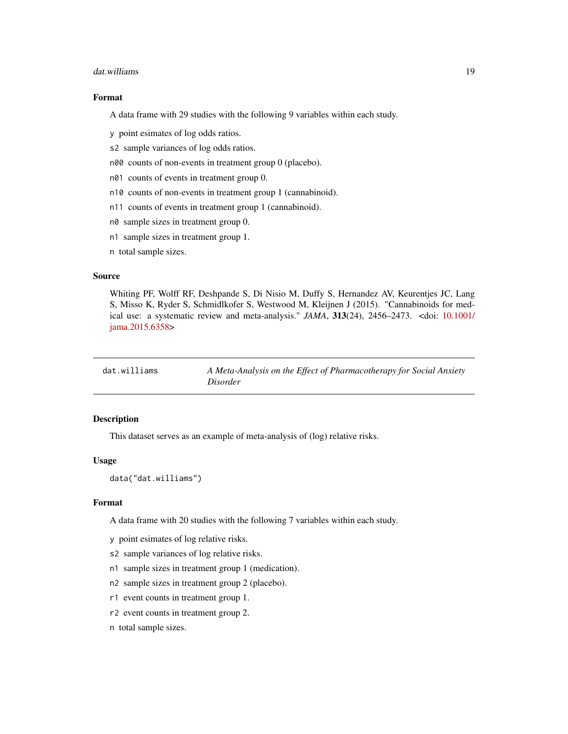### Format

A data frame with 29 studies with the following 9 variables within each study.

- `y` point esimates of log odds ratios.
- `s2` sample variances of log odds ratios.
- `n00` counts of non-events in treatment group 0 (placebo).
- `n01` counts of events in treatment group 0.
- `n10` counts of non-events in treatment group 1 (cannabinoid).
- `n11` counts of events in treatment group 1 (cannabinoid).
- `n0` sample sizes in treatment group 0.
- `n1` sample sizes in treatment group 1.
- `n` total sample sizes.

### Source

Whiting PF, Wolff RF, Deshpande S, Di Nisio M, Duffy S, Hernandez AV, Keurentjes JC, Lang S, Misso K, Ryder S, Schmidlkofer S, Westwood M, Kleijnen J (2015). "Cannabinoids for medical use: a systematic review and meta-analysis." *JAMA*, **313**(24), 2456–2473. <doi: 10.1001/jama.2015.6358>

---

## dat.williams — *A Meta-Analysis on the Effect of Pharmacotherapy for Social Anxiety Disorder*

### Description

This dataset serves as an example of meta-analysis of (log) relative risks.

### Usage

```
data("dat.williams")
```

### Format

A data frame with 20 studies with the following 7 variables within each study.

- `y` point esimates of log relative risks.
- `s2` sample variances of log relative risks.
- `n1` sample sizes in treatment group 1 (medication).
- `n2` sample sizes in treatment group 2 (placebo).
- `r1` event counts in treatment group 1.
- `r2` event counts in treatment group 2.
- `n` total sample sizes.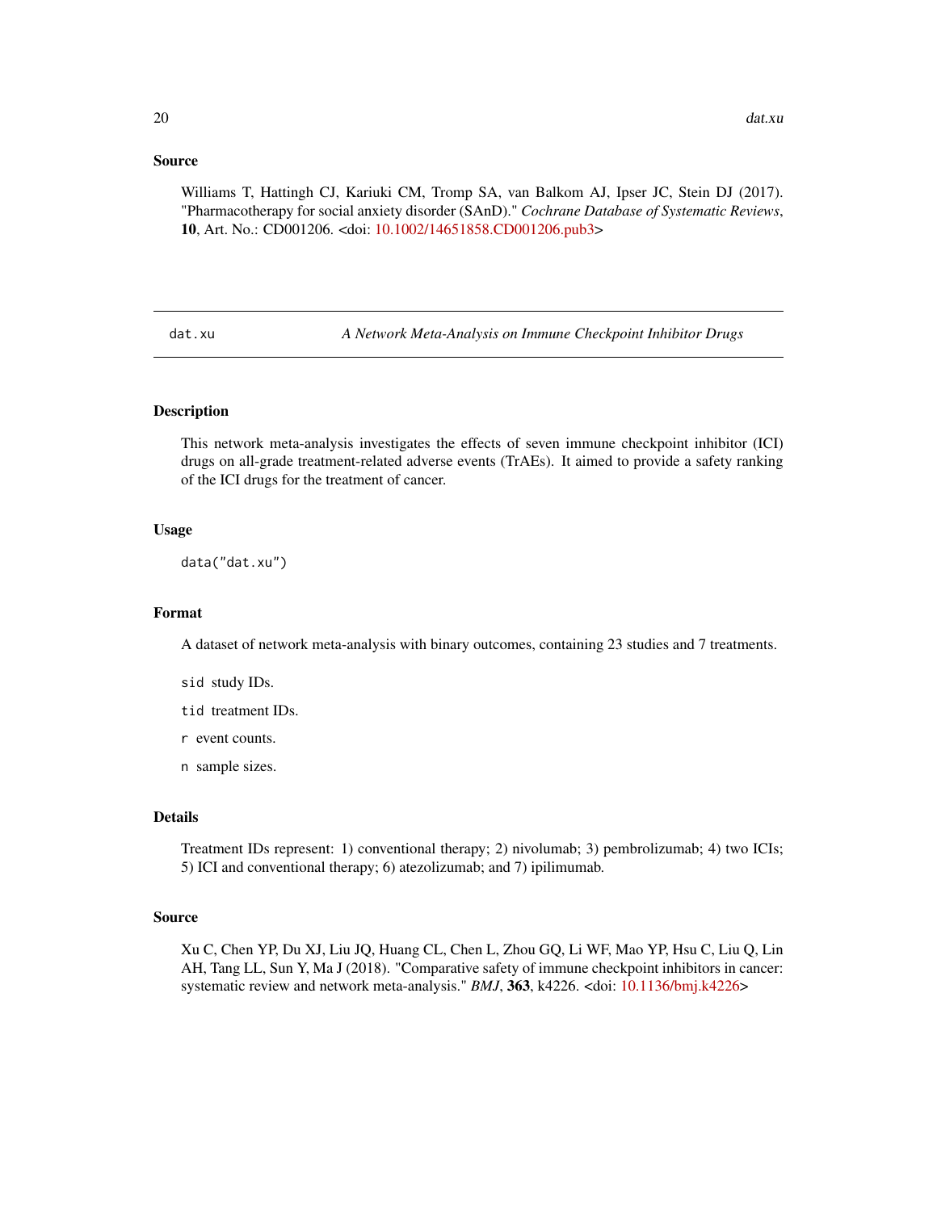## Source

Williams T, Hattingh CJ, Kariuki CM, Tromp SA, van Balkom AJ, Ipser JC, Stein DJ (2017). "Pharmacotherapy for social anxiety disorder (SAnD)." *Cochrane Database of Systematic Reviews*, **10**, Art. No.: CD001206. <doi: 10.1002/14651858.CD001206.pub3>

---

# dat.xu — *A Network Meta-Analysis on Immune Checkpoint Inhibitor Drugs*

## Description

This network meta-analysis investigates the effects of seven immune checkpoint inhibitor (ICI) drugs on all-grade treatment-related adverse events (TrAEs). It aimed to provide a safety ranking of the ICI drugs for the treatment of cancer.

## Usage

```
data("dat.xu")
```

## Format

A dataset of network meta-analysis with binary outcomes, containing 23 studies and 7 treatments.

- `sid` study IDs.
- `tid` treatment IDs.
- `r` event counts.
- `n` sample sizes.

## Details

Treatment IDs represent: 1) conventional therapy; 2) nivolumab; 3) pembrolizumab; 4) two ICIs; 5) ICI and conventional therapy; 6) atezolizumab; and 7) ipilimumab.

## Source

Xu C, Chen YP, Du XJ, Liu JQ, Huang CL, Chen L, Zhou GQ, Li WF, Mao YP, Hsu C, Liu Q, Lin AH, Tang LL, Sun Y, Ma J (2018). "Comparative safety of immune checkpoint inhibitors in cancer: systematic review and network meta-analysis." *BMJ*, **363**, k4226. <doi: 10.1136/bmj.k4226>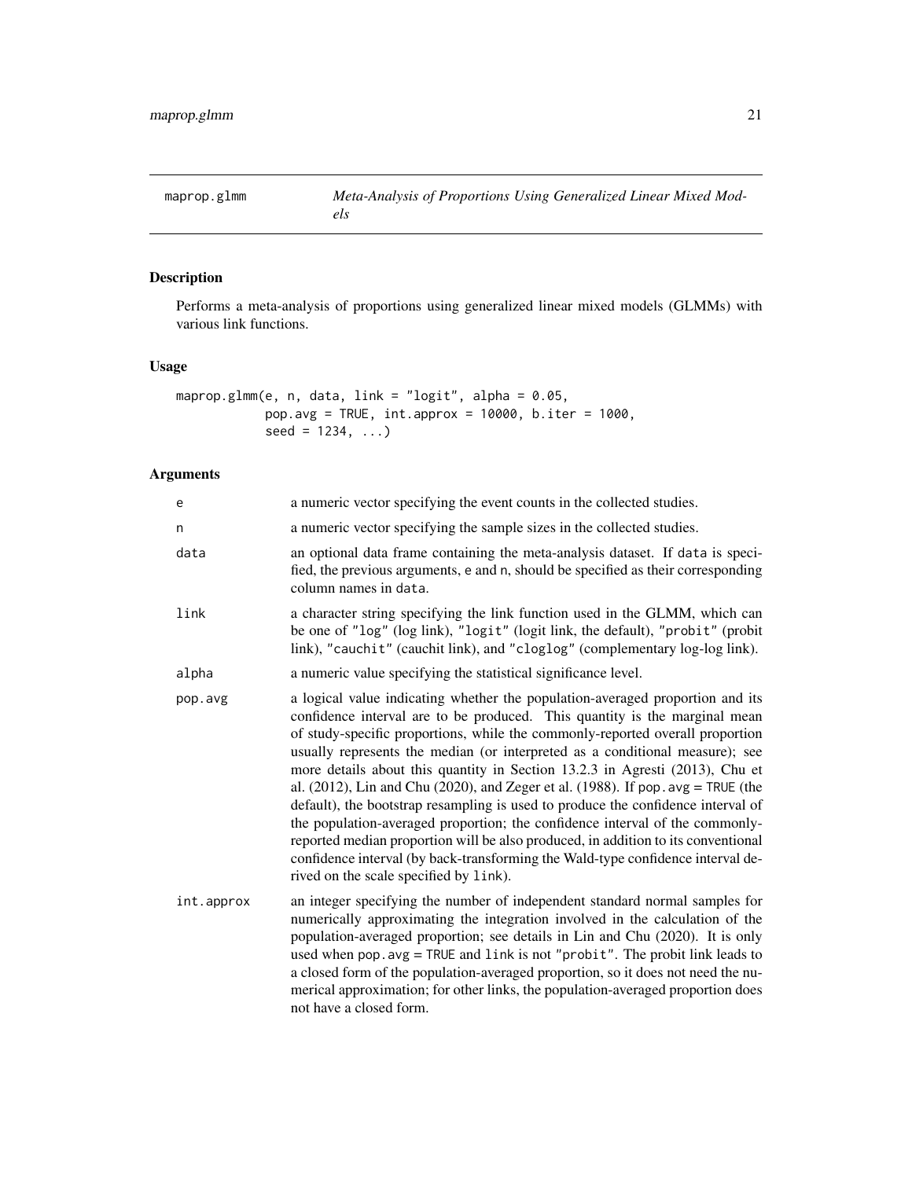# maprop.glmm — *Meta-Analysis of Proportions Using Generalized Linear Mixed Models*

## Description

Performs a meta-analysis of proportions using generalized linear mixed models (GLMMs) with various link functions.

## Usage

```
maprop.glmm(e, n, data, link = "logit", alpha = 0.05,
            pop.avg = TRUE, int.approx = 10000, b.iter = 1000,
            seed = 1234, ...)
```

## Arguments

| | |
|---|---|
| e | a numeric vector specifying the event counts in the collected studies. |
| n | a numeric vector specifying the sample sizes in the collected studies. |
| data | an optional data frame containing the meta-analysis dataset. If `data` is specified, the previous arguments, `e` and `n`, should be specified as their corresponding column names in `data`. |
| link | a character string specifying the link function used in the GLMM, which can be one of `"log"` (log link), `"logit"` (logit link, the default), `"probit"` (probit link), `"cauchit"` (cauchit link), and `"cloglog"` (complementary log-log link). |
| alpha | a numeric value specifying the statistical significance level. |
| pop.avg | a logical value indicating whether the population-averaged proportion and its confidence interval are to be produced. This quantity is the marginal mean of study-specific proportions, while the commonly-reported overall proportion usually represents the median (or interpreted as a conditional measure); see more details about this quantity in Section 13.2.3 in Agresti (2013), Chu et al. (2012), Lin and Chu (2020), and Zeger et al. (1988). If `pop.avg = TRUE` (the default), the bootstrap resampling is used to produce the confidence interval of the population-averaged proportion; the confidence interval of the commonly-reported median proportion will be also produced, in addition to its conventional confidence interval (by back-transforming the Wald-type confidence interval derived on the scale specified by `link`). |
| int.approx | an integer specifying the number of independent standard normal samples for numerically approximating the integration involved in the calculation of the population-averaged proportion; see details in Lin and Chu (2020). It is only used when `pop.avg = TRUE` and `link` is not `"probit"`. The probit link leads to a closed form of the population-averaged proportion, so it does not need the numerical approximation; for other links, the population-averaged proportion does not have a closed form. |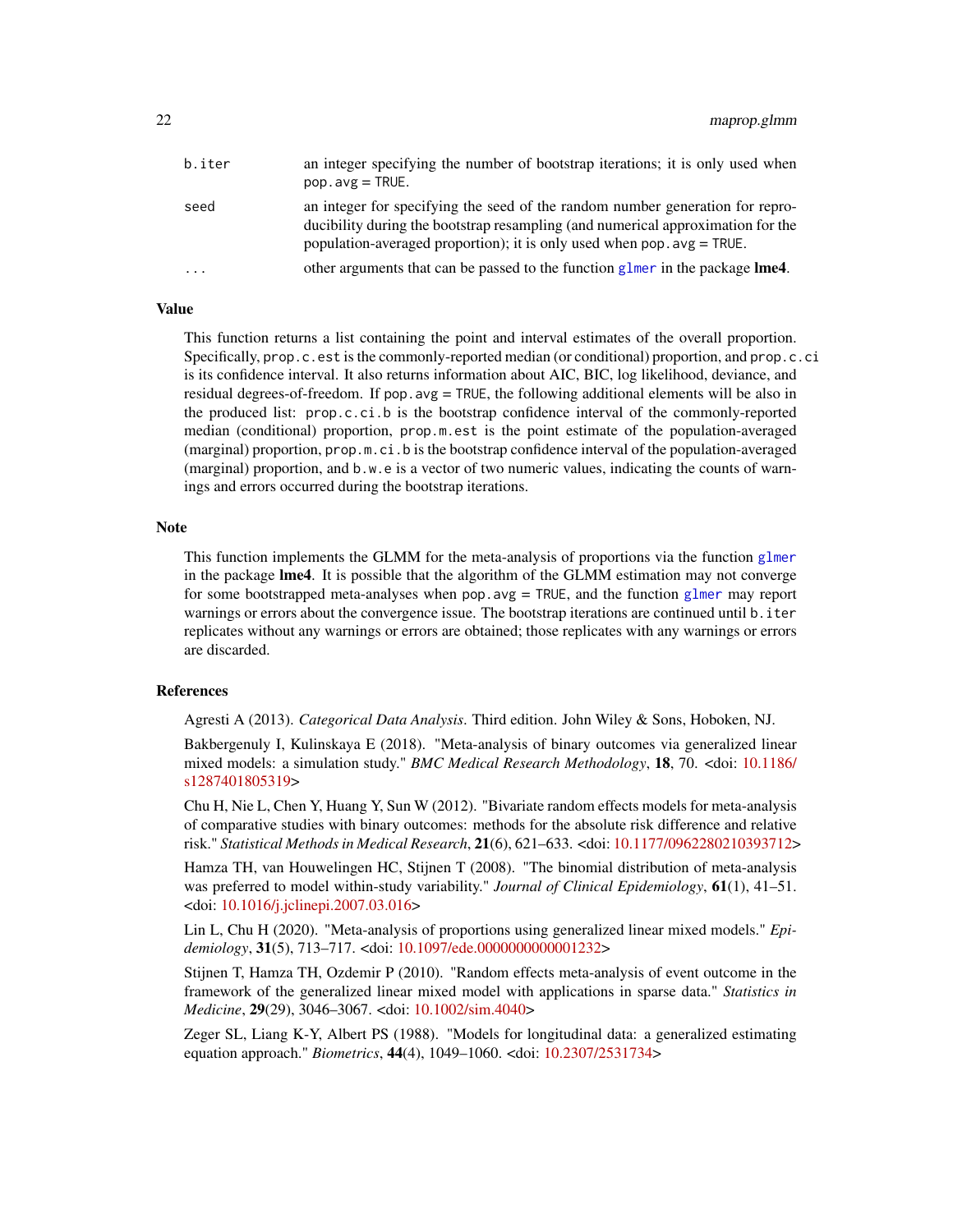| | |
|---|---|
| `b.iter` | an integer specifying the number of bootstrap iterations; it is only used when `pop.avg = TRUE`. |
| `seed` | an integer for specifying the seed of the random number generation for reproducibility during the bootstrap resampling (and numerical approximation for the population-averaged proportion); it is only used when `pop.avg = TRUE`. |
| `...` | other arguments that can be passed to the function `glmer` in the package **lme4**. |

## Value

This function returns a list containing the point and interval estimates of the overall proportion. Specifically, `prop.c.est` is the commonly-reported median (or conditional) proportion, and `prop.c.ci` is its confidence interval. It also returns information about AIC, BIC, log likelihood, deviance, and residual degrees-of-freedom. If `pop.avg = TRUE`, the following additional elements will be also in the produced list: `prop.c.ci.b` is the bootstrap confidence interval of the commonly-reported median (conditional) proportion, `prop.m.est` is the point estimate of the population-averaged (marginal) proportion, `prop.m.ci.b` is the bootstrap confidence interval of the population-averaged (marginal) proportion, and `b.w.e` is a vector of two numeric values, indicating the counts of warnings and errors occurred during the bootstrap iterations.

## Note

This function implements the GLMM for the meta-analysis of proportions via the function `glmer` in the package **lme4**. It is possible that the algorithm of the GLMM estimation may not converge for some bootstrapped meta-analyses when `pop.avg = TRUE`, and the function `glmer` may report warnings or errors about the convergence issue. The bootstrap iterations are continued until `b.iter` replicates without any warnings or errors are obtained; those replicates with any warnings or errors are discarded.

## References

Agresti A (2013). *Categorical Data Analysis*. Third edition. John Wiley & Sons, Hoboken, NJ.

Bakbergenuly I, Kulinskaya E (2018). "Meta-analysis of binary outcomes via generalized linear mixed models: a simulation study." *BMC Medical Research Methodology*, **18**, 70. <doi: 10.1186/s1287401805319>

Chu H, Nie L, Chen Y, Huang Y, Sun W (2012). "Bivariate random effects models for meta-analysis of comparative studies with binary outcomes: methods for the absolute risk difference and relative risk." *Statistical Methods in Medical Research*, **21**(6), 621–633. <doi: 10.1177/0962280210393712>

Hamza TH, van Houwelingen HC, Stijnen T (2008). "The binomial distribution of meta-analysis was preferred to model within-study variability." *Journal of Clinical Epidemiology*, **61**(1), 41–51. <doi: 10.1016/j.jclinepi.2007.03.016>

Lin L, Chu H (2020). "Meta-analysis of proportions using generalized linear mixed models." *Epidemiology*, **31**(5), 713–717. <doi: 10.1097/ede.0000000000001232>

Stijnen T, Hamza TH, Ozdemir P (2010). "Random effects meta-analysis of event outcome in the framework of the generalized linear mixed model with applications in sparse data." *Statistics in Medicine*, **29**(29), 3046–3067. <doi: 10.1002/sim.4040>

Zeger SL, Liang K-Y, Albert PS (1988). "Models for longitudinal data: a generalized estimating equation approach." *Biometrics*, **44**(4), 1049–1060. <doi: 10.2307/2531734>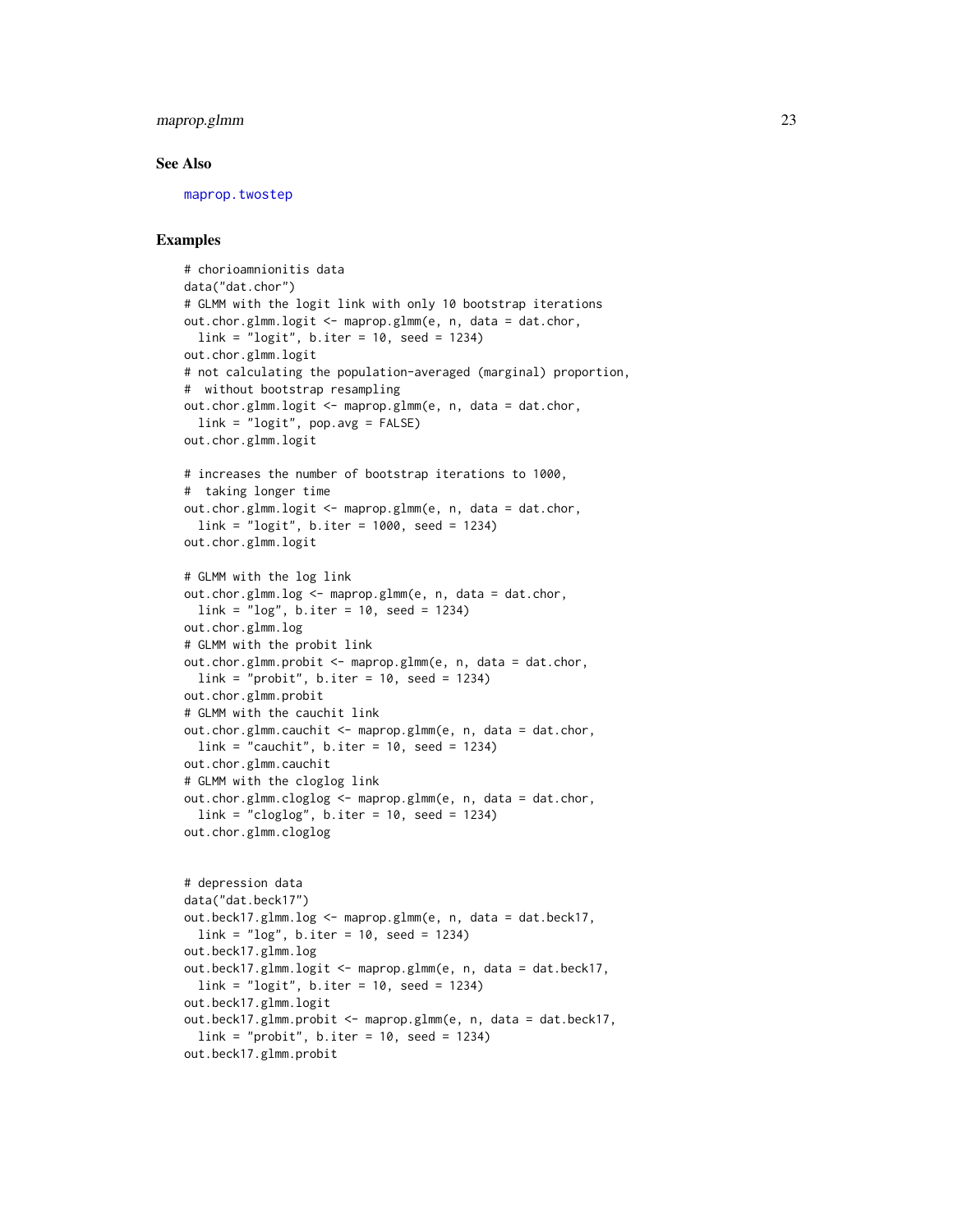## See Also

maprop.twostep

## Examples

```
# chorioamnionitis data
data("dat.chor")
# GLMM with the logit link with only 10 bootstrap iterations
out.chor.glmm.logit <- maprop.glmm(e, n, data = dat.chor,
  link = "logit", b.iter = 10, seed = 1234)
out.chor.glmm.logit
# not calculating the population-averaged (marginal) proportion,
#  without bootstrap resampling
out.chor.glmm.logit <- maprop.glmm(e, n, data = dat.chor,
  link = "logit", pop.avg = FALSE)
out.chor.glmm.logit

# increases the number of bootstrap iterations to 1000,
#  taking longer time
out.chor.glmm.logit <- maprop.glmm(e, n, data = dat.chor,
  link = "logit", b.iter = 1000, seed = 1234)
out.chor.glmm.logit

# GLMM with the log link
out.chor.glmm.log <- maprop.glmm(e, n, data = dat.chor,
  link = "log", b.iter = 10, seed = 1234)
out.chor.glmm.log
# GLMM with the probit link
out.chor.glmm.probit <- maprop.glmm(e, n, data = dat.chor,
  link = "probit", b.iter = 10, seed = 1234)
out.chor.glmm.probit
# GLMM with the cauchit link
out.chor.glmm.cauchit <- maprop.glmm(e, n, data = dat.chor,
  link = "cauchit", b.iter = 10, seed = 1234)
out.chor.glmm.cauchit
# GLMM with the cloglog link
out.chor.glmm.cloglog <- maprop.glmm(e, n, data = dat.chor,
  link = "cloglog", b.iter = 10, seed = 1234)
out.chor.glmm.cloglog


# depression data
data("dat.beck17")
out.beck17.glmm.log <- maprop.glmm(e, n, data = dat.beck17,
  link = "log", b.iter = 10, seed = 1234)
out.beck17.glmm.log
out.beck17.glmm.logit <- maprop.glmm(e, n, data = dat.beck17,
  link = "logit", b.iter = 10, seed = 1234)
out.beck17.glmm.logit
out.beck17.glmm.probit <- maprop.glmm(e, n, data = dat.beck17,
  link = "probit", b.iter = 10, seed = 1234)
out.beck17.glmm.probit
```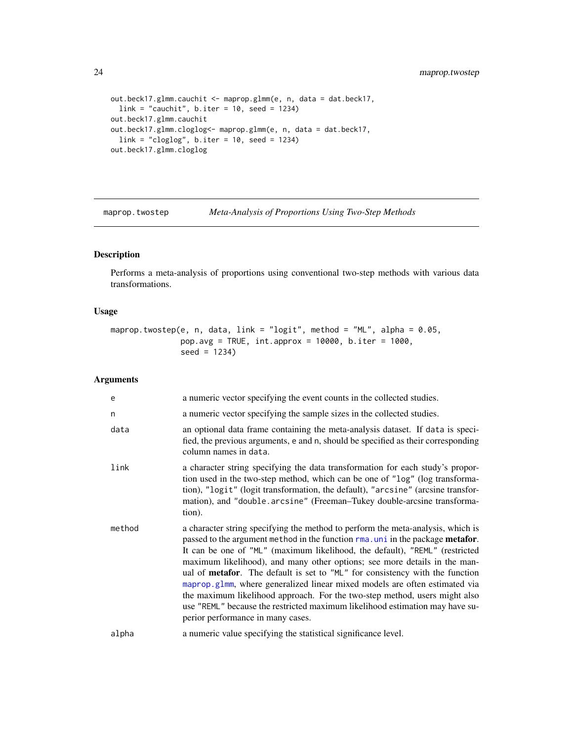```
out.beck17.glmm.cauchit <- maprop.glmm(e, n, data = dat.beck17,
  link = "cauchit", b.iter = 10, seed = 1234)
out.beck17.glmm.cauchit
out.beck17.glmm.cloglog<- maprop.glmm(e, n, data = dat.beck17,
  link = "cloglog", b.iter = 10, seed = 1234)
out.beck17.glmm.cloglog
```

---

## maprop.twostep — *Meta-Analysis of Proportions Using Two-Step Methods*

---

### Description

Performs a meta-analysis of proportions using conventional two-step methods with various data transformations.

### Usage

```
maprop.twostep(e, n, data, link = "logit", method = "ML", alpha = 0.05,
               pop.avg = TRUE, int.approx = 10000, b.iter = 1000,
               seed = 1234)
```

### Arguments

| | |
|---|---|
| `e` | a numeric vector specifying the event counts in the collected studies. |
| `n` | a numeric vector specifying the sample sizes in the collected studies. |
| `data` | an optional data frame containing the meta-analysis dataset. If `data` is specified, the previous arguments, `e` and `n`, should be specified as their corresponding column names in `data`. |
| `link` | a character string specifying the data transformation for each study's proportion used in the two-step method, which can be one of `"log"` (log transformation), `"logit"` (logit transformation, the default), `"arcsine"` (arcsine transformation), and `"double.arcsine"` (Freeman–Tukey double-arcsine transformation). |
| `method` | a character string specifying the method to perform the meta-analysis, which is passed to the argument `method` in the function `rma.uni` in the package **metafor**. It can be one of `"ML"` (maximum likelihood, the default), `"REML"` (restricted maximum likelihood), and many other options; see more details in the manual of **metafor**. The default is set to `"ML"` for consistency with the function `maprop.glmm`, where generalized linear mixed models are often estimated via the maximum likelihood approach. For the two-step method, users might also use `"REML"` because the restricted maximum likelihood estimation may have superior performance in many cases. |
| `alpha` | a numeric value specifying the statistical significance level. |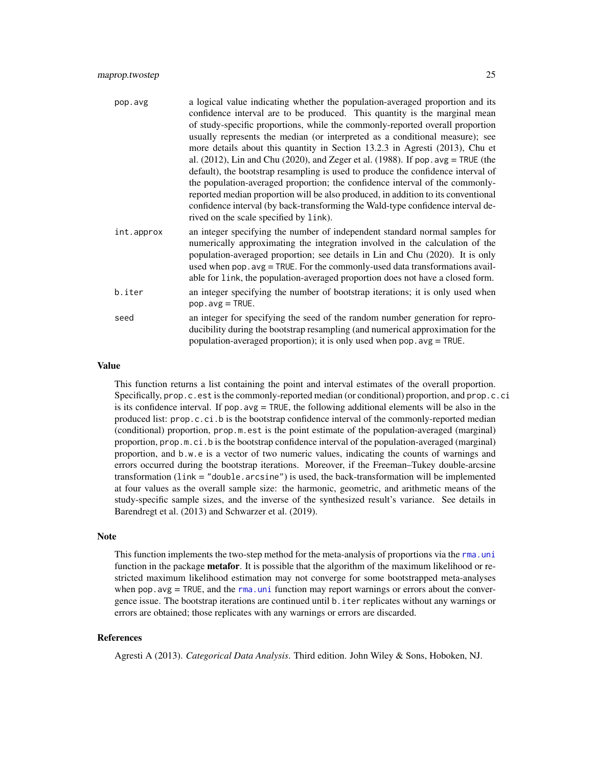pop.avg
: a logical value indicating whether the population-averaged proportion and its confidence interval are to be produced. This quantity is the marginal mean of study-specific proportions, while the commonly-reported overall proportion usually represents the median (or interpreted as a conditional measure); see more details about this quantity in Section 13.2.3 in Agresti (2013), Chu et al. (2012), Lin and Chu (2020), and Zeger et al. (1988). If `pop.avg = TRUE` (the default), the bootstrap resampling is used to produce the confidence interval of the population-averaged proportion; the confidence interval of the commonly-reported median proportion will be also produced, in addition to its conventional confidence interval (by back-transforming the Wald-type confidence interval derived on the scale specified by `link`).

int.approx
: an integer specifying the number of independent standard normal samples for numerically approximating the integration involved in the calculation of the population-averaged proportion; see details in Lin and Chu (2020). It is only used when `pop.avg = TRUE`. For the commonly-used data transformations available for `link`, the population-averaged proportion does not have a closed form.

b.iter
: an integer specifying the number of bootstrap iterations; it is only used when `pop.avg = TRUE`.

seed
: an integer for specifying the seed of the random number generation for reproducibility during the bootstrap resampling (and numerical approximation for the population-averaged proportion); it is only used when `pop.avg = TRUE`.

## Value

This function returns a list containing the point and interval estimates of the overall proportion. Specifically, `prop.c.est` is the commonly-reported median (or conditional) proportion, and `prop.c.ci` is its confidence interval. If `pop.avg = TRUE`, the following additional elements will be also in the produced list: `prop.c.ci.b` is the bootstrap confidence interval of the commonly-reported median (conditional) proportion, `prop.m.est` is the point estimate of the population-averaged (marginal) proportion, `prop.m.ci.b` is the bootstrap confidence interval of the population-averaged (marginal) proportion, and `b.w.e` is a vector of two numeric values, indicating the counts of warnings and errors occurred during the bootstrap iterations. Moreover, if the Freeman–Tukey double-arcsine transformation (`link = "double.arcsine"`) is used, the back-transformation will be implemented at four values as the overall sample size: the harmonic, geometric, and arithmetic means of the study-specific sample sizes, and the inverse of the synthesized result's variance. See details in Barendregt et al. (2013) and Schwarzer et al. (2019).

## Note

This function implements the two-step method for the meta-analysis of proportions via the `rma.uni` function in the package **metafor**. It is possible that the algorithm of the maximum likelihood or restricted maximum likelihood estimation may not converge for some bootstrapped meta-analyses when `pop.avg = TRUE`, and the `rma.uni` function may report warnings or errors about the convergence issue. The bootstrap iterations are continued until `b.iter` replicates without any warnings or errors are obtained; those replicates with any warnings or errors are discarded.

## References

Agresti A (2013). *Categorical Data Analysis.* Third edition. John Wiley & Sons, Hoboken, NJ.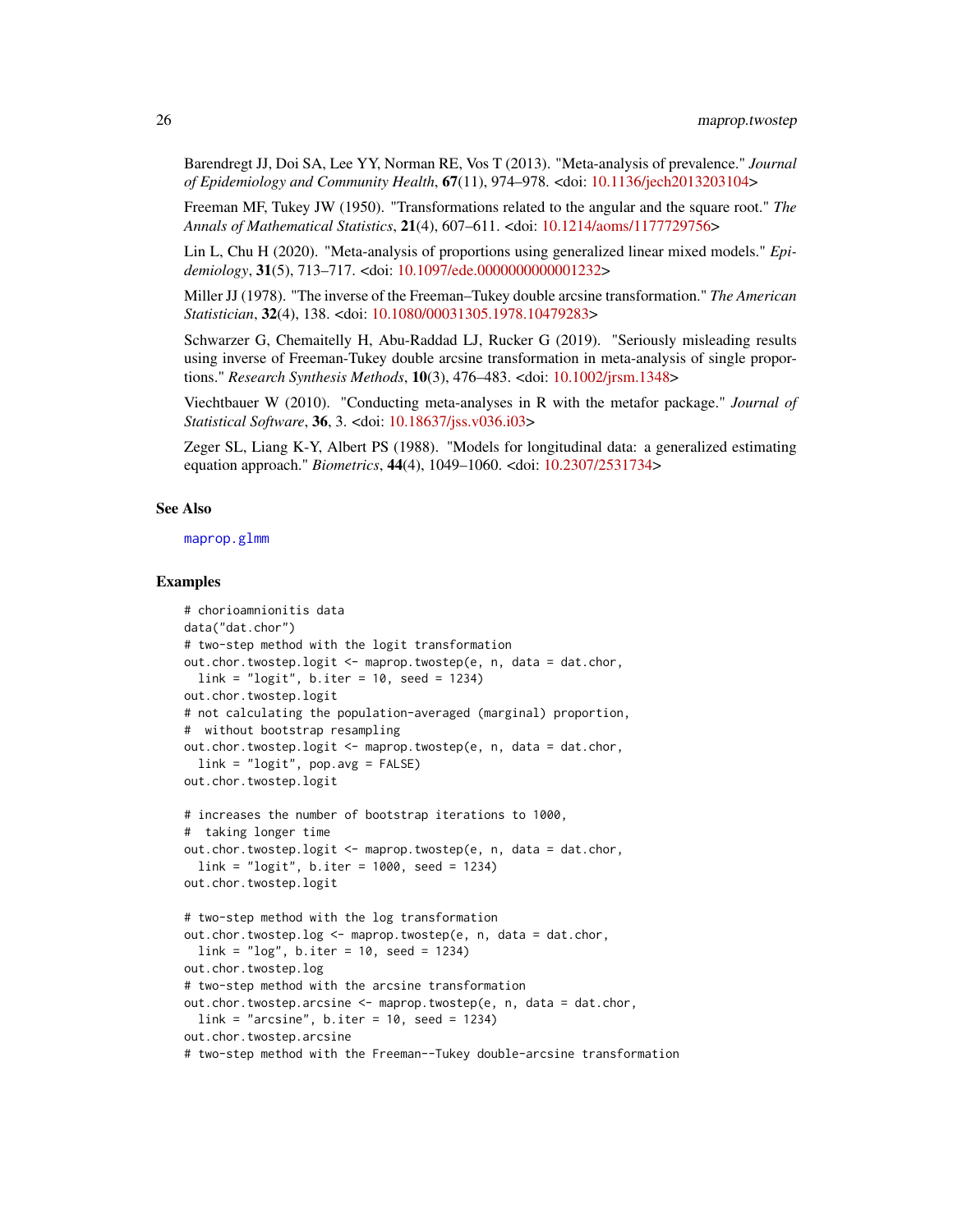Barendregt JJ, Doi SA, Lee YY, Norman RE, Vos T (2013). "Meta-analysis of prevalence." *Journal of Epidemiology and Community Health*, **67**(11), 974–978. <doi: 10.1136/jech2013203104>

Freeman MF, Tukey JW (1950). "Transformations related to the angular and the square root." *The Annals of Mathematical Statistics*, **21**(4), 607–611. <doi: 10.1214/aoms/1177729756>

Lin L, Chu H (2020). "Meta-analysis of proportions using generalized linear mixed models." *Epidemiology*, **31**(5), 713–717. <doi: 10.1097/ede.0000000000001232>

Miller JJ (1978). "The inverse of the Freeman–Tukey double arcsine transformation." *The American Statistician*, **32**(4), 138. <doi: 10.1080/00031305.1978.10479283>

Schwarzer G, Chemaitelly H, Abu-Raddad LJ, Rucker G (2019). "Seriously misleading results using inverse of Freeman-Tukey double arcsine transformation in meta-analysis of single proportions." *Research Synthesis Methods*, **10**(3), 476–483. <doi: 10.1002/jrsm.1348>

Viechtbauer W (2010). "Conducting meta-analyses in R with the metafor package." *Journal of Statistical Software*, **36**, 3. <doi: 10.18637/jss.v036.i03>

Zeger SL, Liang K-Y, Albert PS (1988). "Models for longitudinal data: a generalized estimating equation approach." *Biometrics*, **44**(4), 1049–1060. <doi: 10.2307/2531734>

## See Also

`maprop.glmm`

## Examples

```
# chorioamnionitis data
data("dat.chor")
# two-step method with the logit transformation
out.chor.twostep.logit <- maprop.twostep(e, n, data = dat.chor,
  link = "logit", b.iter = 10, seed = 1234)
out.chor.twostep.logit
# not calculating the population-averaged (marginal) proportion,
#  without bootstrap resampling
out.chor.twostep.logit <- maprop.twostep(e, n, data = dat.chor,
  link = "logit", pop.avg = FALSE)
out.chor.twostep.logit

# increases the number of bootstrap iterations to 1000,
#  taking longer time
out.chor.twostep.logit <- maprop.twostep(e, n, data = dat.chor,
  link = "logit", b.iter = 1000, seed = 1234)
out.chor.twostep.logit

# two-step method with the log transformation
out.chor.twostep.log <- maprop.twostep(e, n, data = dat.chor,
  link = "log", b.iter = 10, seed = 1234)
out.chor.twostep.log
# two-step method with the arcsine transformation
out.chor.twostep.arcsine <- maprop.twostep(e, n, data = dat.chor,
  link = "arcsine", b.iter = 10, seed = 1234)
out.chor.twostep.arcsine
# two-step method with the Freeman--Tukey double-arcsine transformation
```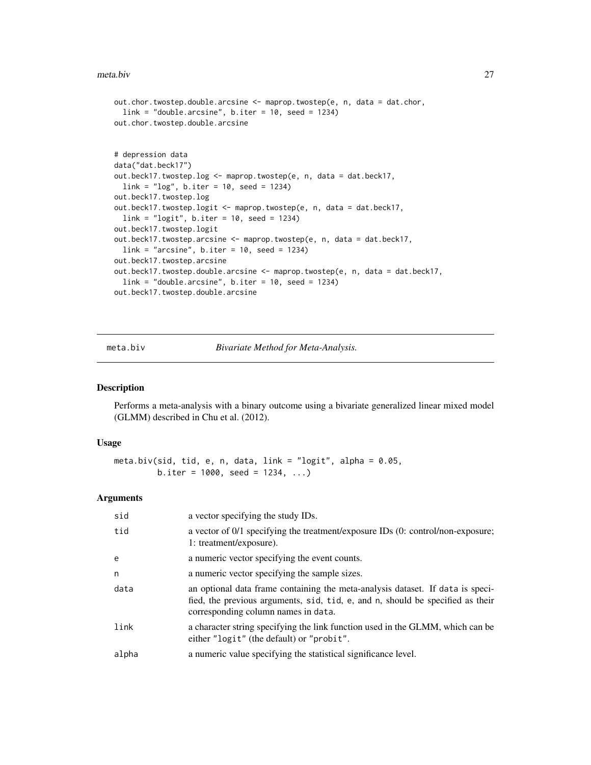```
out.chor.twostep.double.arcsine <- maprop.twostep(e, n, data = dat.chor,
  link = "double.arcsine", b.iter = 10, seed = 1234)
out.chor.twostep.double.arcsine


# depression data
data("dat.beck17")
out.beck17.twostep.log <- maprop.twostep(e, n, data = dat.beck17,
  link = "log", b.iter = 10, seed = 1234)
out.beck17.twostep.log
out.beck17.twostep.logit <- maprop.twostep(e, n, data = dat.beck17,
  link = "logit", b.iter = 10, seed = 1234)
out.beck17.twostep.logit
out.beck17.twostep.arcsine <- maprop.twostep(e, n, data = dat.beck17,
  link = "arcsine", b.iter = 10, seed = 1234)
out.beck17.twostep.arcsine
out.beck17.twostep.double.arcsine <- maprop.twostep(e, n, data = dat.beck17,
  link = "double.arcsine", b.iter = 10, seed = 1234)
out.beck17.twostep.double.arcsine
```

---

## meta.biv — *Bivariate Method for Meta-Analysis.*

### Description

Performs a meta-analysis with a binary outcome using a bivariate generalized linear mixed model (GLMM) described in Chu et al. (2012).

### Usage

```
meta.biv(sid, tid, e, n, data, link = "logit", alpha = 0.05,
         b.iter = 1000, seed = 1234, ...)
```

### Arguments

| | |
|---|---|
| `sid` | a vector specifying the study IDs. |
| `tid` | a vector of 0/1 specifying the treatment/exposure IDs (0: control/non-exposure; 1: treatment/exposure). |
| `e` | a numeric vector specifying the event counts. |
| `n` | a numeric vector specifying the sample sizes. |
| `data` | an optional data frame containing the meta-analysis dataset. If `data` is specified, the previous arguments, `sid`, `tid`, `e`, and `n`, should be specified as their corresponding column names in `data`. |
| `link` | a character string specifying the link function used in the GLMM, which can be either `"logit"` (the default) or `"probit"`. |
| `alpha` | a numeric value specifying the statistical significance level. |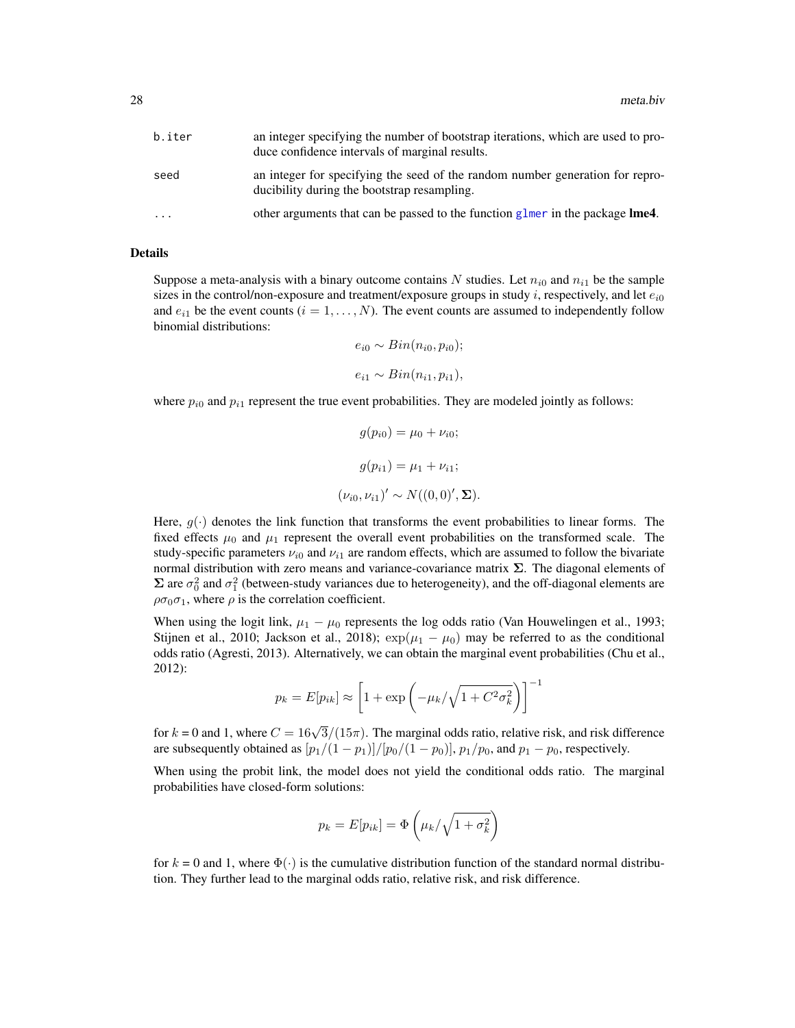| | |
|---|---|
| b.iter | an integer specifying the number of bootstrap iterations, which are used to produce confidence intervals of marginal results. |
| seed | an integer for specifying the seed of the random number generation for reproducibility during the bootstrap resampling. |
| ... | other arguments that can be passed to the function glmer in the package **lme4**. |

### Details

Suppose a meta-analysis with a binary outcome contains $N$ studies. Let $n_{i0}$ and $n_{i1}$ be the sample sizes in the control/non-exposure and treatment/exposure groups in study $i$, respectively, and let $e_{i0}$ and $e_{i1}$ be the event counts ($i = 1, \ldots, N$). The event counts are assumed to independently follow binomial distributions:

$$e_{i0} \sim Bin(n_{i0}, p_{i0});$$

$$e_{i1} \sim Bin(n_{i1}, p_{i1}),$$

where $p_{i0}$ and $p_{i1}$ represent the true event probabilities. They are modeled jointly as follows:

$$g(p_{i0}) = \mu_0 + \nu_{i0};$$

$$g(p_{i1}) = \mu_1 + \nu_{i1};$$

$$(\nu_{i0}, \nu_{i1})' \sim N((0, 0)', \mathbf{\Sigma}).$$

Here, $g(\cdot)$ denotes the link function that transforms the event probabilities to linear forms. The fixed effects $\mu_0$ and $\mu_1$ represent the overall event probabilities on the transformed scale. The study-specific parameters $\nu_{i0}$ and $\nu_{i1}$ are random effects, which are assumed to follow the bivariate normal distribution with zero means and variance-covariance matrix $\mathbf{\Sigma}$. The diagonal elements of $\mathbf{\Sigma}$ are $\sigma_0^2$ and $\sigma_1^2$ (between-study variances due to heterogeneity), and the off-diagonal elements are $\rho\sigma_0\sigma_1$, where $\rho$ is the correlation coefficient.

When using the logit link, $\mu_1 - \mu_0$ represents the log odds ratio (Van Houwelingen et al., 1993; Stijnen et al., 2010; Jackson et al., 2018); $\exp(\mu_1 - \mu_0)$ may be referred to as the conditional odds ratio (Agresti, 2013). Alternatively, we can obtain the marginal event probabilities (Chu et al., 2012):

$$p_k = E[p_{ik}] \approx \left[1 + \exp\left(-\mu_k / \sqrt{1 + C^2\sigma_k^2}\right)\right]^{-1}$$

for $k$ = 0 and 1, where $C = 16\sqrt{3}/(15\pi)$. The marginal odds ratio, relative risk, and risk difference are subsequently obtained as $[p_1/(1 - p_1)]/[p_0/(1 - p_0)]$, $p_1/p_0$, and $p_1 - p_0$, respectively.

When using the probit link, the model does not yield the conditional odds ratio. The marginal probabilities have closed-form solutions:

$$p_k = E[p_{ik}] = \Phi\left(\mu_k / \sqrt{1 + \sigma_k^2}\right)$$

for $k$ = 0 and 1, where $\Phi(\cdot)$ is the cumulative distribution function of the standard normal distribution. They further lead to the marginal odds ratio, relative risk, and risk difference.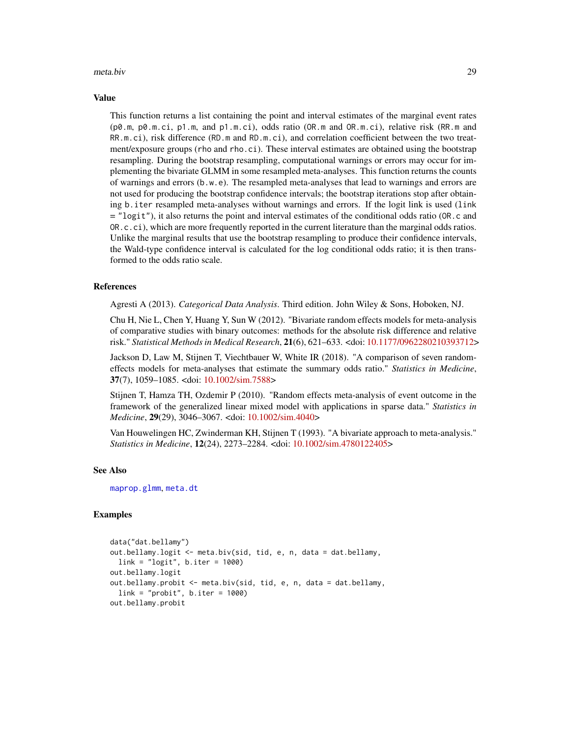## Value

This function returns a list containing the point and interval estimates of the marginal event rates (`p0.m`, `p0.m.ci`, `p1.m`, and `p1.m.ci`), odds ratio (`OR.m` and `OR.m.ci`), relative risk (`RR.m` and `RR.m.ci`), risk difference (`RD.m` and `RD.m.ci`), and correlation coefficient between the two treatment/exposure groups (`rho` and `rho.ci`). These interval estimates are obtained using the bootstrap resampling. During the bootstrap resampling, computational warnings or errors may occur for implementing the bivariate GLMM in some resampled meta-analyses. This function returns the counts of warnings and errors (`b.w.e`). The resampled meta-analyses that lead to warnings and errors are not used for producing the bootstrap confidence intervals; the bootstrap iterations stop after obtaining `b.iter` resampled meta-analyses without warnings and errors. If the logit link is used (`link = "logit"`), it also returns the point and interval estimates of the conditional odds ratio (`OR.c` and `OR.c.ci`), which are more frequently reported in the current literature than the marginal odds ratios. Unlike the marginal results that use the bootstrap resampling to produce their confidence intervals, the Wald-type confidence interval is calculated for the log conditional odds ratio; it is then transformed to the odds ratio scale.

## References

Agresti A (2013). *Categorical Data Analysis*. Third edition. John Wiley & Sons, Hoboken, NJ.

Chu H, Nie L, Chen Y, Huang Y, Sun W (2012). "Bivariate random effects models for meta-analysis of comparative studies with binary outcomes: methods for the absolute risk difference and relative risk." *Statistical Methods in Medical Research*, **21**(6), 621–633. <doi: 10.1177/0962280210393712>

Jackson D, Law M, Stijnen T, Viechtbauer W, White IR (2018). "A comparison of seven random-effects models for meta-analyses that estimate the summary odds ratio." *Statistics in Medicine*, **37**(7), 1059–1085. <doi: 10.1002/sim.7588>

Stijnen T, Hamza TH, Ozdemir P (2010). "Random effects meta-analysis of event outcome in the framework of the generalized linear mixed model with applications in sparse data." *Statistics in Medicine*, **29**(29), 3046–3067. <doi: 10.1002/sim.4040>

Van Houwelingen HC, Zwinderman KH, Stijnen T (1993). "A bivariate approach to meta-analysis." *Statistics in Medicine*, **12**(24), 2273–2284. <doi: 10.1002/sim.4780122405>

## See Also

`maprop.glmm`, `meta.dt`

## Examples

```
data("dat.bellamy")
out.bellamy.logit <- meta.biv(sid, tid, e, n, data = dat.bellamy,
  link = "logit", b.iter = 1000)
out.bellamy.logit
out.bellamy.probit <- meta.biv(sid, tid, e, n, data = dat.bellamy,
  link = "probit", b.iter = 1000)
out.bellamy.probit
```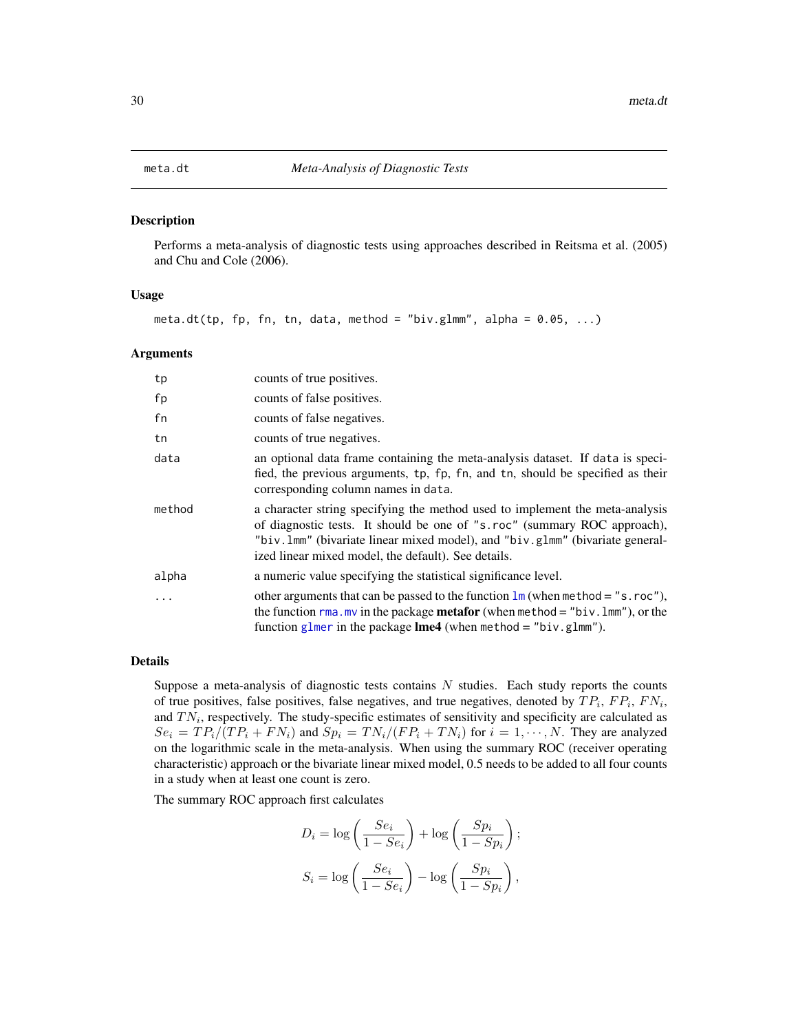## meta.dt — *Meta-Analysis of Diagnostic Tests*

### Description

Performs a meta-analysis of diagnostic tests using approaches described in Reitsma et al. (2005) and Chu and Cole (2006).

### Usage

```
meta.dt(tp, fp, fn, tn, data, method = "biv.glmm", alpha = 0.05, ...)
```

### Arguments

| | |
|---|---|
| `tp` | counts of true positives. |
| `fp` | counts of false positives. |
| `fn` | counts of false negatives. |
| `tn` | counts of true negatives. |
| `data` | an optional data frame containing the meta-analysis dataset. If `data` is specified, the previous arguments, `tp`, `fp`, `fn`, and `tn`, should be specified as their corresponding column names in `data`. |
| `method` | a character string specifying the method used to implement the meta-analysis of diagnostic tests. It should be one of `"s.roc"` (summary ROC approach), `"biv.lmm"` (bivariate linear mixed model), and `"biv.glmm"` (bivariate generalized linear mixed model, the default). See details. |
| `alpha` | a numeric value specifying the statistical significance level. |
| `...` | other arguments that can be passed to the function `lm` (when `method = "s.roc"`), the function `rma.mv` in the package **metafor** (when `method = "biv.lmm"`), or the function `glmer` in the package **lme4** (when `method = "biv.glmm"`). |

### Details

Suppose a meta-analysis of diagnostic tests contains $N$ studies. Each study reports the counts of true positives, false positives, false negatives, and true negatives, denoted by $TP_i$, $FP_i$, $FN_i$, and $TN_i$, respectively. The study-specific estimates of sensitivity and specificity are calculated as $Se_i = TP_i/(TP_i + FN_i)$ and $Sp_i = TN_i/(FP_i + TN_i)$ for $i = 1, \cdots, N$. They are analyzed on the logarithmic scale in the meta-analysis. When using the summary ROC (receiver operating characteristic) approach or the bivariate linear mixed model, 0.5 needs to be added to all four counts in a study when at least one count is zero.

The summary ROC approach first calculates

$$D_i = \log\left(\frac{Se_i}{1 - Se_i}\right) + \log\left(\frac{Sp_i}{1 - Sp_i}\right);$$

$$S_i = \log\left(\frac{Se_i}{1 - Se_i}\right) - \log\left(\frac{Sp_i}{1 - Sp_i}\right),$$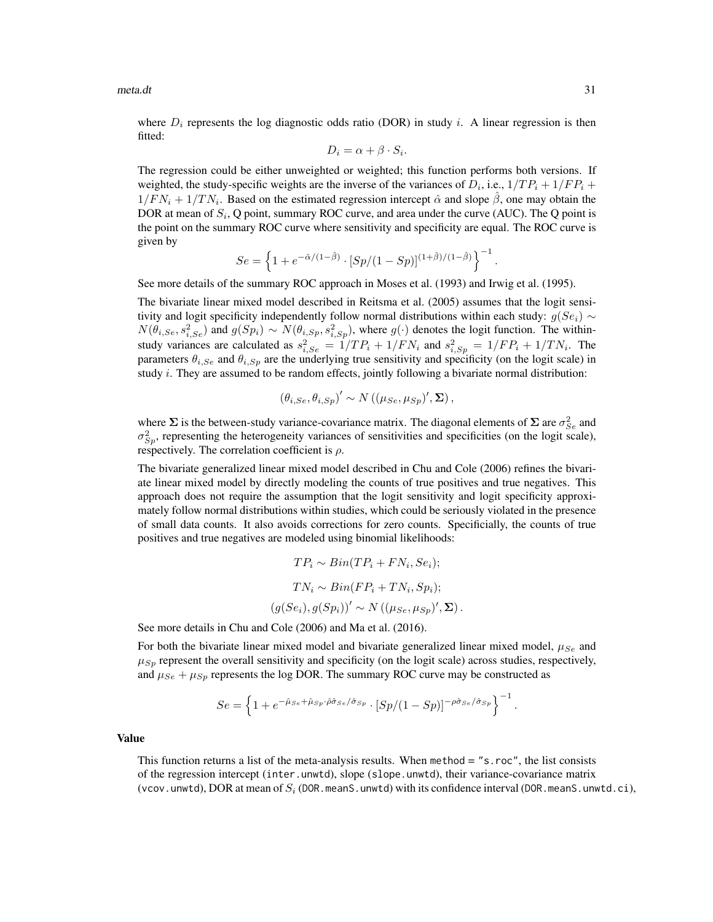where $D_i$ represents the log diagnostic odds ratio (DOR) in study $i$. A linear regression is then fitted:

$$D_i = \alpha + \beta \cdot S_i.$$

The regression could be either unweighted or weighted; this function performs both versions. If weighted, the study-specific weights are the inverse of the variances of $D_i$, i.e., $1/TP_i + 1/FP_i + 1/FN_i + 1/TN_i$. Based on the estimated regression intercept $\hat{\alpha}$ and slope $\hat{\beta}$, one may obtain the DOR at mean of $S_i$, Q point, summary ROC curve, and area under the curve (AUC). The Q point is the point on the summary ROC curve where sensitivity and specificity are equal. The ROC curve is given by

$$Se = \left\{1 + e^{-\hat{\alpha}/(1-\hat{\beta})} \cdot [Sp/(1-Sp)]^{(1+\hat{\beta})/(1-\hat{\beta})}\right\}^{-1}.$$

See more details of the summary ROC approach in Moses et al. (1993) and Irwig et al. (1995).

The bivariate linear mixed model described in Reitsma et al. (2005) assumes that the logit sensitivity and logit specificity independently follow normal distributions within each study: $g(Se_i) \sim N(\theta_{i,Se}, s_{i,Se}^2)$ and $g(Sp_i) \sim N(\theta_{i,Sp}, s_{i,Sp}^2)$, where $g(\cdot)$ denotes the logit function. The within-study variances are calculated as $s_{i,Se}^2 = 1/TP_i + 1/FN_i$ and $s_{i,Sp}^2 = 1/FP_i + 1/TN_i$. The parameters $\theta_{i,Se}$ and $\theta_{i,Sp}$ are the underlying true sensitivity and specificity (on the logit scale) in study $i$. They are assumed to be random effects, jointly following a bivariate normal distribution:

$$(\theta_{i,Se}, \theta_{i,Sp})' \sim N\left((\mu_{Se}, \mu_{Sp})', \mathbf{\Sigma}\right),$$

where $\mathbf{\Sigma}$ is the between-study variance-covariance matrix. The diagonal elements of $\mathbf{\Sigma}$ are $\sigma_{Se}^2$ and $\sigma_{Sp}^2$, representing the heterogeneity variances of sensitivities and specificities (on the logit scale), respectively. The correlation coefficient is $\rho$.

The bivariate generalized linear mixed model described in Chu and Cole (2006) refines the bivariate linear mixed model by directly modeling the counts of true positives and true negatives. This approach does not require the assumption that the logit sensitivity and logit specificity approximately follow normal distributions within studies, which could be seriously violated in the presence of small data counts. It also avoids corrections for zero counts. Specificially, the counts of true positives and true negatives are modeled using binomial likelihoods:

$$TP_i \sim Bin(TP_i + FN_i, Se_i);$$

$$TN_i \sim Bin(FP_i + TN_i, Sp_i);$$

$$(g(Se_i), g(Sp_i))' \sim N\left((\mu_{Se}, \mu_{Sp})', \mathbf{\Sigma}\right).$$

See more details in Chu and Cole (2006) and Ma et al. (2016).

For both the bivariate linear mixed model and bivariate generalized linear mixed model, $\mu_{Se}$ and $\mu_{Sp}$ represent the overall sensitivity and specificity (on the logit scale) across studies, respectively, and $\mu_{Se} + \mu_{Sp}$ represents the log DOR. The summary ROC curve may be constructed as

$$Se = \left\{1 + e^{-\hat{\mu}_{Se} + \hat{\mu}_{Sp} \cdot \hat{\rho}\hat{\sigma}_{Se}/\hat{\sigma}_{Sp}} \cdot [Sp/(1-Sp)]^{-\rho\hat{\sigma}_{Se}/\hat{\sigma}_{Sp}}\right\}^{-1}.$$

## Value

This function returns a list of the meta-analysis results. When `method = "s.roc"`, the list consists of the regression intercept (`inter.unwtd`), slope (`slope.unwtd`), their variance-covariance matrix (`vcov.unwtd`), DOR at mean of $S_i$ (`DOR.meanS.unwtd`) with its confidence interval (`DOR.meanS.unwtd.ci`),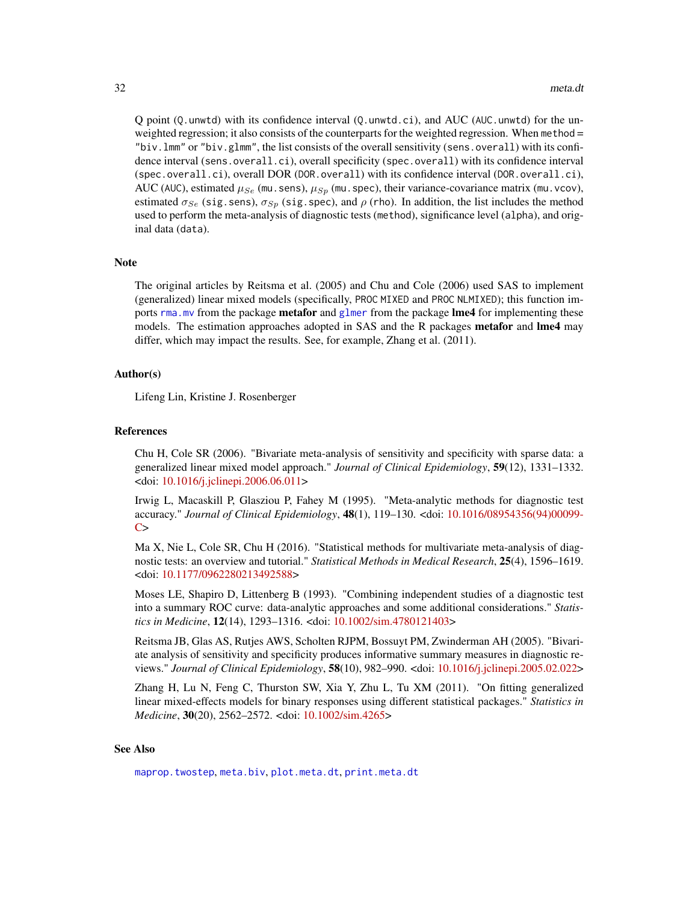Q point (`Q.unwtd`) with its confidence interval (`Q.unwtd.ci`), and AUC (`AUC.unwtd`) for the unweighted regression; it also consists of the counterparts for the weighted regression. When `method = "biv.lmm"` or `"biv.glmm"`, the list consists of the overall sensitivity (`sens.overall`) with its confidence interval (`sens.overall.ci`), overall specificity (`spec.overall`) with its confidence interval (`spec.overall.ci`), overall DOR (`DOR.overall`) with its confidence interval (`DOR.overall.ci`), AUC (`AUC`), estimated $\mu_{Se}$ (`mu.sens`), $\mu_{Sp}$ (`mu.spec`), their variance-covariance matrix (`mu.vcov`), estimated $\sigma_{Se}$ (`sig.sens`), $\sigma_{Sp}$ (`sig.spec`), and $\rho$ (`rho`). In addition, the list includes the method used to perform the meta-analysis of diagnostic tests (`method`), significance level (`alpha`), and original data (`data`).

## Note

The original articles by Reitsma et al. (2005) and Chu and Cole (2006) used SAS to implement (generalized) linear mixed models (specifically, `PROC MIXED` and `PROC NLMIXED`); this function imports `rma.mv` from the package **metafor** and `glmer` from the package **lme4** for implementing these models. The estimation approaches adopted in SAS and the R packages **metafor** and **lme4** may differ, which may impact the results. See, for example, Zhang et al. (2011).

## Author(s)

Lifeng Lin, Kristine J. Rosenberger

## References

Chu H, Cole SR (2006). "Bivariate meta-analysis of sensitivity and specificity with sparse data: a generalized linear mixed model approach." *Journal of Clinical Epidemiology*, **59**(12), 1331–1332. <doi: 10.1016/j.jclinepi.2006.06.011>

Irwig L, Macaskill P, Glasziou P, Fahey M (1995). "Meta-analytic methods for diagnostic test accuracy." *Journal of Clinical Epidemiology*, **48**(1), 119–130. <doi: 10.1016/08954356(94)00099-C>

Ma X, Nie L, Cole SR, Chu H (2016). "Statistical methods for multivariate meta-analysis of diagnostic tests: an overview and tutorial." *Statistical Methods in Medical Research*, **25**(4), 1596–1619. <doi: 10.1177/0962280213492588>

Moses LE, Shapiro D, Littenberg B (1993). "Combining independent studies of a diagnostic test into a summary ROC curve: data-analytic approaches and some additional considerations." *Statistics in Medicine*, **12**(14), 1293–1316. <doi: 10.1002/sim.4780121403>

Reitsma JB, Glas AS, Rutjes AWS, Scholten RJPM, Bossuyt PM, Zwinderman AH (2005). "Bivariate analysis of sensitivity and specificity produces informative summary measures in diagnostic reviews." *Journal of Clinical Epidemiology*, **58**(10), 982–990. <doi: 10.1016/j.jclinepi.2005.02.022>

Zhang H, Lu N, Feng C, Thurston SW, Xia Y, Zhu L, Tu XM (2011). "On fitting generalized linear mixed-effects models for binary responses using different statistical packages." *Statistics in Medicine*, **30**(20), 2562–2572. <doi: 10.1002/sim.4265>

## See Also

`maprop.twostep`, `meta.biv`, `plot.meta.dt`, `print.meta.dt`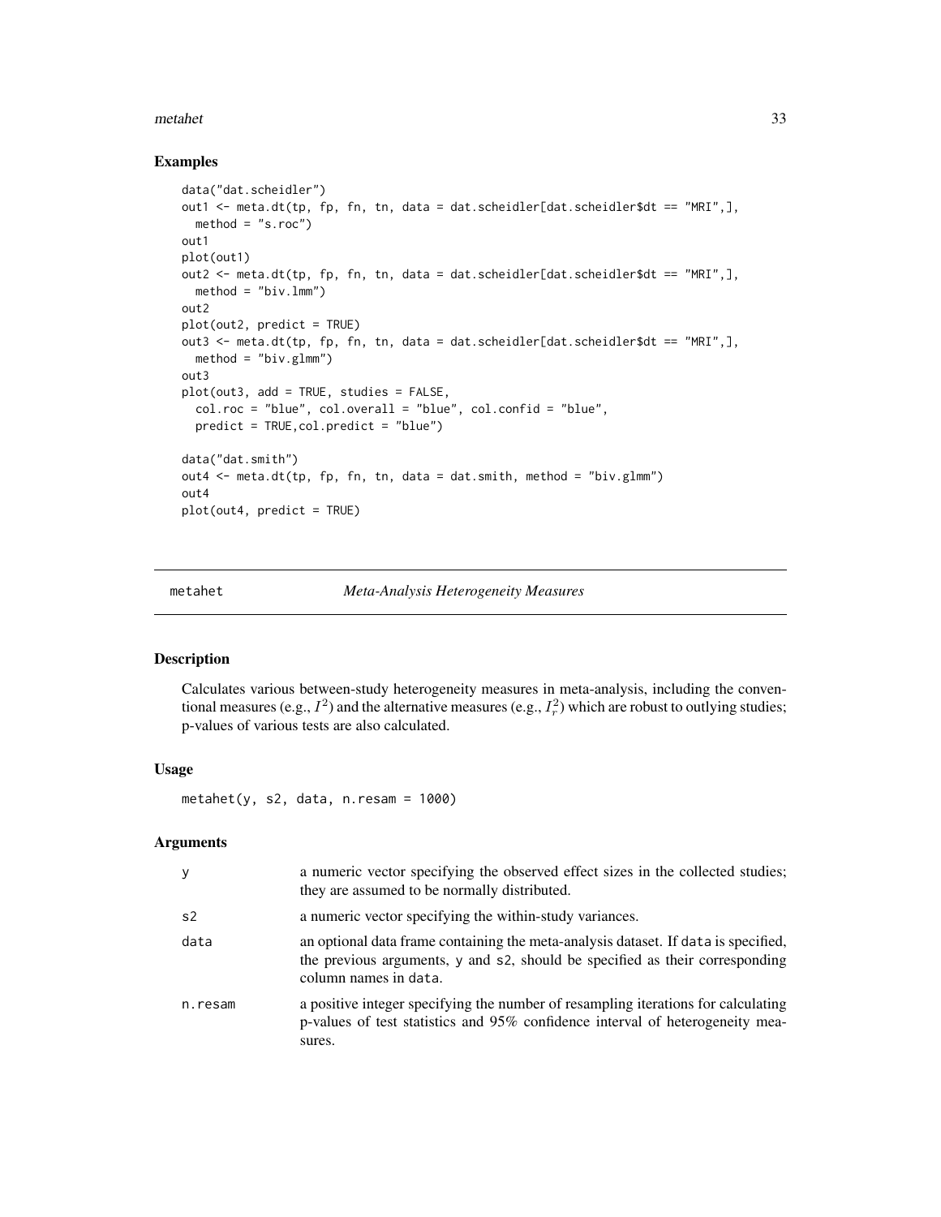## Examples

```
data("dat.scheidler")
out1 <- meta.dt(tp, fp, fn, tn, data = dat.scheidler[dat.scheidler$dt == "MRI",],
  method = "s.roc")
out1
plot(out1)
out2 <- meta.dt(tp, fp, fn, tn, data = dat.scheidler[dat.scheidler$dt == "MRI",],
  method = "biv.lmm")
out2
plot(out2, predict = TRUE)
out3 <- meta.dt(tp, fp, fn, tn, data = dat.scheidler[dat.scheidler$dt == "MRI",],
  method = "biv.glmm")
out3
plot(out3, add = TRUE, studies = FALSE,
  col.roc = "blue", col.overall = "blue", col.confid = "blue",
  predict = TRUE,col.predict = "blue")

data("dat.smith")
out4 <- meta.dt(tp, fp, fn, tn, data = dat.smith, method = "biv.glmm")
out4
plot(out4, predict = TRUE)
```

---

# metahet — *Meta-Analysis Heterogeneity Measures*

## Description

Calculates various between-study heterogeneity measures in meta-analysis, including the conventional measures (e.g., $I^2$) and the alternative measures (e.g., $I_r^2$) which are robust to outlying studies; p-values of various tests are also calculated.

## Usage

```
metahet(y, s2, data, n.resam = 1000)
```

## Arguments

| | |
|---|---|
| y | a numeric vector specifying the observed effect sizes in the collected studies; they are assumed to be normally distributed. |
| s2 | a numeric vector specifying the within-study variances. |
| data | an optional data frame containing the meta-analysis dataset. If data is specified, the previous arguments, y and s2, should be specified as their corresponding column names in data. |
| n.resam | a positive integer specifying the number of resampling iterations for calculating p-values of test statistics and 95% confidence interval of heterogeneity measures. |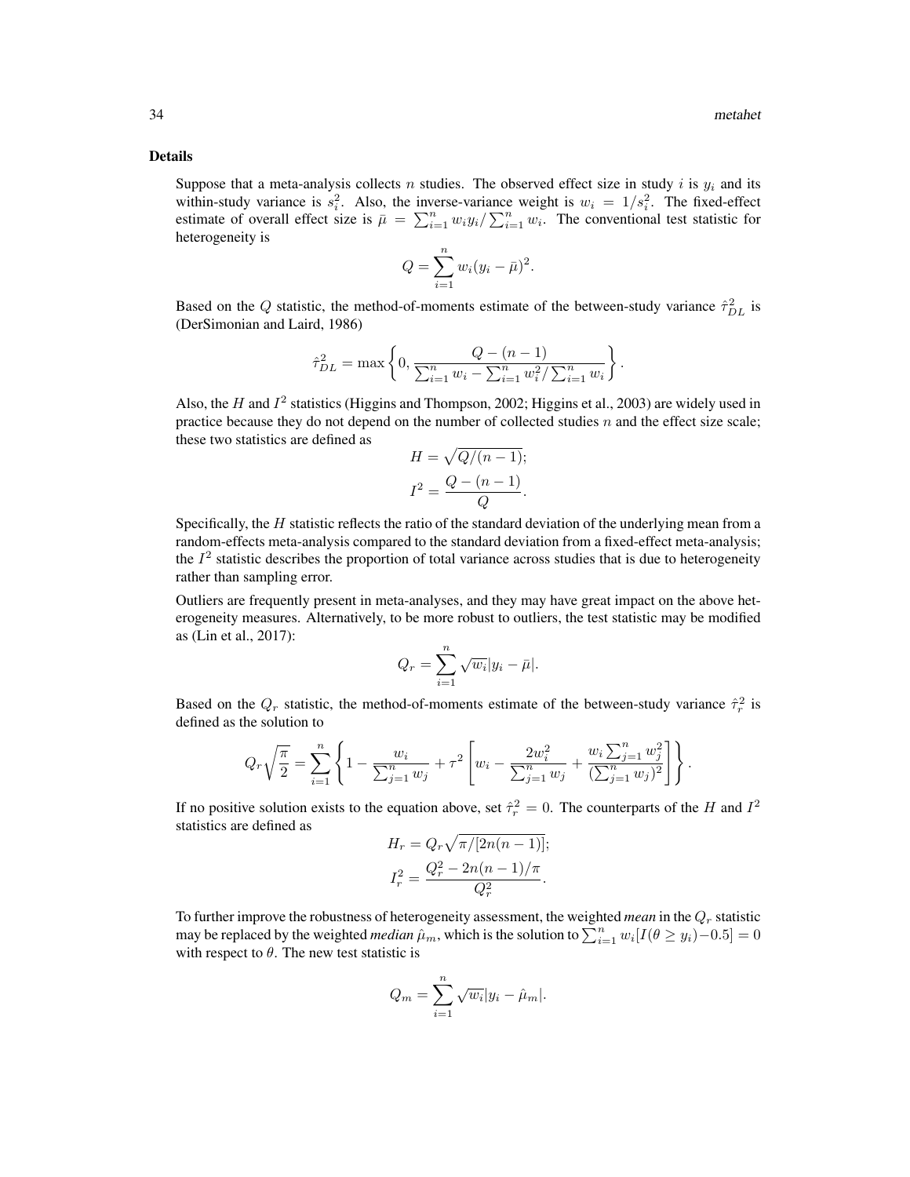### Details

Suppose that a meta-analysis collects $n$ studies. The observed effect size in study $i$ is $y_i$ and its within-study variance is $s_i^2$. Also, the inverse-variance weight is $w_i = 1/s_i^2$. The fixed-effect estimate of overall effect size is $\bar{\mu} = \sum_{i=1}^n w_i y_i / \sum_{i=1}^n w_i$. The conventional test statistic for heterogeneity is

$$Q = \sum_{i=1}^n w_i (y_i - \bar{\mu})^2.$$

Based on the $Q$ statistic, the method-of-moments estimate of the between-study variance $\hat{\tau}_{DL}^2$ is (DerSimonian and Laird, 1986)

$$\hat{\tau}_{DL}^2 = \max\left\{0, \frac{Q - (n-1)}{\sum_{i=1}^n w_i - \sum_{i=1}^n w_i^2 / \sum_{i=1}^n w_i}\right\}.$$

Also, the $H$ and $I^2$ statistics (Higgins and Thompson, 2002; Higgins et al., 2003) are widely used in practice because they do not depend on the number of collected studies $n$ and the effect size scale; these two statistics are defined as

$$H = \sqrt{Q/(n-1)};$$

$$I^2 = \frac{Q - (n-1)}{Q}.$$

Specifically, the $H$ statistic reflects the ratio of the standard deviation of the underlying mean from a random-effects meta-analysis compared to the standard deviation from a fixed-effect meta-analysis; the $I^2$ statistic describes the proportion of total variance across studies that is due to heterogeneity rather than sampling error.

Outliers are frequently present in meta-analyses, and they may have great impact on the above heterogeneity measures. Alternatively, to be more robust to outliers, the test statistic may be modified as (Lin et al., 2017):

$$Q_r = \sum_{i=1}^n \sqrt{w_i} |y_i - \bar{\mu}|.$$

Based on the $Q_r$ statistic, the method-of-moments estimate of the between-study variance $\hat{\tau}_r^2$ is defined as the solution to

$$Q_r \sqrt{\frac{\pi}{2}} = \sum_{i=1}^n \left\{ 1 - \frac{w_i}{\sum_{j=1}^n w_j} + \tau^2 \left[ w_i - \frac{2w_i^2}{\sum_{j=1}^n w_j} + \frac{w_i \sum_{j=1}^n w_j^2}{(\sum_{j=1}^n w_j)^2} \right] \right\}.$$

If no positive solution exists to the equation above, set $\hat{\tau}_r^2 = 0$. The counterparts of the $H$ and $I^2$ statistics are defined as

$$H_r = Q_r \sqrt{\pi / [2n(n-1)]};$$

$$I_r^2 = \frac{Q_r^2 - 2n(n-1)/\pi}{Q_r^2}.$$

To further improve the robustness of heterogeneity assessment, the weighted *mean* in the $Q_r$ statistic may be replaced by the weighted *median* $\hat{\mu}_m$, which is the solution to $\sum_{i=1}^n w_i [I(\theta \geq y_i) - 0.5] = 0$ with respect to $\theta$. The new test statistic is

$$Q_m = \sum_{i=1}^n \sqrt{w_i} |y_i - \hat{\mu}_m|.$$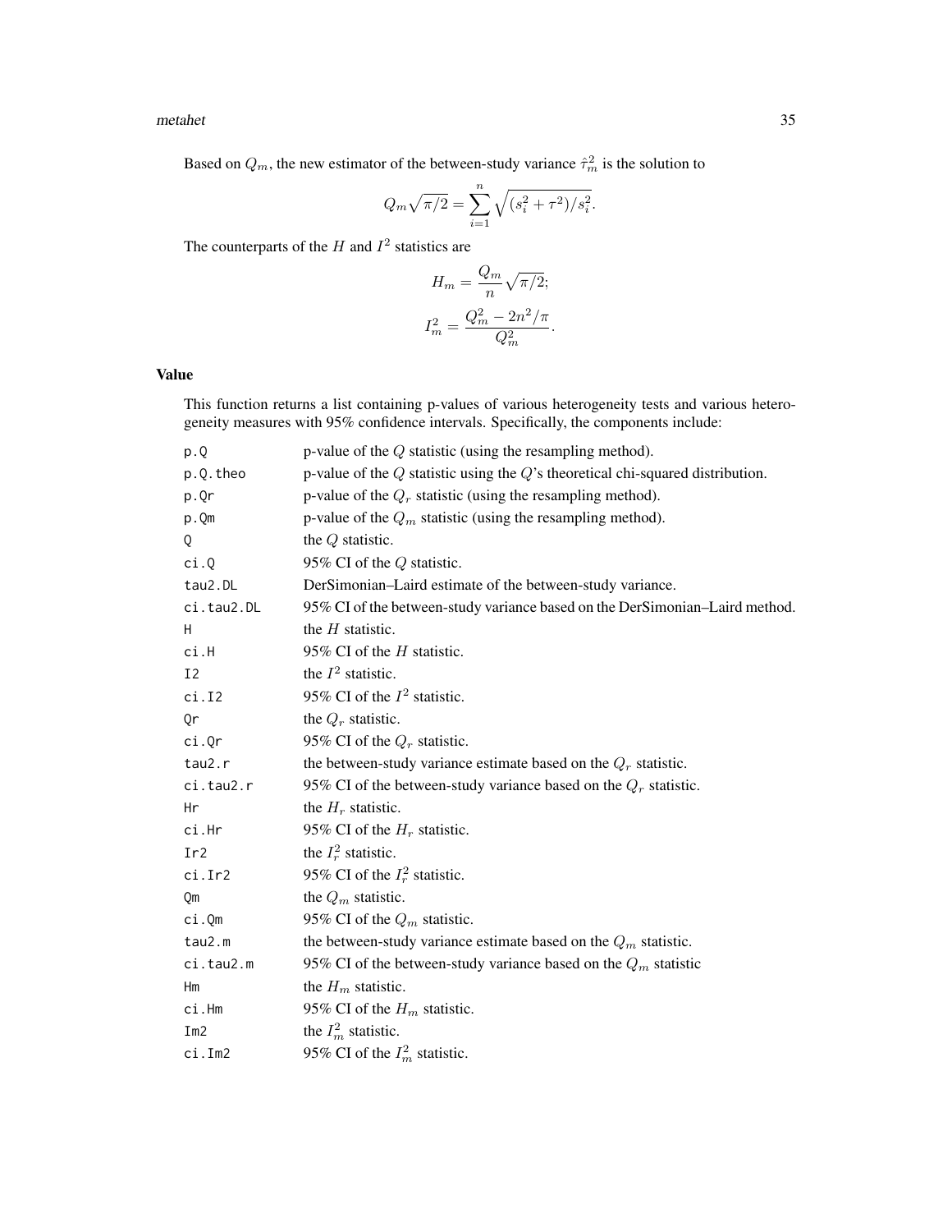Based on $Q_m$, the new estimator of the between-study variance $\hat{\tau}^2_m$ is the solution to

$$Q_m\sqrt{\pi/2} = \sum_{i=1}^{n} \sqrt{(s_i^2 + \tau^2)/s_i^2}.$$

The counterparts of the $H$ and $I^2$ statistics are

$$H_m = \frac{Q_m}{n}\sqrt{\pi/2};$$

$$I^2_m = \frac{Q_m^2 - 2n^2/\pi}{Q_m^2}.$$

## Value

This function returns a list containing p-values of various heterogeneity tests and various heterogeneity measures with 95% confidence intervals. Specifically, the components include:

| | |
|---|---|
| `p.Q` | p-value of the $Q$ statistic (using the resampling method). |
| `p.Q.theo` | p-value of the $Q$ statistic using the $Q$'s theoretical chi-squared distribution. |
| `p.Qr` | p-value of the $Q_r$ statistic (using the resampling method). |
| `p.Qm` | p-value of the $Q_m$ statistic (using the resampling method). |
| `Q` | the $Q$ statistic. |
| `ci.Q` | 95% CI of the $Q$ statistic. |
| `tau2.DL` | DerSimonian–Laird estimate of the between-study variance. |
| `ci.tau2.DL` | 95% CI of the between-study variance based on the DerSimonian–Laird method. |
| `H` | the $H$ statistic. |
| `ci.H` | 95% CI of the $H$ statistic. |
| `I2` | the $I^2$ statistic. |
| `ci.I2` | 95% CI of the $I^2$ statistic. |
| `Qr` | the $Q_r$ statistic. |
| `ci.Qr` | 95% CI of the $Q_r$ statistic. |
| `tau2.r` | the between-study variance estimate based on the $Q_r$ statistic. |
| `ci.tau2.r` | 95% CI of the between-study variance based on the $Q_r$ statistic. |
| `Hr` | the $H_r$ statistic. |
| `ci.Hr` | 95% CI of the $H_r$ statistic. |
| `Ir2` | the $I_r^2$ statistic. |
| `ci.Ir2` | 95% CI of the $I_r^2$ statistic. |
| `Qm` | the $Q_m$ statistic. |
| `ci.Qm` | 95% CI of the $Q_m$ statistic. |
| `tau2.m` | the between-study variance estimate based on the $Q_m$ statistic. |
| `ci.tau2.m` | 95% CI of the between-study variance based on the $Q_m$ statistic |
| `Hm` | the $H_m$ statistic. |
| `ci.Hm` | 95% CI of the $H_m$ statistic. |
| `Im2` | the $I_m^2$ statistic. |
| `ci.Im2` | 95% CI of the $I_m^2$ statistic. |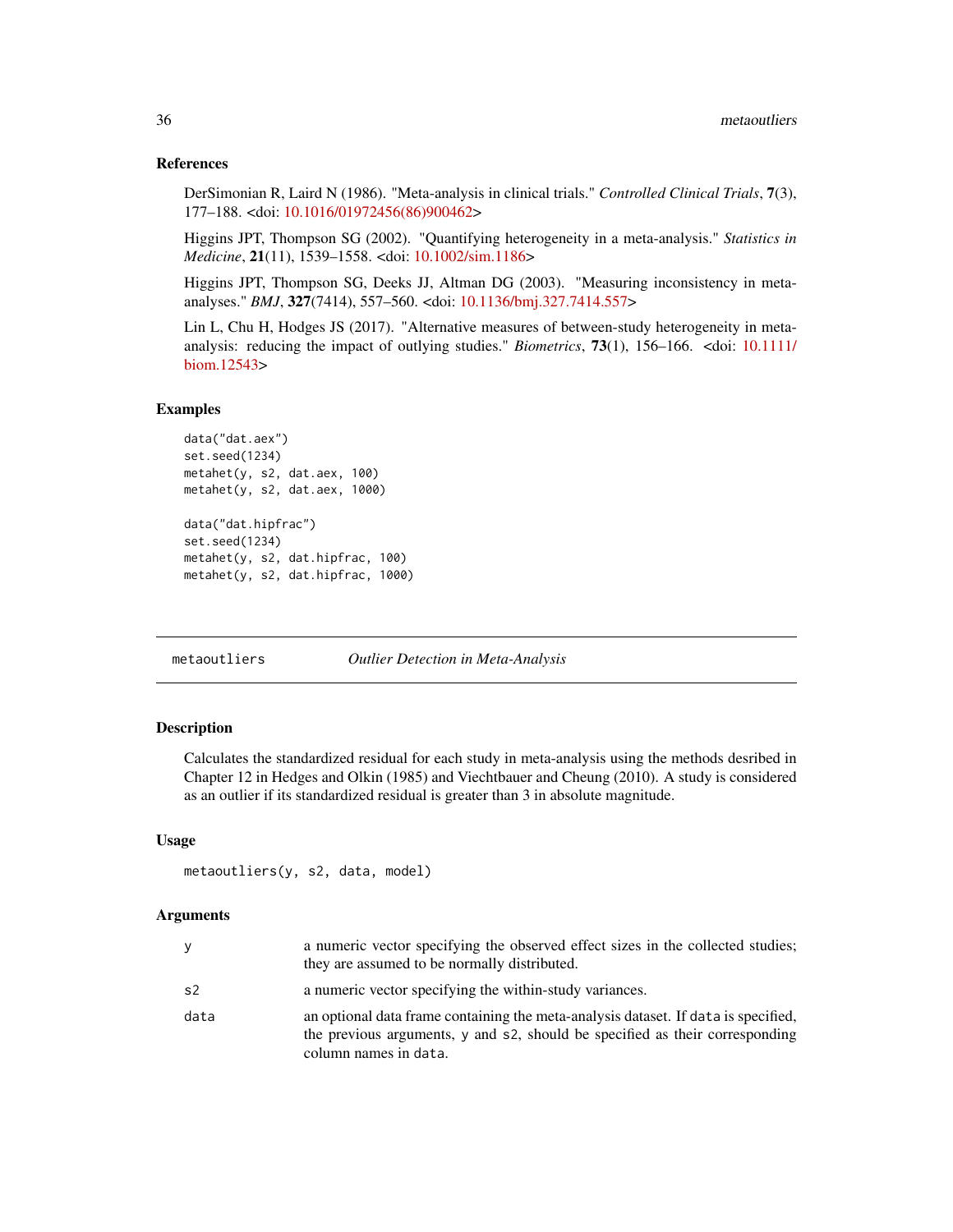### References

DerSimonian R, Laird N (1986). "Meta-analysis in clinical trials." *Controlled Clinical Trials*, **7**(3), 177–188. <doi: 10.1016/01972456(86)900462>

Higgins JPT, Thompson SG (2002). "Quantifying heterogeneity in a meta-analysis." *Statistics in Medicine*, **21**(11), 1539–1558. <doi: 10.1002/sim.1186>

Higgins JPT, Thompson SG, Deeks JJ, Altman DG (2003). "Measuring inconsistency in meta-analyses." *BMJ*, **327**(7414), 557–560. <doi: 10.1136/bmj.327.7414.557>

Lin L, Chu H, Hodges JS (2017). "Alternative measures of between-study heterogeneity in meta-analysis: reducing the impact of outlying studies." *Biometrics*, **73**(1), 156–166. <doi: 10.1111/biom.12543>

### Examples

```
data("dat.aex")
set.seed(1234)
metahet(y, s2, dat.aex, 100)
metahet(y, s2, dat.aex, 1000)

data("dat.hipfrac")
set.seed(1234)
metahet(y, s2, dat.hipfrac, 100)
metahet(y, s2, dat.hipfrac, 1000)
```

---

## metaoutliers — *Outlier Detection in Meta-Analysis*

### Description

Calculates the standardized residual for each study in meta-analysis using the methods desribed in Chapter 12 in Hedges and Olkin (1985) and Viechtbauer and Cheung (2010). A study is considered as an outlier if its standardized residual is greater than 3 in absolute magnitude.

### Usage

```
metaoutliers(y, s2, data, model)
```

### Arguments

| | |
|---|---|
| y | a numeric vector specifying the observed effect sizes in the collected studies; they are assumed to be normally distributed. |
| s2 | a numeric vector specifying the within-study variances. |
| data | an optional data frame containing the meta-analysis dataset. If data is specified, the previous arguments, y and s2, should be specified as their corresponding column names in data. |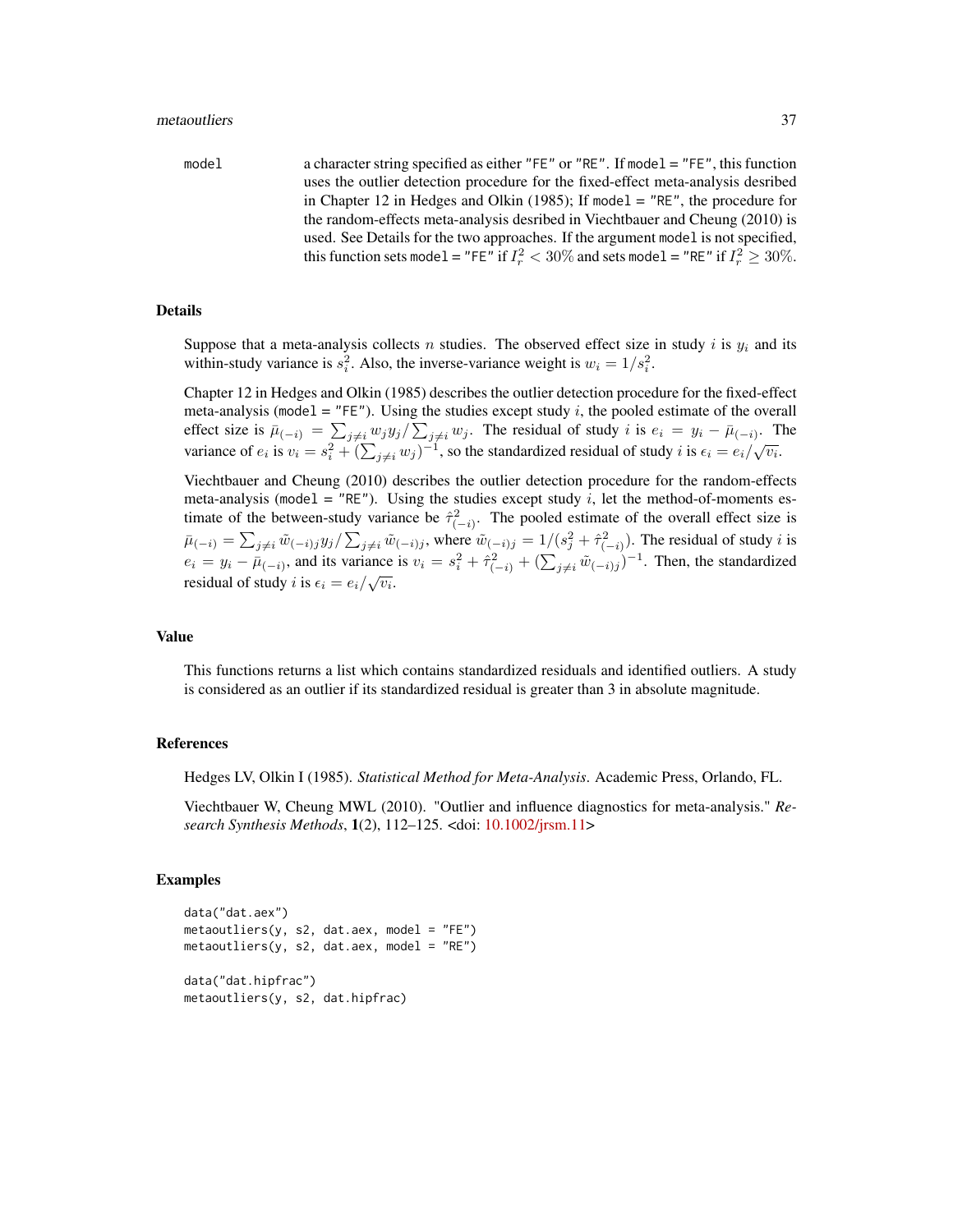model a character string specified as either "FE" or "RE". If model = "FE", this function uses the outlier detection procedure for the fixed-effect meta-analysis desribed in Chapter 12 in Hedges and Olkin (1985); If model = "RE", the procedure for the random-effects meta-analysis desribed in Viechtbauer and Cheung (2010) is used. See Details for the two approaches. If the argument model is not specified, this function sets model = "FE" if $I_r^2 < 30\%$ and sets model = "RE" if $I_r^2 \geq 30\%$.

## Details

Suppose that a meta-analysis collects $n$ studies. The observed effect size in study $i$ is $y_i$ and its within-study variance is $s_i^2$. Also, the inverse-variance weight is $w_i = 1/s_i^2$.

Chapter 12 in Hedges and Olkin (1985) describes the outlier detection procedure for the fixed-effect meta-analysis (model = "FE"). Using the studies except study $i$, the pooled estimate of the overall effect size is $\bar{\mu}_{(-i)} = \sum_{j \neq i} w_j y_j / \sum_{j \neq i} w_j$. The residual of study $i$ is $e_i = y_i - \bar{\mu}_{(-i)}$. The variance of $e_i$ is $v_i = s_i^2 + (\sum_{j \neq i} w_j)^{-1}$, so the standardized residual of study $i$ is $\epsilon_i = e_i/\sqrt{v_i}$.

Viechtbauer and Cheung (2010) describes the outlier detection procedure for the random-effects meta-analysis (model = "RE"). Using the studies except study $i$, let the method-of-moments estimate of the between-study variance be $\hat{\tau}_{(-i)}^2$. The pooled estimate of the overall effect size is $\bar{\mu}_{(-i)} = \sum_{j \neq i} \tilde{w}_{(-i)j} y_j / \sum_{j \neq i} \tilde{w}_{(-i)j}$, where $\tilde{w}_{(-i)j} = 1/(s_j^2 + \hat{\tau}_{(-i)}^2)$. The residual of study $i$ is $e_i = y_i - \bar{\mu}_{(-i)}$, and its variance is $v_i = s_i^2 + \hat{\tau}_{(-i)}^2 + (\sum_{j \neq i} \tilde{w}_{(-i)j})^{-1}$. Then, the standardized residual of study $i$ is $\epsilon_i = e_i/\sqrt{v_i}$.

## Value

This functions returns a list which contains standardized residuals and identified outliers. A study is considered as an outlier if its standardized residual is greater than 3 in absolute magnitude.

## References

Hedges LV, Olkin I (1985). *Statistical Method for Meta-Analysis*. Academic Press, Orlando, FL.

Viechtbauer W, Cheung MWL (2010). "Outlier and influence diagnostics for meta-analysis." *Research Synthesis Methods*, **1**(2), 112–125. <doi: 10.1002/jrsm.11>

## Examples

```
data("dat.aex")
metaoutliers(y, s2, dat.aex, model = "FE")
metaoutliers(y, s2, dat.aex, model = "RE")

data("dat.hipfrac")
metaoutliers(y, s2, dat.hipfrac)
```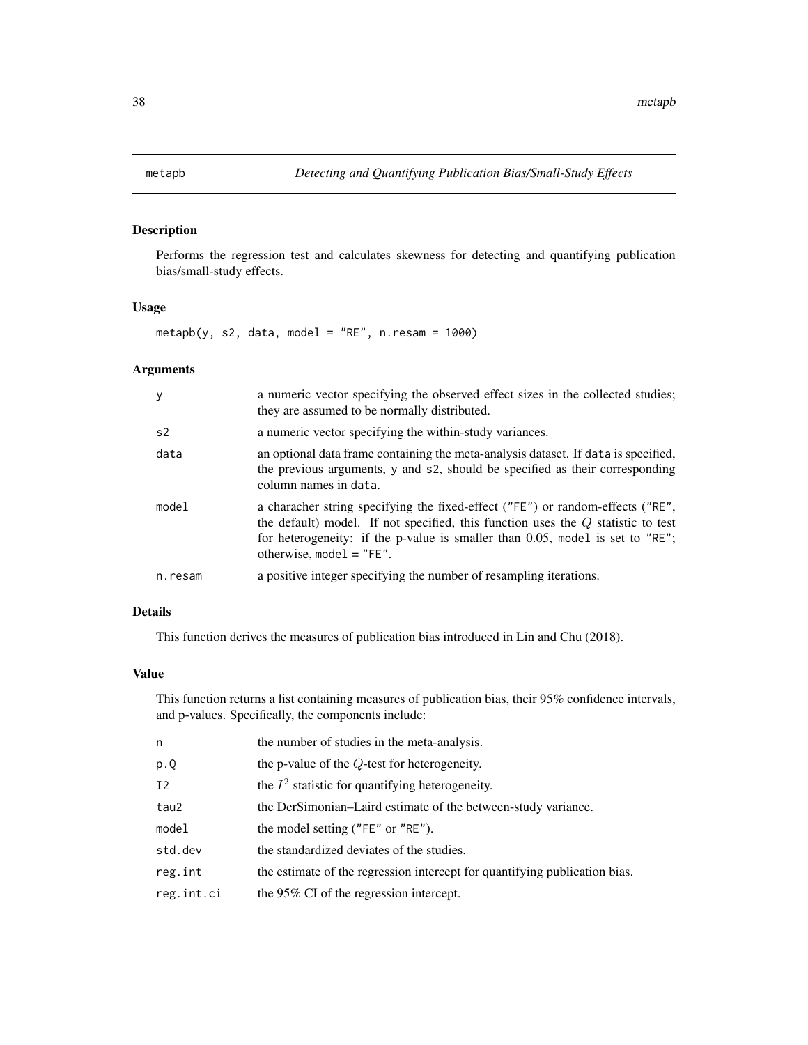metapb *Detecting and Quantifying Publication Bias/Small-Study Effects*

## Description

Performs the regression test and calculates skewness for detecting and quantifying publication bias/small-study effects.

## Usage

```
metapb(y, s2, data, model = "RE", n.resam = 1000)
```

## Arguments

| | |
|---|---|
| `y` | a numeric vector specifying the observed effect sizes in the collected studies; they are assumed to be normally distributed. |
| `s2` | a numeric vector specifying the within-study variances. |
| `data` | an optional data frame containing the meta-analysis dataset. If `data` is specified, the previous arguments, `y` and `s2`, should be specified as their corresponding column names in `data`. |
| `model` | a characher string specifying the fixed-effect (`"FE"`) or random-effects (`"RE"`, the default) model. If not specified, this function uses the $Q$ statistic to test for heterogeneity: if the p-value is smaller than 0.05, `model` is set to `"RE"`; otherwise, `model = "FE"`. |
| `n.resam` | a positive integer specifying the number of resampling iterations. |

## Details

This function derives the measures of publication bias introduced in Lin and Chu (2018).

## Value

This function returns a list containing measures of publication bias, their 95% confidence intervals, and p-values. Specifically, the components include:

| | |
|---|---|
| `n` | the number of studies in the meta-analysis. |
| `p.Q` | the p-value of the $Q$-test for heterogeneity. |
| `I2` | the $I^2$ statistic for quantifying heterogeneity. |
| `tau2` | the DerSimonian–Laird estimate of the between-study variance. |
| `model` | the model setting (`"FE"` or `"RE"`). |
| `std.dev` | the standardized deviates of the studies. |
| `reg.int` | the estimate of the regression intercept for quantifying publication bias. |
| `reg.int.ci` | the 95% CI of the regression intercept. |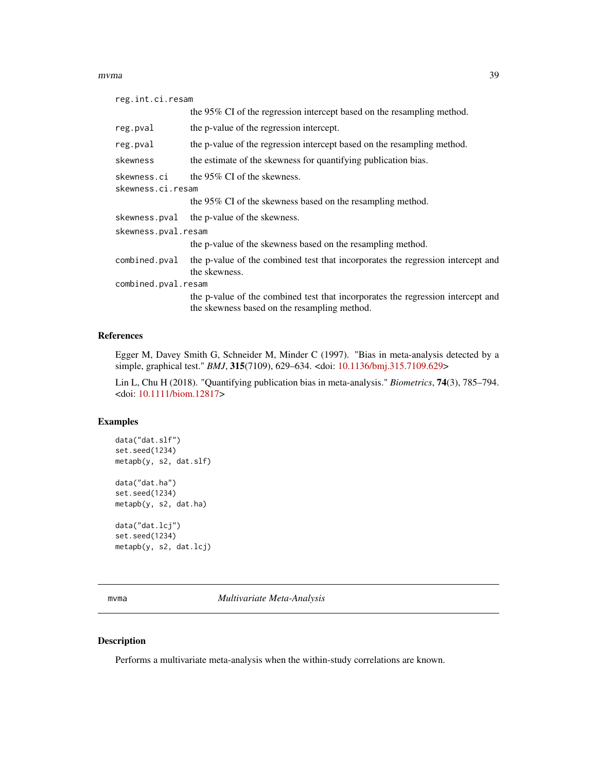reg.int.ci.resam
: the 95% CI of the regression intercept based on the resampling method.

reg.pval
: the p-value of the regression intercept.

reg.pval
: the p-value of the regression intercept based on the resampling method.

skewness
: the estimate of the skewness for quantifying publication bias.

skewness.ci
: the 95% CI of the skewness.

skewness.ci.resam
: the 95% CI of the skewness based on the resampling method.

skewness.pval
: the p-value of the skewness.

skewness.pval.resam
: the p-value of the skewness based on the resampling method.

combined.pval
: the p-value of the combined test that incorporates the regression intercept and the skewness.

combined.pval.resam
: the p-value of the combined test that incorporates the regression intercept and the skewness based on the resampling method.

### References

Egger M, Davey Smith G, Schneider M, Minder C (1997). "Bias in meta-analysis detected by a simple, graphical test." *BMJ*, **315**(7109), 629–634. <doi: 10.1136/bmj.315.7109.629>

Lin L, Chu H (2018). "Quantifying publication bias in meta-analysis." *Biometrics*, **74**(3), 785–794. <doi: 10.1111/biom.12817>

### Examples

```
data("dat.slf")
set.seed(1234)
metapb(y, s2, dat.slf)

data("dat.ha")
set.seed(1234)
metapb(y, s2, dat.ha)

data("dat.lcj")
set.seed(1234)
metapb(y, s2, dat.lcj)
```

---

## mvma *Multivariate Meta-Analysis*

---

### Description

Performs a multivariate meta-analysis when the within-study correlations are known.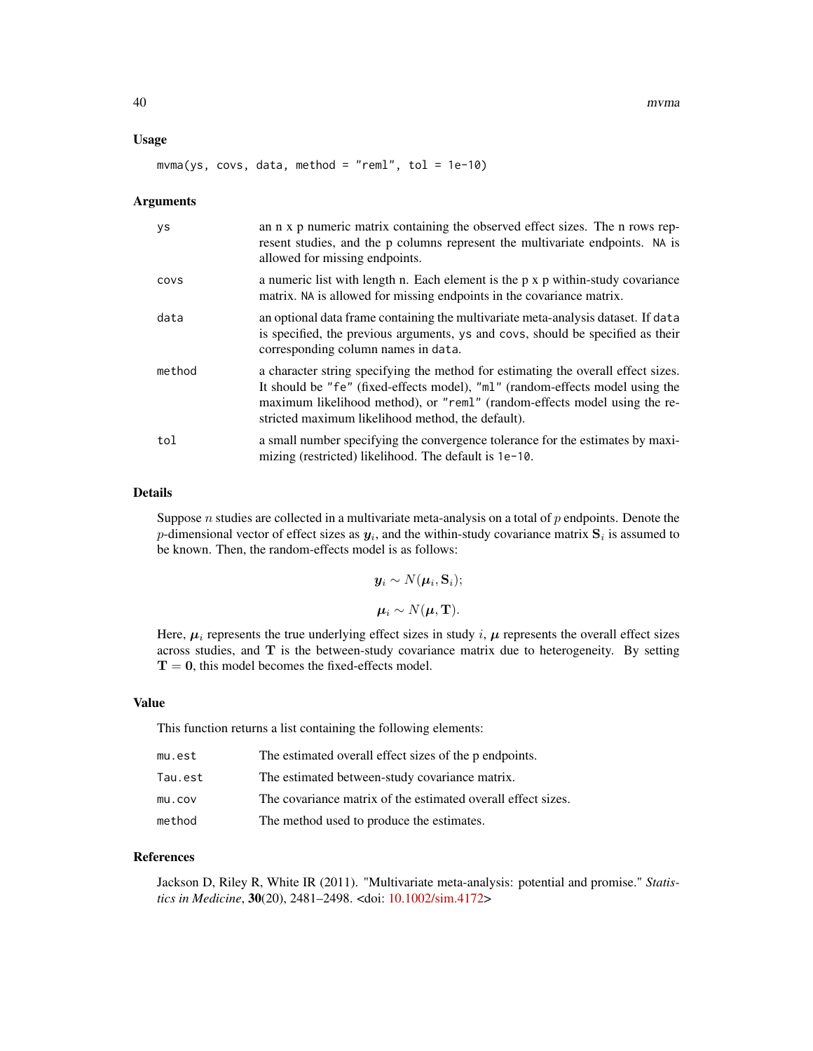### Usage

```
mvma(ys, covs, data, method = "reml", tol = 1e-10)
```

### Arguments

- `ys` — an n x p numeric matrix containing the observed effect sizes. The n rows represent studies, and the p columns represent the multivariate endpoints. `NA` is allowed for missing endpoints.
- `covs` — a numeric list with length n. Each element is the p x p within-study covariance matrix. `NA` is allowed for missing endpoints in the covariance matrix.
- `data` — an optional data frame containing the multivariate meta-analysis dataset. If `data` is specified, the previous arguments, `ys` and `covs`, should be specified as their corresponding column names in `data`.
- `method` — a character string specifying the method for estimating the overall effect sizes. It should be `"fe"` (fixed-effects model), `"ml"` (random-effects model using the maximum likelihood method), or `"reml"` (random-effects model using the restricted maximum likelihood method, the default).
- `tol` — a small number specifying the convergence tolerance for the estimates by maximizing (restricted) likelihood. The default is `1e-10`.

### Details

Suppose $n$ studies are collected in a multivariate meta-analysis on a total of $p$ endpoints. Denote the $p$-dimensional vector of effect sizes as $\boldsymbol{y}_i$, and the within-study covariance matrix $\mathbf{S}_i$ is assumed to be known. Then, the random-effects model is as follows:

$$\boldsymbol{y}_i \sim N(\boldsymbol{\mu}_i, \mathbf{S}_i);$$

$$\boldsymbol{\mu}_i \sim N(\boldsymbol{\mu}, \mathbf{T}).$$

Here, $\boldsymbol{\mu}_i$ represents the true underlying effect sizes in study $i$, $\boldsymbol{\mu}$ represents the overall effect sizes across studies, and $\mathbf{T}$ is the between-study covariance matrix due to heterogeneity. By setting $\mathbf{T} = \mathbf{0}$, this model becomes the fixed-effects model.

### Value

This function returns a list containing the following elements:

- `mu.est` — The estimated overall effect sizes of the p endpoints.
- `Tau.est` — The estimated between-study covariance matrix.
- `mu.cov` — The covariance matrix of the estimated overall effect sizes.
- `method` — The method used to produce the estimates.

### References

Jackson D, Riley R, White IR (2011). "Multivariate meta-analysis: potential and promise." *Statistics in Medicine*, **30**(20), 2481–2498. <doi: 10.1002/sim.4172>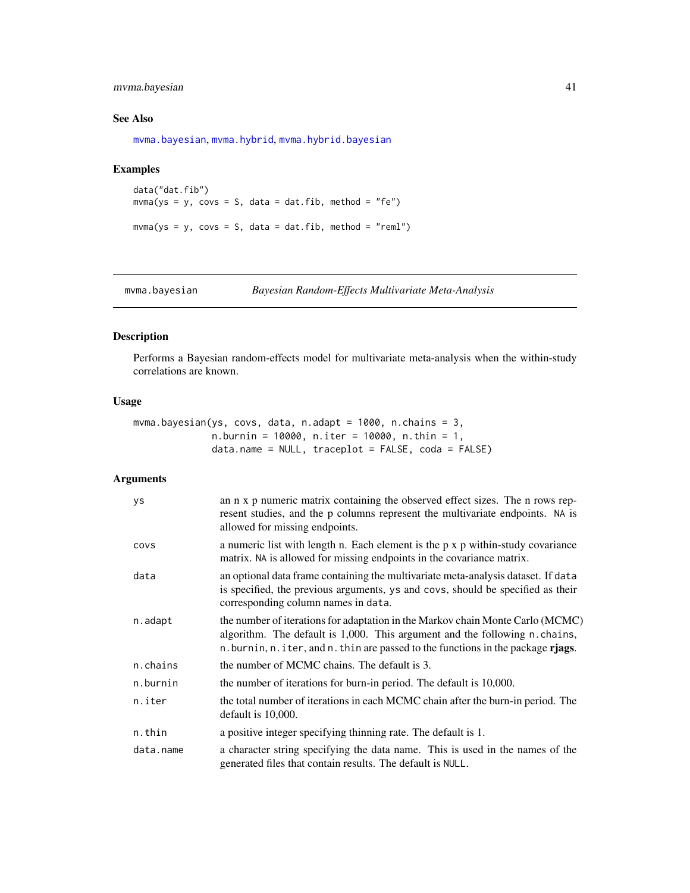### See Also

mvma.bayesian, mvma.hybrid, mvma.hybrid.bayesian

### Examples

```
data("dat.fib")
mvma(ys = y, covs = S, data = dat.fib, method = "fe")

mvma(ys = y, covs = S, data = dat.fib, method = "reml")
```

---

## mvma.bayesian *Bayesian Random-Effects Multivariate Meta-Analysis*

### Description

Performs a Bayesian random-effects model for multivariate meta-analysis when the within-study correlations are known.

### Usage

```
mvma.bayesian(ys, covs, data, n.adapt = 1000, n.chains = 3,
              n.burnin = 10000, n.iter = 10000, n.thin = 1,
              data.name = NULL, traceplot = FALSE, coda = FALSE)
```

### Arguments

| | |
|---|---|
| ys | an n x p numeric matrix containing the observed effect sizes. The n rows represent studies, and the p columns represent the multivariate endpoints. NA is allowed for missing endpoints. |
| covs | a numeric list with length n. Each element is the p x p within-study covariance matrix. NA is allowed for missing endpoints in the covariance matrix. |
| data | an optional data frame containing the multivariate meta-analysis dataset. If data is specified, the previous arguments, ys and covs, should be specified as their corresponding column names in data. |
| n.adapt | the number of iterations for adaptation in the Markov chain Monte Carlo (MCMC) algorithm. The default is 1,000. This argument and the following n.chains, n.burnin, n.iter, and n.thin are passed to the functions in the package **rjags**. |
| n.chains | the number of MCMC chains. The default is 3. |
| n.burnin | the number of iterations for burn-in period. The default is 10,000. |
| n.iter | the total number of iterations in each MCMC chain after the burn-in period. The default is 10,000. |
| n.thin | a positive integer specifying thinning rate. The default is 1. |
| data.name | a character string specifying the data name. This is used in the names of the generated files that contain results. The default is NULL. |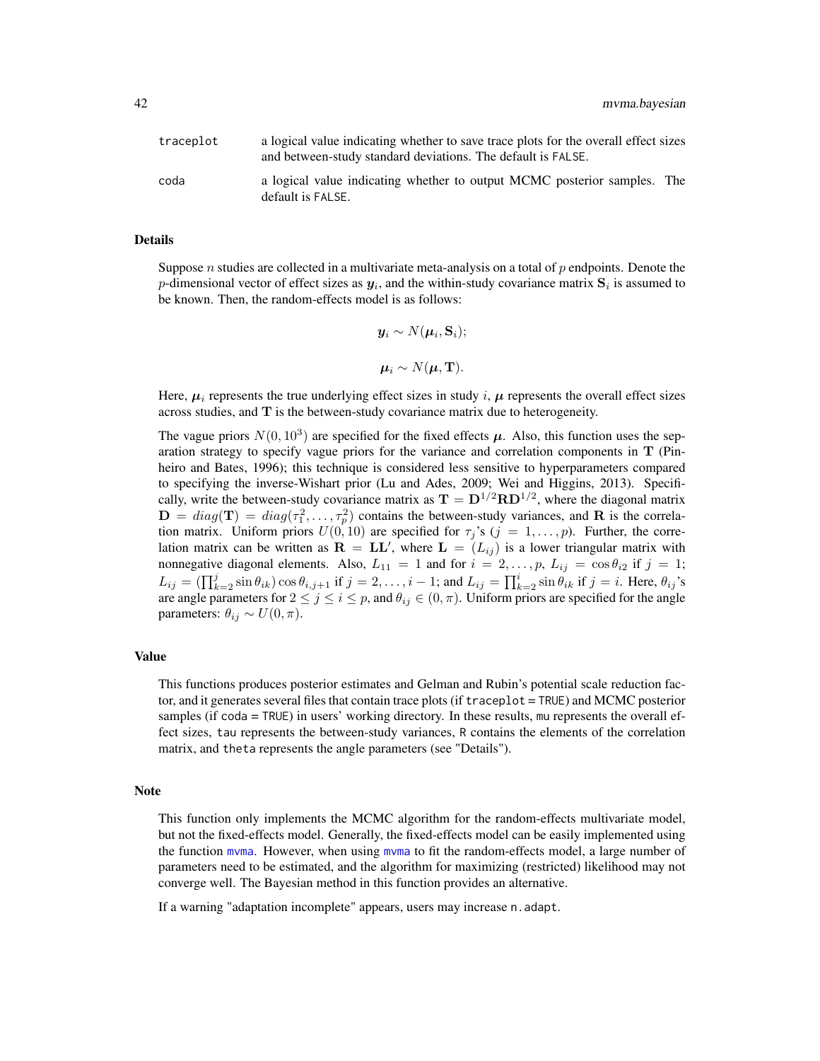traceplot a logical value indicating whether to save trace plots for the overall effect sizes and between-study standard deviations. The default is FALSE.

coda a logical value indicating whether to output MCMC posterior samples. The default is FALSE.

## Details

Suppose $n$ studies are collected in a multivariate meta-analysis on a total of $p$ endpoints. Denote the $p$-dimensional vector of effect sizes as $\boldsymbol{y}_i$, and the within-study covariance matrix $\mathbf{S}_i$ is assumed to be known. Then, the random-effects model is as follows:

$$\boldsymbol{y}_i \sim N(\boldsymbol{\mu}_i, \mathbf{S}_i);$$

$$\boldsymbol{\mu}_i \sim N(\boldsymbol{\mu}, \mathbf{T}).$$

Here, $\boldsymbol{\mu}_i$ represents the true underlying effect sizes in study $i$, $\boldsymbol{\mu}$ represents the overall effect sizes across studies, and $\mathbf{T}$ is the between-study covariance matrix due to heterogeneity.

The vague priors $N(0, 10^3)$ are specified for the fixed effects $\boldsymbol{\mu}$. Also, this function uses the separation strategy to specify vague priors for the variance and correlation components in $\mathbf{T}$ (Pinheiro and Bates, 1996); this technique is considered less sensitive to hyperparameters compared to specifying the inverse-Wishart prior (Lu and Ades, 2009; Wei and Higgins, 2013). Specifically, write the between-study covariance matrix as $\mathbf{T} = \mathbf{D}^{1/2}\mathbf{R}\mathbf{D}^{1/2}$, where the diagonal matrix $\mathbf{D} = diag(\mathbf{T}) = diag(\tau_1^2, \ldots, \tau_p^2)$ contains the between-study variances, and $\mathbf{R}$ is the correlation matrix. Uniform priors $U(0, 10)$ are specified for $\tau_j$'s ($j = 1, \ldots, p$). Further, the correlation matrix can be written as $\mathbf{R} = \mathbf{L}\mathbf{L}'$, where $\mathbf{L} = (L_{ij})$ is a lower triangular matrix with nonnegative diagonal elements. Also, $L_{11} = 1$ and for $i = 2, \ldots, p$, $L_{ij} = \cos\theta_{i2}$ if $j = 1$; $L_{ij} = (\prod_{k=2}^{j} \sin\theta_{ik})\cos\theta_{i,j+1}$ if $j = 2, \ldots, i-1$; and $L_{ij} = \prod_{k=2}^{i} \sin\theta_{ik}$ if $j = i$. Here, $\theta_{ij}$'s are angle parameters for $2 \le j \le i \le p$, and $\theta_{ij} \in (0, \pi)$. Uniform priors are specified for the angle parameters: $\theta_{ij} \sim U(0, \pi)$.

## Value

This functions produces posterior estimates and Gelman and Rubin's potential scale reduction factor, and it generates several files that contain trace plots (if traceplot = TRUE) and MCMC posterior samples (if coda = TRUE) in users' working directory. In these results, mu represents the overall effect sizes, tau represents the between-study variances, R contains the elements of the correlation matrix, and theta represents the angle parameters (see "Details").

## Note

This function only implements the MCMC algorithm for the random-effects multivariate model, but not the fixed-effects model. Generally, the fixed-effects model can be easily implemented using the function mvma. However, when using mvma to fit the random-effects model, a large number of parameters need to be estimated, and the algorithm for maximizing (restricted) likelihood may not converge well. The Bayesian method in this function provides an alternative.

If a warning "adaptation incomplete" appears, users may increase n.adapt.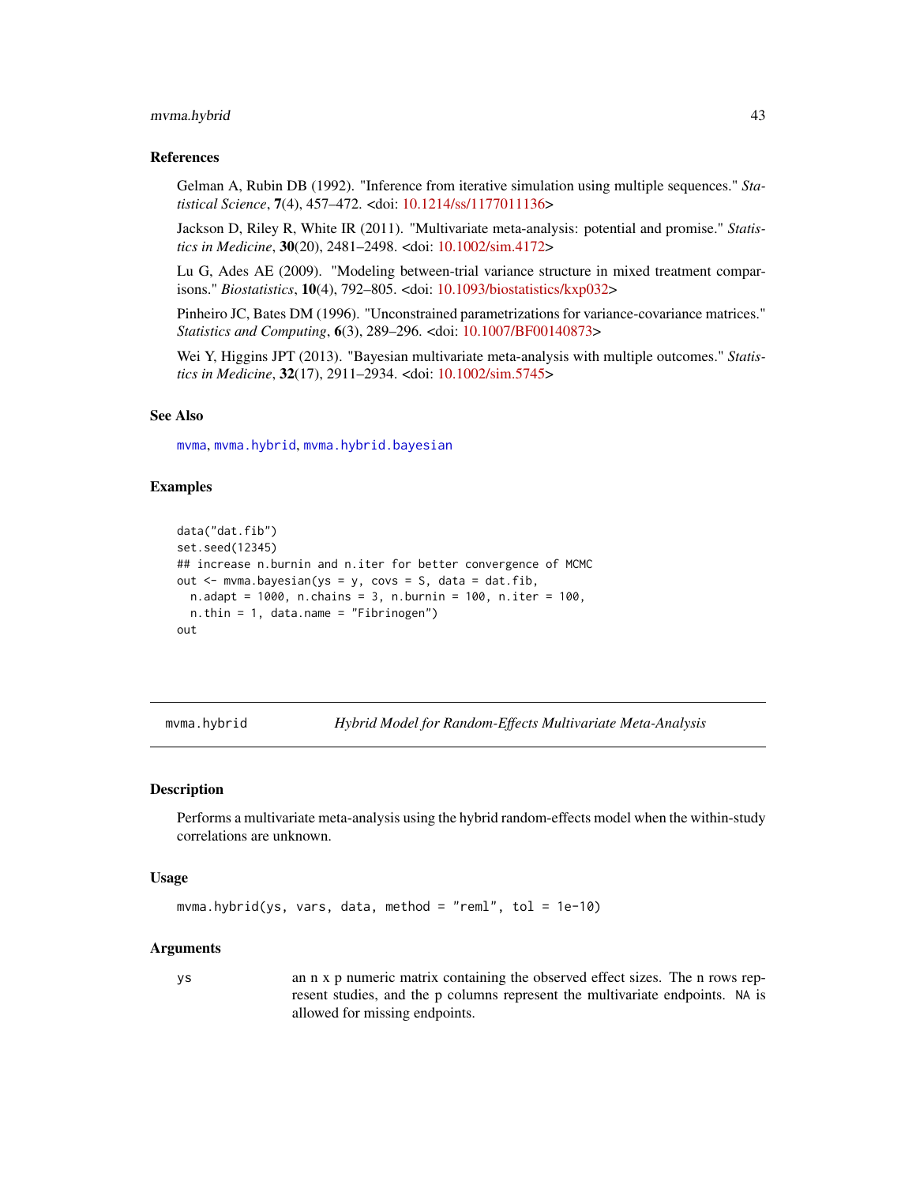### References

Gelman A, Rubin DB (1992). "Inference from iterative simulation using multiple sequences." *Statistical Science*, **7**(4), 457–472. <doi: 10.1214/ss/1177011136>

Jackson D, Riley R, White IR (2011). "Multivariate meta-analysis: potential and promise." *Statistics in Medicine*, **30**(20), 2481–2498. <doi: 10.1002/sim.4172>

Lu G, Ades AE (2009). "Modeling between-trial variance structure in mixed treatment comparisons." *Biostatistics*, **10**(4), 792–805. <doi: 10.1093/biostatistics/kxp032>

Pinheiro JC, Bates DM (1996). "Unconstrained parametrizations for variance-covariance matrices." *Statistics and Computing*, **6**(3), 289–296. <doi: 10.1007/BF00140873>

Wei Y, Higgins JPT (2013). "Bayesian multivariate meta-analysis with multiple outcomes." *Statistics in Medicine*, **32**(17), 2911–2934. <doi: 10.1002/sim.5745>

### See Also

`mvma`, `mvma.hybrid`, `mvma.hybrid.bayesian`

### Examples

```
data("dat.fib")
set.seed(12345)
## increase n.burnin and n.iter for better convergence of MCMC
out <- mvma.bayesian(ys = y, covs = S, data = dat.fib,
  n.adapt = 1000, n.chains = 3, n.burnin = 100, n.iter = 100,
  n.thin = 1, data.name = "Fibrinogen")
out
```

---

## mvma.hybrid — *Hybrid Model for Random-Effects Multivariate Meta-Analysis*

### Description

Performs a multivariate meta-analysis using the hybrid random-effects model when the within-study correlations are unknown.

### Usage

```
mvma.hybrid(ys, vars, data, method = "reml", tol = 1e-10)
```

### Arguments

| | |
|---|---|
| ys | an n x p numeric matrix containing the observed effect sizes. The n rows represent studies, and the p columns represent the multivariate endpoints. `NA` is allowed for missing endpoints. |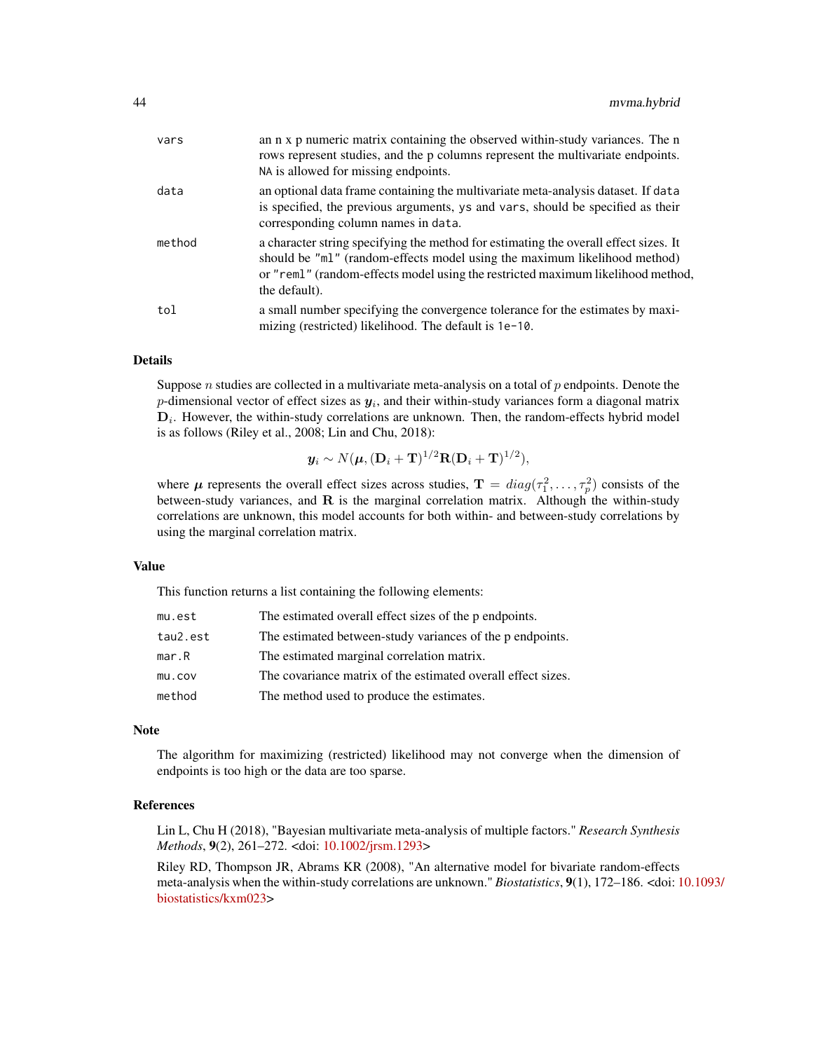| | |
|---|---|
| `vars` | an n x p numeric matrix containing the observed within-study variances. The n rows represent studies, and the p columns represent the multivariate endpoints. `NA` is allowed for missing endpoints. |
| `data` | an optional data frame containing the multivariate meta-analysis dataset. If `data` is specified, the previous arguments, `ys` and `vars`, should be specified as their corresponding column names in `data`. |
| `method` | a character string specifying the method for estimating the overall effect sizes. It should be `"ml"` (random-effects model using the maximum likelihood method) or `"reml"` (random-effects model using the restricted maximum likelihood method, the default). |
| `tol` | a small number specifying the convergence tolerance for the estimates by maximizing (restricted) likelihood. The default is `1e-10`. |

## Details

Suppose $n$ studies are collected in a multivariate meta-analysis on a total of $p$ endpoints. Denote the $p$-dimensional vector of effect sizes as $\boldsymbol{y}_i$, and their within-study variances form a diagonal matrix $\mathbf{D}_i$. However, the within-study correlations are unknown. Then, the random-effects hybrid model is as follows (Riley et al., 2008; Lin and Chu, 2018):

$$\boldsymbol{y}_i \sim N(\boldsymbol{\mu}, (\mathbf{D}_i + \mathbf{T})^{1/2}\mathbf{R}(\mathbf{D}_i + \mathbf{T})^{1/2}),$$

where $\boldsymbol{\mu}$ represents the overall effect sizes across studies, $\mathbf{T} = diag(\tau_1^2, \ldots, \tau_p^2)$ consists of the between-study variances, and $\mathbf{R}$ is the marginal correlation matrix. Although the within-study correlations are unknown, this model accounts for both within- and between-study correlations by using the marginal correlation matrix.

## Value

This function returns a list containing the following elements:

| | |
|---|---|
| `mu.est` | The estimated overall effect sizes of the p endpoints. |
| `tau2.est` | The estimated between-study variances of the p endpoints. |
| `mar.R` | The estimated marginal correlation matrix. |
| `mu.cov` | The covariance matrix of the estimated overall effect sizes. |
| `method` | The method used to produce the estimates. |

## Note

The algorithm for maximizing (restricted) likelihood may not converge when the dimension of endpoints is too high or the data are too sparse.

## References

Lin L, Chu H (2018), "Bayesian multivariate meta-analysis of multiple factors." *Research Synthesis Methods*, **9**(2), 261–272. <doi: 10.1002/jrsm.1293>

Riley RD, Thompson JR, Abrams KR (2008), "An alternative model for bivariate random-effects meta-analysis when the within-study correlations are unknown." *Biostatistics*, **9**(1), 172–186. <doi: 10.1093/biostatistics/kxm023>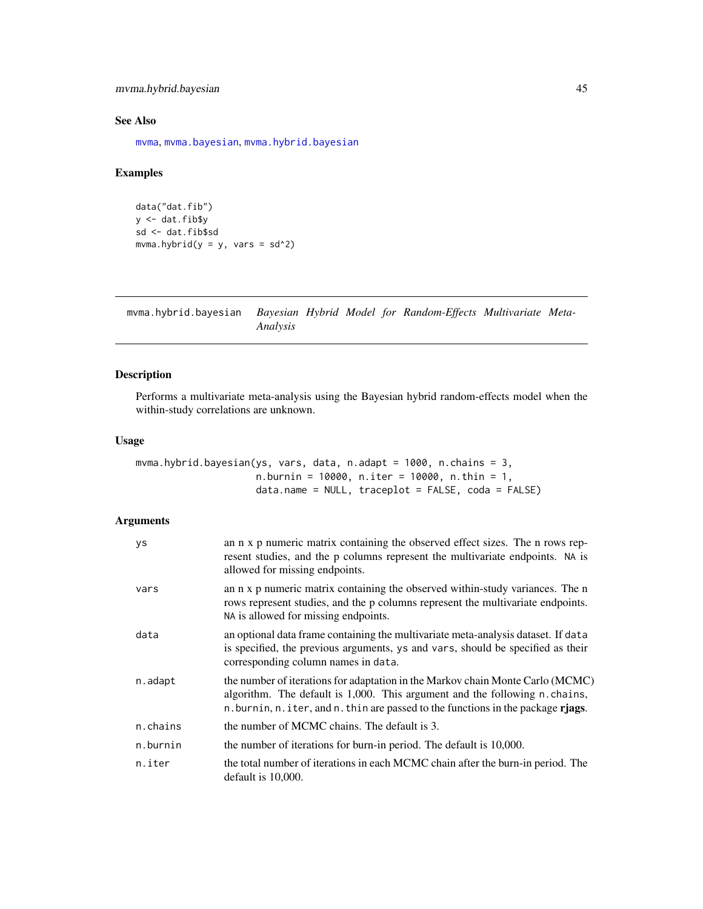## See Also

mvma, mvma.bayesian, mvma.hybrid.bayesian

## Examples

```
data("dat.fib")
y <- dat.fib$y
sd <- dat.fib$sd
mvma.hybrid(y = y, vars = sd^2)
```

---

# mvma.hybrid.bayesian — *Bayesian Hybrid Model for Random-Effects Multivariate Meta-Analysis*

## Description

Performs a multivariate meta-analysis using the Bayesian hybrid random-effects model when the within-study correlations are unknown.

## Usage

```
mvma.hybrid.bayesian(ys, vars, data, n.adapt = 1000, n.chains = 3,
                     n.burnin = 10000, n.iter = 10000, n.thin = 1,
                     data.name = NULL, traceplot = FALSE, coda = FALSE)
```

## Arguments

| | |
|---|---|
| `ys` | an n x p numeric matrix containing the observed effect sizes. The n rows represent studies, and the p columns represent the multivariate endpoints. `NA` is allowed for missing endpoints. |
| `vars` | an n x p numeric matrix containing the observed within-study variances. The n rows represent studies, and the p columns represent the multivariate endpoints. `NA` is allowed for missing endpoints. |
| `data` | an optional data frame containing the multivariate meta-analysis dataset. If `data` is specified, the previous arguments, `ys` and `vars`, should be specified as their corresponding column names in `data`. |
| `n.adapt` | the number of iterations for adaptation in the Markov chain Monte Carlo (MCMC) algorithm. The default is 1,000. This argument and the following `n.chains`, `n.burnin`, `n.iter`, and `n.thin` are passed to the functions in the package **rjags**. |
| `n.chains` | the number of MCMC chains. The default is 3. |
| `n.burnin` | the number of iterations for burn-in period. The default is 10,000. |
| `n.iter` | the total number of iterations in each MCMC chain after the burn-in period. The default is 10,000. |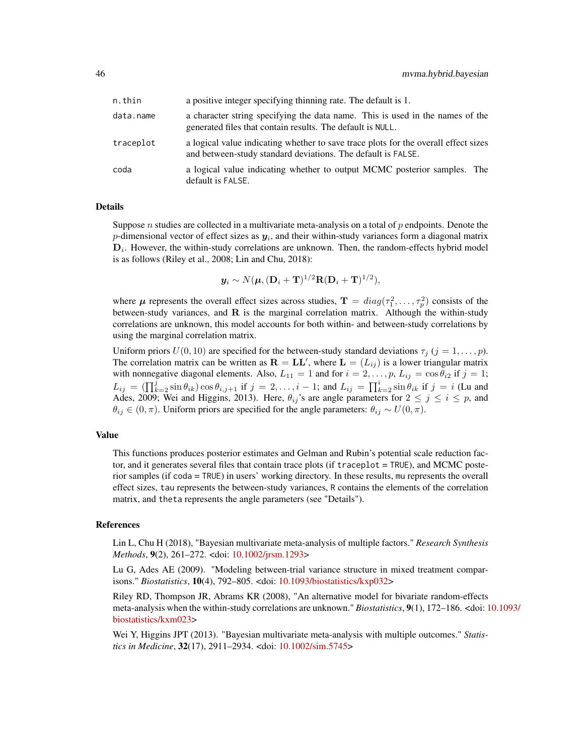| | |
|---|---|
| n.thin | a positive integer specifying thinning rate. The default is 1. |
| data.name | a character string specifying the data name. This is used in the names of the generated files that contain results. The default is NULL. |
| traceplot | a logical value indicating whether to save trace plots for the overall effect sizes and between-study standard deviations. The default is FALSE. |
| coda | a logical value indicating whether to output MCMC posterior samples. The default is FALSE. |

## Details

Suppose $n$ studies are collected in a multivariate meta-analysis on a total of $p$ endpoints. Denote the $p$-dimensional vector of effect sizes as $\boldsymbol{y}_i$, and their within-study variances form a diagonal matrix $\mathbf{D}_i$. However, the within-study correlations are unknown. Then, the random-effects hybrid model is as follows (Riley et al., 2008; Lin and Chu, 2018):

$$\boldsymbol{y}_i \sim N(\boldsymbol{\mu}, (\mathbf{D}_i + \mathbf{T})^{1/2}\mathbf{R}(\mathbf{D}_i + \mathbf{T})^{1/2}),$$

where $\boldsymbol{\mu}$ represents the overall effect sizes across studies, $\mathbf{T} = diag(\tau_1^2, \ldots, \tau_p^2)$ consists of the between-study variances, and $\mathbf{R}$ is the marginal correlation matrix. Although the within-study correlations are unknown, this model accounts for both within- and between-study correlations by using the marginal correlation matrix.

Uniform priors $U(0, 10)$ are specified for the between-study standard deviations $\tau_j$ $(j = 1, \ldots, p)$. The correlation matrix can be written as $\mathbf{R} = \mathbf{L}\mathbf{L}'$, where $\mathbf{L} = (L_{ij})$ is a lower triangular matrix with nonnegative diagonal elements. Also, $L_{11} = 1$ and for $i = 2, \ldots, p$, $L_{ij} = \cos\theta_{i2}$ if $j = 1$; $L_{ij} = (\prod_{k=2}^{j} \sin\theta_{ik}) \cos\theta_{i,j+1}$ if $j = 2, \ldots, i-1$; and $L_{ij} = \prod_{k=2}^{i} \sin\theta_{ik}$ if $j = i$ (Lu and Ades, 2009; Wei and Higgins, 2013). Here, $\theta_{ij}$'s are angle parameters for $2 \leq j \leq i \leq p$, and $\theta_{ij} \in (0, \pi)$. Uniform priors are specified for the angle parameters: $\theta_{ij} \sim U(0, \pi)$.

## Value

This functions produces posterior estimates and Gelman and Rubin's potential scale reduction factor, and it generates several files that contain trace plots (if traceplot = TRUE), and MCMC posterior samples (if coda = TRUE) in users' working directory. In these results, mu represents the overall effect sizes, tau represents the between-study variances, R contains the elements of the correlation matrix, and theta represents the angle parameters (see "Details").

## References

Lin L, Chu H (2018), "Bayesian multivariate meta-analysis of multiple factors." *Research Synthesis Methods*, **9**(2), 261–272. <doi: 10.1002/jrsm.1293>

Lu G, Ades AE (2009). "Modeling between-trial variance structure in mixed treatment comparisons." *Biostatistics*, **10**(4), 792–805. <doi: 10.1093/biostatistics/kxp032>

Riley RD, Thompson JR, Abrams KR (2008), "An alternative model for bivariate random-effects meta-analysis when the within-study correlations are unknown." *Biostatistics*, **9**(1), 172–186. <doi: 10.1093/biostatistics/kxm023>

Wei Y, Higgins JPT (2013). "Bayesian multivariate meta-analysis with multiple outcomes." *Statistics in Medicine*, **32**(17), 2911–2934. <doi: 10.1002/sim.5745>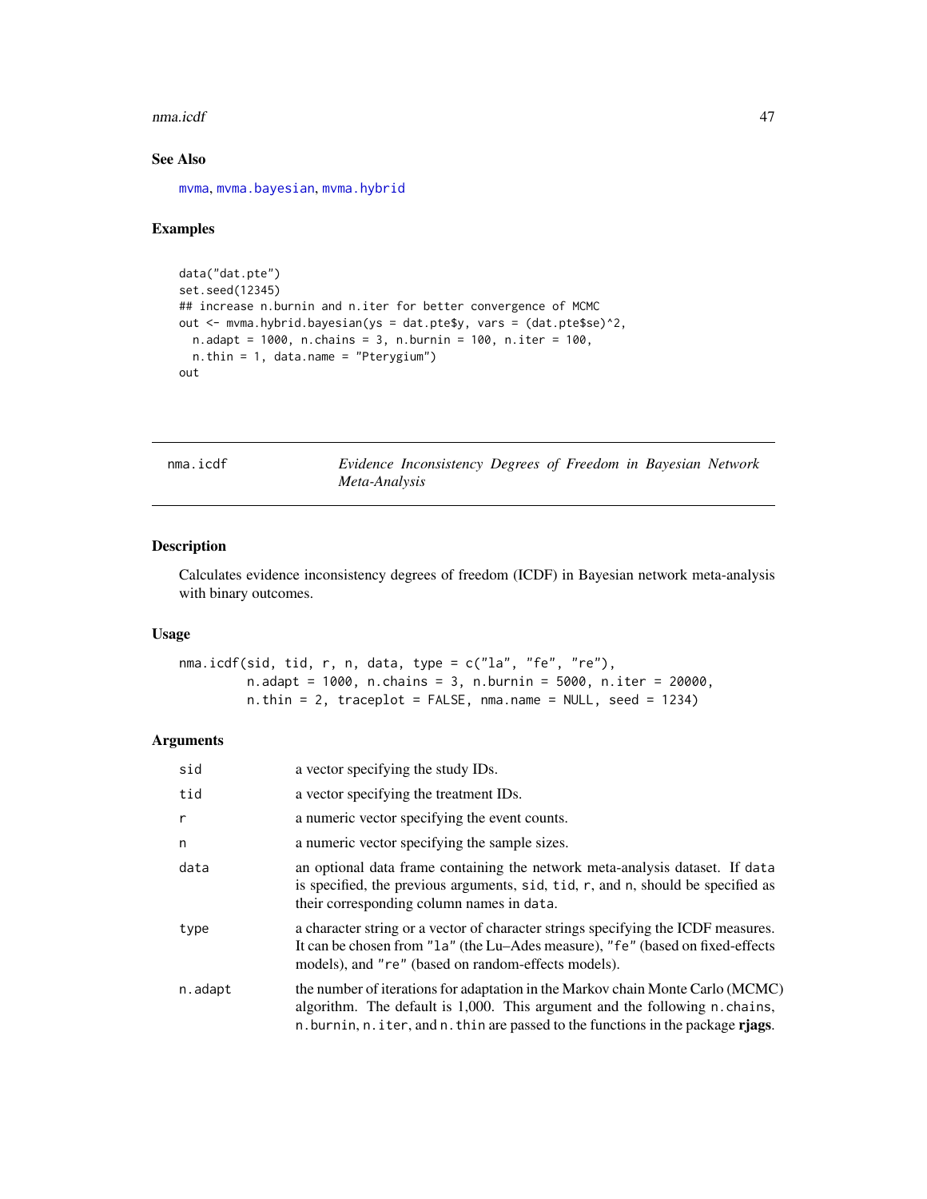### See Also

mvma, mvma.bayesian, mvma.hybrid

### Examples

```
data("dat.pte")
set.seed(12345)
## increase n.burnin and n.iter for better convergence of MCMC
out <- mvma.hybrid.bayesian(ys = dat.pte$y, vars = (dat.pte$se)^2,
  n.adapt = 1000, n.chains = 3, n.burnin = 100, n.iter = 100,
  n.thin = 1, data.name = "Pterygium")
out
```

---

## nma.icdf — *Evidence Inconsistency Degrees of Freedom in Bayesian Network Meta-Analysis*

### Description

Calculates evidence inconsistency degrees of freedom (ICDF) in Bayesian network meta-analysis with binary outcomes.

### Usage

```
nma.icdf(sid, tid, r, n, data, type = c("la", "fe", "re"),
         n.adapt = 1000, n.chains = 3, n.burnin = 5000, n.iter = 20000,
         n.thin = 2, traceplot = FALSE, nma.name = NULL, seed = 1234)
```

### Arguments

| | |
|---|---|
| `sid` | a vector specifying the study IDs. |
| `tid` | a vector specifying the treatment IDs. |
| `r` | a numeric vector specifying the event counts. |
| `n` | a numeric vector specifying the sample sizes. |
| `data` | an optional data frame containing the network meta-analysis dataset. If `data` is specified, the previous arguments, `sid`, `tid`, `r`, and `n`, should be specified as their corresponding column names in `data`. |
| `type` | a character string or a vector of character strings specifying the ICDF measures. It can be chosen from `"la"` (the Lu–Ades measure), `"fe"` (based on fixed-effects models), and `"re"` (based on random-effects models). |
| `n.adapt` | the number of iterations for adaptation in the Markov chain Monte Carlo (MCMC) algorithm. The default is 1,000. This argument and the following `n.chains`, `n.burnin`, `n.iter`, and `n.thin` are passed to the functions in the package **rjags**. |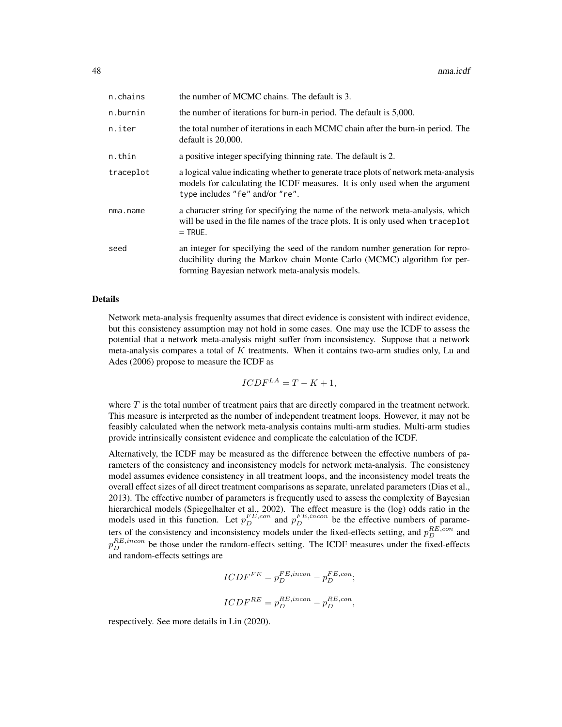| | |
|---|---|
| n.chains | the number of MCMC chains. The default is 3. |
| n.burnin | the number of iterations for burn-in period. The default is 5,000. |
| n.iter | the total number of iterations in each MCMC chain after the burn-in period. The default is 20,000. |
| n.thin | a positive integer specifying thinning rate. The default is 2. |
| traceplot | a logical value indicating whether to generate trace plots of network meta-analysis models for calculating the ICDF measures. It is only used when the argument type includes "fe" and/or "re". |
| nma.name | a character string for specifying the name of the network meta-analysis, which will be used in the file names of the trace plots. It is only used when traceplot = TRUE. |
| seed | an integer for specifying the seed of the random number generation for reproducibility during the Markov chain Monte Carlo (MCMC) algorithm for performing Bayesian network meta-analysis models. |

## Details

Network meta-analysis frequenlty assumes that direct evidence is consistent with indirect evidence, but this consistency assumption may not hold in some cases. One may use the ICDF to assess the potential that a network meta-analysis might suffer from inconsistency. Suppose that a network meta-analysis compares a total of $K$ treatments. When it contains two-arm studies only, Lu and Ades (2006) propose to measure the ICDF as

$$ICDF^{LA} = T - K + 1,$$

where $T$ is the total number of treatment pairs that are directly compared in the treatment network. This measure is interpreted as the number of independent treatment loops. However, it may not be feasibly calculated when the network meta-analysis contains multi-arm studies. Multi-arm studies provide intrinsically consistent evidence and complicate the calculation of the ICDF.

Alternatively, the ICDF may be measured as the difference between the effective numbers of parameters of the consistency and inconsistency models for network meta-analysis. The consistency model assumes evidence consistency in all treatment loops, and the inconsistency model treats the overall effect sizes of all direct treatment comparisons as separate, unrelated parameters (Dias et al., 2013). The effective number of parameters is frequently used to assess the complexity of Bayesian hierarchical models (Spiegelhalter et al., 2002). The effect measure is the (log) odds ratio in the models used in this function. Let $p_D^{FE,con}$ and $p_D^{FE,incon}$ be the effective numbers of parameters of the consistency and inconsistency models under the fixed-effects setting, and $p_D^{RE,con}$ and $p_D^{RE,incon}$ be those under the random-effects setting. The ICDF measures under the fixed-effects and random-effects settings are

$$ICDF^{FE} = p_D^{FE,incon} - p_D^{FE,con};$$

$$ICDF^{RE} = p_D^{RE,incon} - p_D^{RE,con},$$

respectively. See more details in Lin (2020).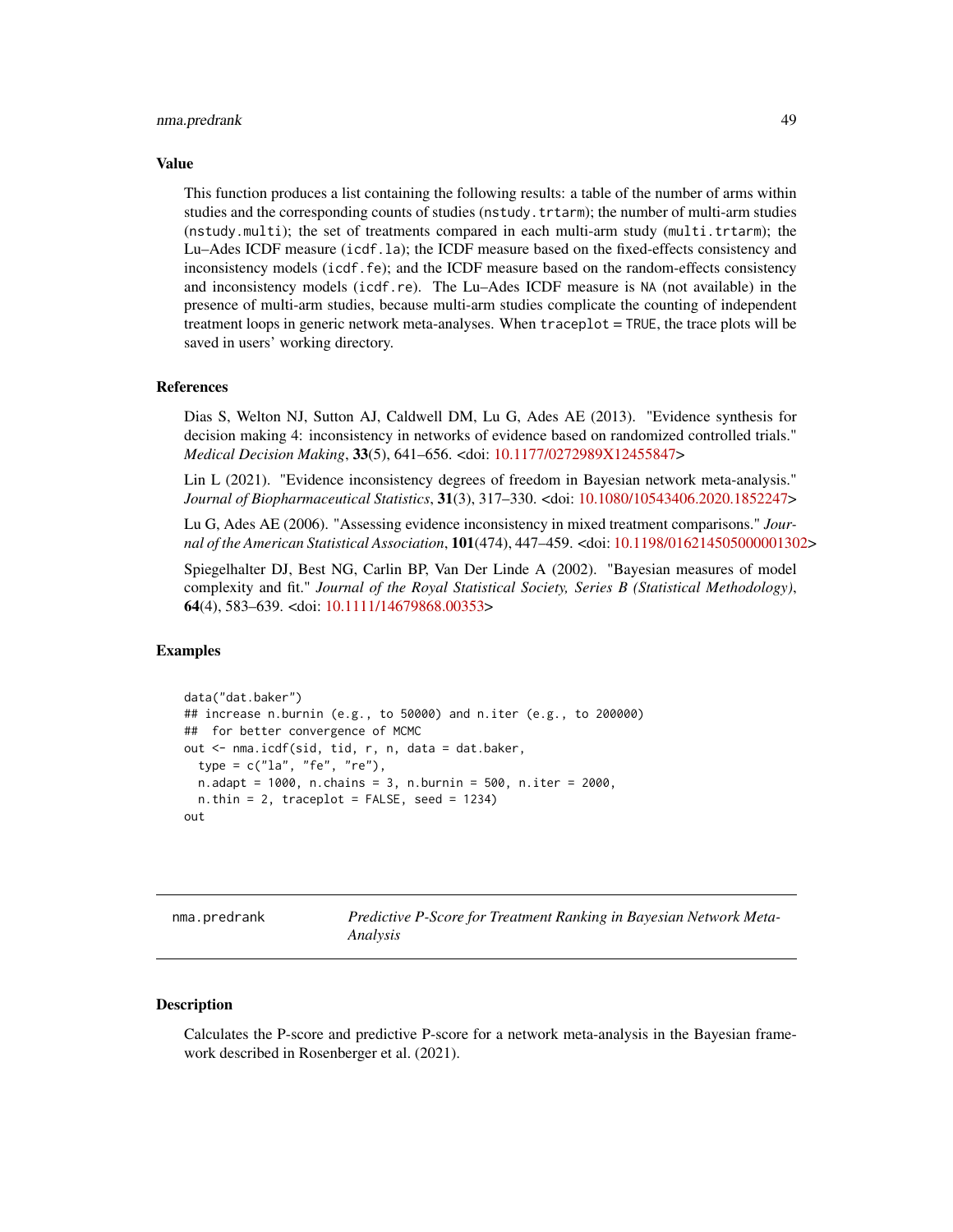### Value

This function produces a list containing the following results: a table of the number of arms within studies and the corresponding counts of studies (`nstudy.trtarm`); the number of multi-arm studies (`nstudy.multi`); the set of treatments compared in each multi-arm study (`multi.trtarm`); the Lu–Ades ICDF measure (`icdf.la`); the ICDF measure based on the fixed-effects consistency and inconsistency models (`icdf.fe`); and the ICDF measure based on the random-effects consistency and inconsistency models (`icdf.re`). The Lu–Ades ICDF measure is `NA` (not available) in the presence of multi-arm studies, because multi-arm studies complicate the counting of independent treatment loops in generic network meta-analyses. When `traceplot = TRUE`, the trace plots will be saved in users' working directory.

### References

Dias S, Welton NJ, Sutton AJ, Caldwell DM, Lu G, Ades AE (2013). "Evidence synthesis for decision making 4: inconsistency in networks of evidence based on randomized controlled trials." *Medical Decision Making*, **33**(5), 641–656. <doi: 10.1177/0272989X12455847>

Lin L (2021). "Evidence inconsistency degrees of freedom in Bayesian network meta-analysis." *Journal of Biopharmaceutical Statistics*, **31**(3), 317–330. <doi: 10.1080/10543406.2020.1852247>

Lu G, Ades AE (2006). "Assessing evidence inconsistency in mixed treatment comparisons." *Journal of the American Statistical Association*, **101**(474), 447–459. <doi: 10.1198/016214505000001302>

Spiegelhalter DJ, Best NG, Carlin BP, Van Der Linde A (2002). "Bayesian measures of model complexity and fit." *Journal of the Royal Statistical Society, Series B (Statistical Methodology)*, **64**(4), 583–639. <doi: 10.1111/14679868.00353>

### Examples

```
data("dat.baker")
## increase n.burnin (e.g., to 50000) and n.iter (e.g., to 200000)
##  for better convergence of MCMC
out <- nma.icdf(sid, tid, r, n, data = dat.baker,
  type = c("la", "fe", "re"),
  n.adapt = 1000, n.chains = 3, n.burnin = 500, n.iter = 2000,
  n.thin = 2, traceplot = FALSE, seed = 1234)
out
```

---

## nma.predrank — *Predictive P-Score for Treatment Ranking in Bayesian Network Meta-Analysis*

### Description

Calculates the P-score and predictive P-score for a network meta-analysis in the Bayesian framework described in Rosenberger et al. (2021).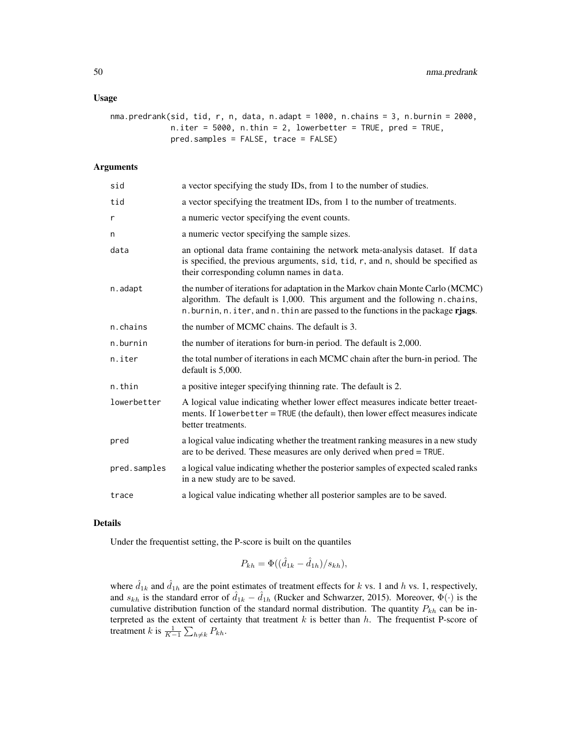## Usage

```
nma.predrank(sid, tid, r, n, data, n.adapt = 1000, n.chains = 3, n.burnin = 2000,
             n.iter = 5000, n.thin = 2, lowerbetter = TRUE, pred = TRUE,
             pred.samples = FALSE, trace = FALSE)
```

## Arguments

| | |
|---|---|
| sid | a vector specifying the study IDs, from 1 to the number of studies. |
| tid | a vector specifying the treatment IDs, from 1 to the number of treatments. |
| r | a numeric vector specifying the event counts. |
| n | a numeric vector specifying the sample sizes. |
| data | an optional data frame containing the network meta-analysis dataset. If data is specified, the previous arguments, sid, tid, r, and n, should be specified as their corresponding column names in data. |
| n.adapt | the number of iterations for adaptation in the Markov chain Monte Carlo (MCMC) algorithm. The default is 1,000. This argument and the following n.chains, n.burnin, n.iter, and n.thin are passed to the functions in the package **rjags**. |
| n.chains | the number of MCMC chains. The default is 3. |
| n.burnin | the number of iterations for burn-in period. The default is 2,000. |
| n.iter | the total number of iterations in each MCMC chain after the burn-in period. The default is 5,000. |
| n.thin | a positive integer specifying thinning rate. The default is 2. |
| lowerbetter | A logical value indicating whether lower effect measures indicate better treaetments. If lowerbetter = TRUE (the default), then lower effect measures indicate better treatments. |
| pred | a logical value indicating whether the treatment ranking measures in a new study are to be derived. These measures are only derived when pred = TRUE. |
| pred.samples | a logical value indicating whether the posterior samples of expected scaled ranks in a new study are to be saved. |
| trace | a logical value indicating whether all posterior samples are to be saved. |

## Details

Under the frequentist setting, the P-score is built on the quantiles

$$P_{kh} = \Phi((\hat{d}_{1k} - \hat{d}_{1h})/s_{kh}),$$

where $\hat{d}_{1k}$ and $\hat{d}_{1h}$ are the point estimates of treatment effects for $k$ vs. 1 and $h$ vs. 1, respectively, and $s_{kh}$ is the standard error of $\hat{d}_{1k} - \hat{d}_{1h}$ (Rucker and Schwarzer, 2015). Moreover, $\Phi(\cdot)$ is the cumulative distribution function of the standard normal distribution. The quantity $P_{kh}$ can be interpreted as the extent of certainty that treatment $k$ is better than $h$. The frequentist P-score of treatment $k$ is $\frac{1}{K-1}\sum_{h \neq k} P_{kh}$.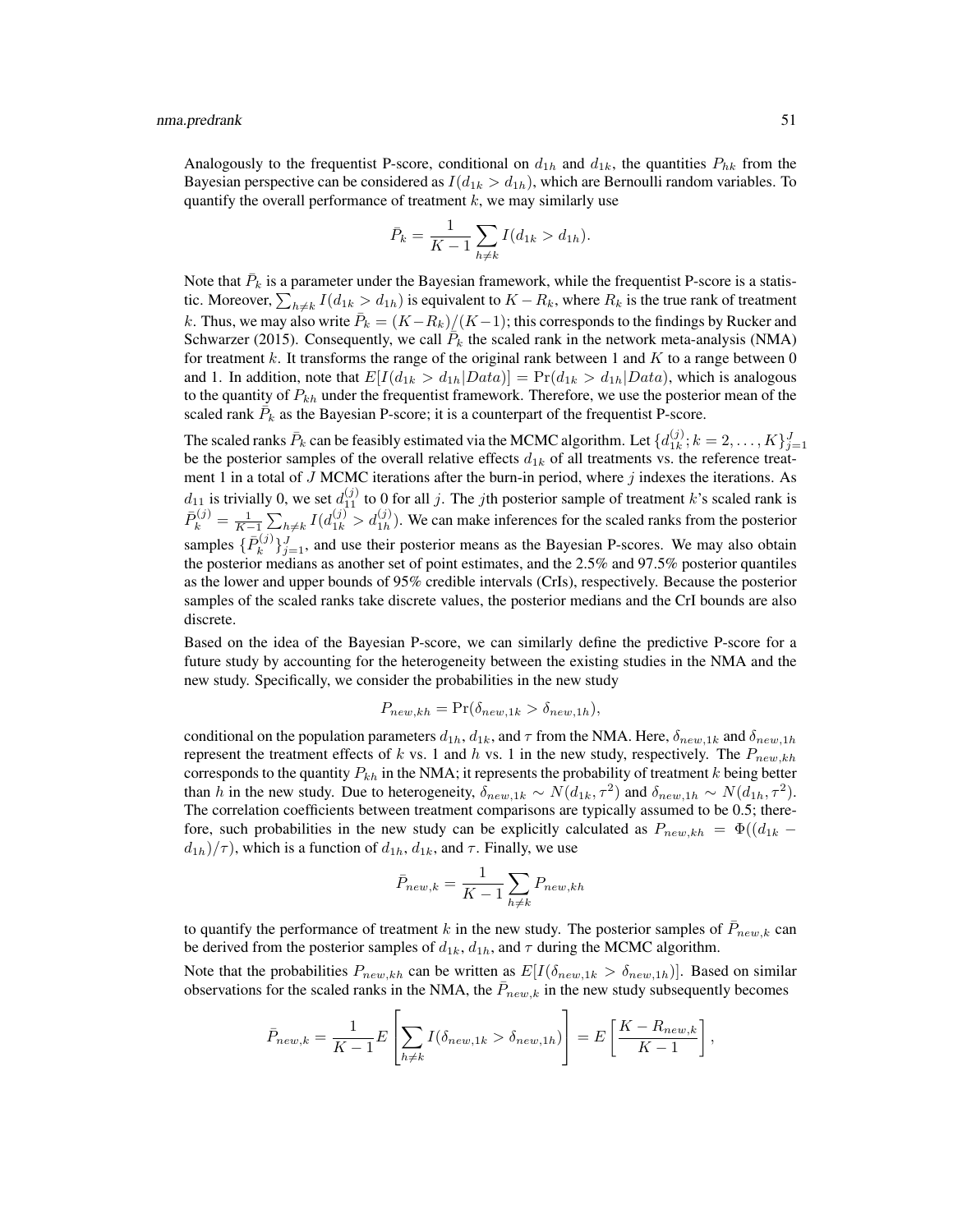Analogously to the frequentist P-score, conditional on $d_{1h}$ and $d_{1k}$, the quantities $P_{hk}$ from the Bayesian perspective can be considered as $I(d_{1k} > d_{1h})$, which are Bernoulli random variables. To quantify the overall performance of treatment $k$, we may similarly use

$$\bar{P}_k = \frac{1}{K-1} \sum_{h \neq k} I(d_{1k} > d_{1h}).$$

Note that $\bar{P}_k$ is a parameter under the Bayesian framework, while the frequentist P-score is a statistic. Moreover, $\sum_{h \neq k} I(d_{1k} > d_{1h})$ is equivalent to $K - R_k$, where $R_k$ is the true rank of treatment $k$. Thus, we may also write $\bar{P}_k = (K - R_k)/(K-1)$; this corresponds to the findings by Rucker and Schwarzer (2015). Consequently, we call $\bar{P}_k$ the scaled rank in the network meta-analysis (NMA) for treatment $k$. It transforms the range of the original rank between 1 and $K$ to a range between 0 and 1. In addition, note that $E[I(d_{1k} > d_{1h}|Data)] = \Pr(d_{1k} > d_{1h}|Data)$, which is analogous to the quantity of $P_{kh}$ under the frequentist framework. Therefore, we use the posterior mean of the scaled rank $\bar{P}_k$ as the Bayesian P-score; it is a counterpart of the frequentist P-score.

The scaled ranks $\bar{P}_k$ can be feasibly estimated via the MCMC algorithm. Let $\{d_{1k}^{(j)}; k = 2, \ldots, K\}_{j=1}^{J}$ be the posterior samples of the overall relative effects $d_{1k}$ of all treatments vs. the reference treatment 1 in a total of $J$ MCMC iterations after the burn-in period, where $j$ indexes the iterations. As $d_{11}$ is trivially 0, we set $d_{11}^{(j)}$ to 0 for all $j$. The $j$th posterior sample of treatment $k$'s scaled rank is $\bar{P}_k^{(j)} = \frac{1}{K-1} \sum_{h \neq k} I(d_{1k}^{(j)} > d_{1h}^{(j)})$. We can make inferences for the scaled ranks from the posterior samples $\{\bar{P}_k^{(j)}\}_{j=1}^{J}$, and use their posterior means as the Bayesian P-scores. We may also obtain the posterior medians as another set of point estimates, and the 2.5% and 97.5% posterior quantiles as the lower and upper bounds of 95% credible intervals (CrIs), respectively. Because the posterior samples of the scaled ranks take discrete values, the posterior medians and the CrI bounds are also discrete.

Based on the idea of the Bayesian P-score, we can similarly define the predictive P-score for a future study by accounting for the heterogeneity between the existing studies in the NMA and the new study. Specifically, we consider the probabilities in the new study

$$P_{new,kh} = \Pr(\delta_{new,1k} > \delta_{new,1h}),$$

conditional on the population parameters $d_{1h}$, $d_{1k}$, and $\tau$ from the NMA. Here, $\delta_{new,1k}$ and $\delta_{new,1h}$ represent the treatment effects of $k$ vs. 1 and $h$ vs. 1 in the new study, respectively. The $P_{new,kh}$ corresponds to the quantity $P_{kh}$ in the NMA; it represents the probability of treatment $k$ being better than $h$ in the new study. Due to heterogeneity, $\delta_{new,1k} \sim N(d_{1k}, \tau^2)$ and $\delta_{new,1h} \sim N(d_{1h}, \tau^2)$. The correlation coefficients between treatment comparisons are typically assumed to be 0.5; therefore, such probabilities in the new study can be explicitly calculated as $P_{new,kh} = \Phi((d_{1k} - d_{1h})/\tau)$, which is a function of $d_{1h}$, $d_{1k}$, and $\tau$. Finally, we use

$$\bar{P}_{new,k} = \frac{1}{K-1} \sum_{h \neq k} P_{new,kh}$$

to quantify the performance of treatment $k$ in the new study. The posterior samples of $\bar{P}_{new,k}$ can be derived from the posterior samples of $d_{1k}$, $d_{1h}$, and $\tau$ during the MCMC algorithm.

Note that the probabilities $P_{new,kh}$ can be written as $E[I(\delta_{new,1k} > \delta_{new,1h})]$. Based on similar observations for the scaled ranks in the NMA, the $\bar{P}_{new,k}$ in the new study subsequently becomes

$$\bar{P}_{new,k} = \frac{1}{K-1} E\left[\sum_{h \neq k} I(\delta_{new,1k} > \delta_{new,1h})\right] = E\left[\frac{K - R_{new,k}}{K-1}\right],$$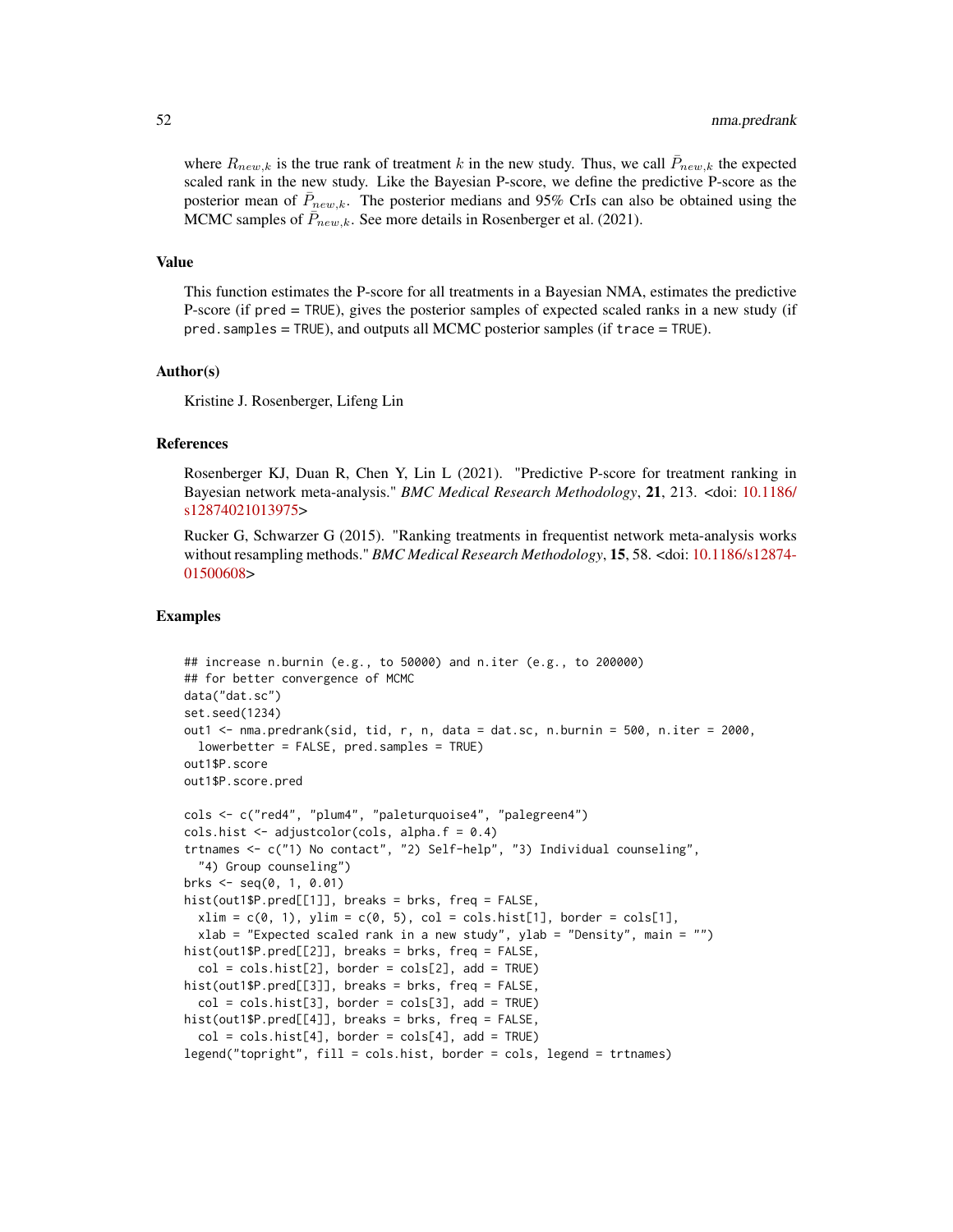where $R_{new,k}$ is the true rank of treatment $k$ in the new study. Thus, we call $\bar{P}_{new,k}$ the expected scaled rank in the new study. Like the Bayesian P-score, we define the predictive P-score as the posterior mean of $\bar{P}_{new,k}$. The posterior medians and 95% CrIs can also be obtained using the MCMC samples of $\bar{P}_{new,k}$. See more details in Rosenberger et al. (2021).

## Value

This function estimates the P-score for all treatments in a Bayesian NMA, estimates the predictive P-score (if `pred = TRUE`), gives the posterior samples of expected scaled ranks in a new study (if `pred.samples = TRUE`), and outputs all MCMC posterior samples (if `trace = TRUE`).

## Author(s)

Kristine J. Rosenberger, Lifeng Lin

## References

Rosenberger KJ, Duan R, Chen Y, Lin L (2021). "Predictive P-score for treatment ranking in Bayesian network meta-analysis." *BMC Medical Research Methodology*, **21**, 213. <doi: 10.1186/s12874021013975>

Rucker G, Schwarzer G (2015). "Ranking treatments in frequentist network meta-analysis works without resampling methods." *BMC Medical Research Methodology*, **15**, 58. <doi: 10.1186/s12874-01500608>

## Examples

```
## increase n.burnin (e.g., to 50000) and n.iter (e.g., to 200000)
## for better convergence of MCMC
data("dat.sc")
set.seed(1234)
out1 <- nma.predrank(sid, tid, r, n, data = dat.sc, n.burnin = 500, n.iter = 2000,
  lowerbetter = FALSE, pred.samples = TRUE)
out1$P.score
out1$P.score.pred

cols <- c("red4", "plum4", "paleturquoise4", "palegreen4")
cols.hist <- adjustcolor(cols, alpha.f = 0.4)
trtnames <- c("1) No contact", "2) Self-help", "3) Individual counseling",
  "4) Group counseling")
brks <- seq(0, 1, 0.01)
hist(out1$P.pred[[1]], breaks = brks, freq = FALSE,
  xlim = c(0, 1), ylim = c(0, 5), col = cols.hist[1], border = cols[1],
  xlab = "Expected scaled rank in a new study", ylab = "Density", main = "")
hist(out1$P.pred[[2]], breaks = brks, freq = FALSE,
  col = cols.hist[2], border = cols[2], add = TRUE)
hist(out1$P.pred[[3]], breaks = brks, freq = FALSE,
  col = cols.hist[3], border = cols[3], add = TRUE)
hist(out1$P.pred[[4]], breaks = brks, freq = FALSE,
  col = cols.hist[4], border = cols[4], add = TRUE)
legend("topright", fill = cols.hist, border = cols, legend = trtnames)
```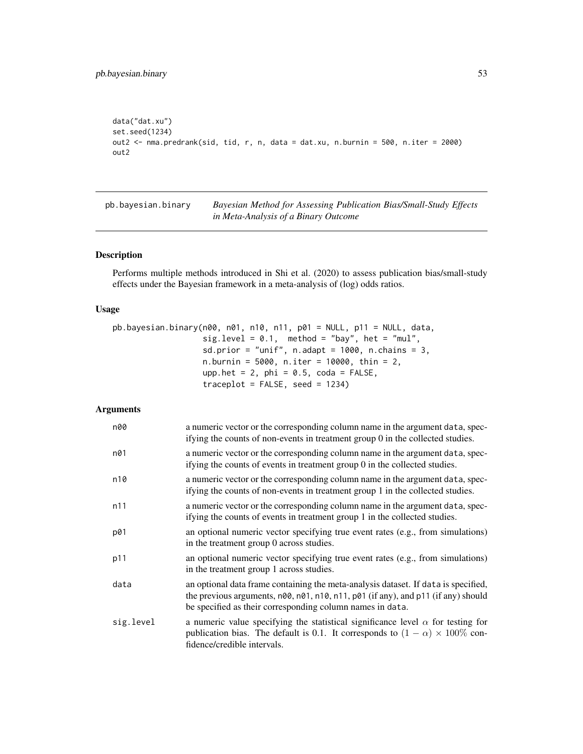```
data("dat.xu")
set.seed(1234)
out2 <- nma.predrank(sid, tid, r, n, data = dat.xu, n.burnin = 500, n.iter = 2000)
out2
```

## pb.bayesian.binary — *Bayesian Method for Assessing Publication Bias/Small-Study Effects in Meta-Analysis of a Binary Outcome*

### Description

Performs multiple methods introduced in Shi et al. (2020) to assess publication bias/small-study effects under the Bayesian framework in a meta-analysis of (log) odds ratios.

### Usage

```
pb.bayesian.binary(n00, n01, n10, n11, p01 = NULL, p11 = NULL, data,
                   sig.level = 0.1,  method = "bay", het = "mul",
                   sd.prior = "unif", n.adapt = 1000, n.chains = 3,
                   n.burnin = 5000, n.iter = 10000, thin = 2,
                   upp.het = 2, phi = 0.5, coda = FALSE,
                   traceplot = FALSE, seed = 1234)
```

### Arguments

| Argument | Description |
|---|---|
| n00 | a numeric vector or the corresponding column name in the argument data, specifying the counts of non-events in treatment group 0 in the collected studies. |
| n01 | a numeric vector or the corresponding column name in the argument data, specifying the counts of events in treatment group 0 in the collected studies. |
| n10 | a numeric vector or the corresponding column name in the argument data, specifying the counts of non-events in treatment group 1 in the collected studies. |
| n11 | a numeric vector or the corresponding column name in the argument data, specifying the counts of events in treatment group 1 in the collected studies. |
| p01 | an optional numeric vector specifying true event rates (e.g., from simulations) in the treatment group 0 across studies. |
| p11 | an optional numeric vector specifying true event rates (e.g., from simulations) in the treatment group 1 across studies. |
| data | an optional data frame containing the meta-analysis dataset. If data is specified, the previous arguments, n00, n01, n10, n11, p01 (if any), and p11 (if any) should be specified as their corresponding column names in data. |
| sig.level | a numeric value specifying the statistical significance level $\alpha$ for testing for publication bias. The default is 0.1. It corresponds to $(1 - \alpha) \times 100\%$ confidence/credible intervals. |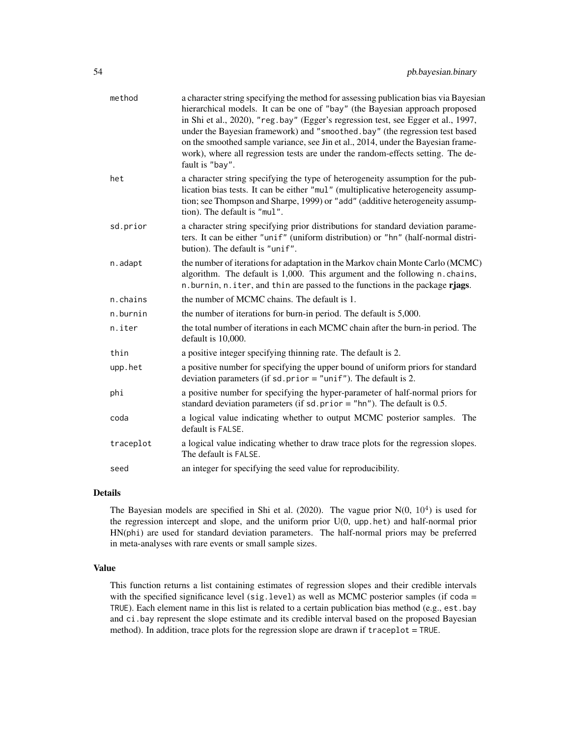| | |
|---|---|
| method | a character string specifying the method for assessing publication bias via Bayesian hierarchical models. It can be one of "bay" (the Bayesian approach proposed in Shi et al., 2020), "reg.bay" (Egger's regression test, see Egger et al., 1997, under the Bayesian framework) and "smoothed.bay" (the regression test based on the smoothed sample variance, see Jin et al., 2014, under the Bayesian framework), where all regression tests are under the random-effects setting. The default is "bay". |
| het | a character string specifying the type of heterogeneity assumption for the publication bias tests. It can be either "mul" (multiplicative heterogeneity assumption; see Thompson and Sharpe, 1999) or "add" (additive heterogeneity assumption). The default is "mul". |
| sd.prior | a character string specifying prior distributions for standard deviation parameters. It can be either "unif" (uniform distribution) or "hn" (half-normal distribution). The default is "unif". |
| n.adapt | the number of iterations for adaptation in the Markov chain Monte Carlo (MCMC) algorithm. The default is 1,000. This argument and the following n.chains, n.burnin, n.iter, and thin are passed to the functions in the package **rjags**. |
| n.chains | the number of MCMC chains. The default is 1. |
| n.burnin | the number of iterations for burn-in period. The default is 5,000. |
| n.iter | the total number of iterations in each MCMC chain after the burn-in period. The default is 10,000. |
| thin | a positive integer specifying thinning rate. The default is 2. |
| upp.het | a positive number for specifying the upper bound of uniform priors for standard deviation parameters (if sd.prior = "unif"). The default is 2. |
| phi | a positive number for specifying the hyper-parameter of half-normal priors for standard deviation parameters (if sd.prior = "hn"). The default is 0.5. |
| coda | a logical value indicating whether to output MCMC posterior samples. The default is FALSE. |
| traceplot | a logical value indicating whether to draw trace plots for the regression slopes. The default is FALSE. |
| seed | an integer for specifying the seed value for reproducibility. |

## Details

The Bayesian models are specified in Shi et al. (2020). The vague prior N(0, $10^4$) is used for the regression intercept and slope, and the uniform prior U(0, upp.het) and half-normal prior HN(phi) are used for standard deviation parameters. The half-normal priors may be preferred in meta-analyses with rare events or small sample sizes.

## Value

This function returns a list containing estimates of regression slopes and their credible intervals with the specified significance level (sig.level) as well as MCMC posterior samples (if coda = TRUE). Each element name in this list is related to a certain publication bias method (e.g., est.bay and ci.bay represent the slope estimate and its credible interval based on the proposed Bayesian method). In addition, trace plots for the regression slope are drawn if traceplot = TRUE.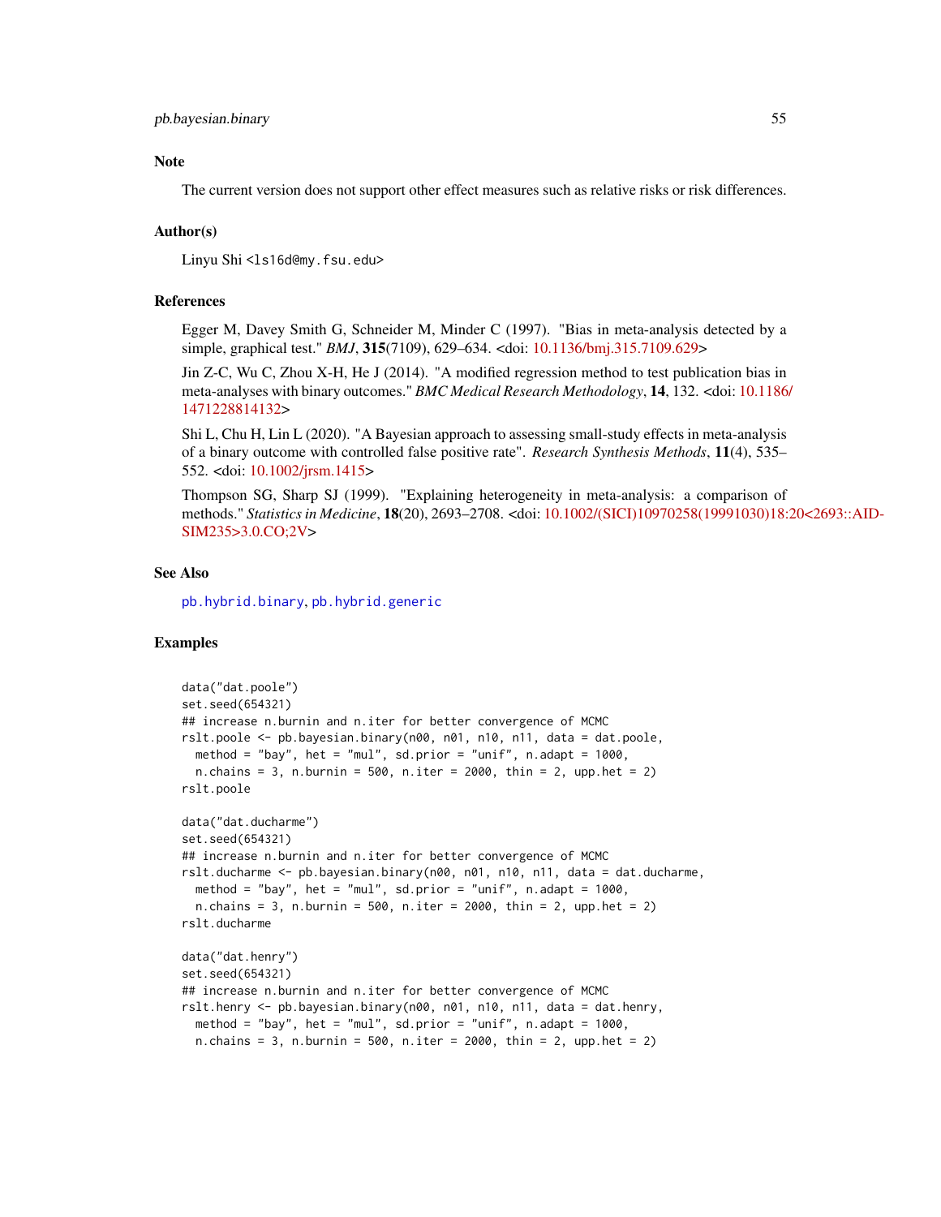## Note

The current version does not support other effect measures such as relative risks or risk differences.

## Author(s)

Linyu Shi <ls16d@my.fsu.edu>

## References

Egger M, Davey Smith G, Schneider M, Minder C (1997). "Bias in meta-analysis detected by a simple, graphical test." *BMJ*, **315**(7109), 629–634. <doi: 10.1136/bmj.315.7109.629>

Jin Z-C, Wu C, Zhou X-H, He J (2014). "A modified regression method to test publication bias in meta-analyses with binary outcomes." *BMC Medical Research Methodology*, **14**, 132. <doi: 10.1186/1471228814132>

Shi L, Chu H, Lin L (2020). "A Bayesian approach to assessing small-study effects in meta-analysis of a binary outcome with controlled false positive rate". *Research Synthesis Methods*, **11**(4), 535–552. <doi: 10.1002/jrsm.1415>

Thompson SG, Sharp SJ (1999). "Explaining heterogeneity in meta-analysis: a comparison of methods." *Statistics in Medicine*, **18**(20), 2693–2708. <doi: 10.1002/(SICI)10970258(19991030)18:20<2693::AID-SIM235>3.0.CO;2V>

## See Also

pb.hybrid.binary, pb.hybrid.generic

## Examples

```
data("dat.poole")
set.seed(654321)
## increase n.burnin and n.iter for better convergence of MCMC
rslt.poole <- pb.bayesian.binary(n00, n01, n10, n11, data = dat.poole,
  method = "bay", het = "mul", sd.prior = "unif", n.adapt = 1000,
  n.chains = 3, n.burnin = 500, n.iter = 2000, thin = 2, upp.het = 2)
rslt.poole

data("dat.ducharme")
set.seed(654321)
## increase n.burnin and n.iter for better convergence of MCMC
rslt.ducharme <- pb.bayesian.binary(n00, n01, n10, n11, data = dat.ducharme,
  method = "bay", het = "mul", sd.prior = "unif", n.adapt = 1000,
  n.chains = 3, n.burnin = 500, n.iter = 2000, thin = 2, upp.het = 2)
rslt.ducharme

data("dat.henry")
set.seed(654321)
## increase n.burnin and n.iter for better convergence of MCMC
rslt.henry <- pb.bayesian.binary(n00, n01, n10, n11, data = dat.henry,
  method = "bay", het = "mul", sd.prior = "unif", n.adapt = 1000,
  n.chains = 3, n.burnin = 500, n.iter = 2000, thin = 2, upp.het = 2)
```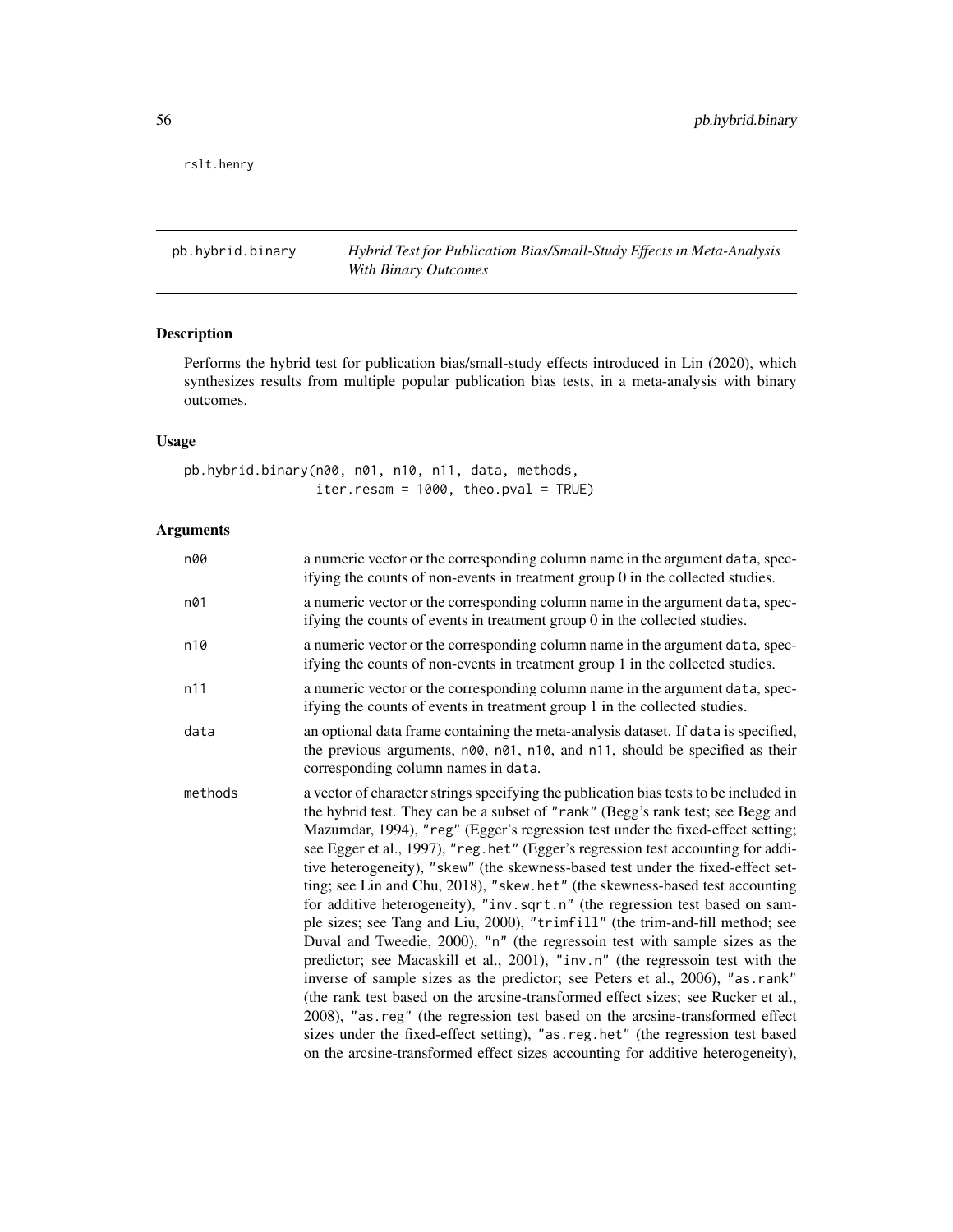rslt.henry

---

# pb.hybrid.binary — *Hybrid Test for Publication Bias/Small-Study Effects in Meta-Analysis With Binary Outcomes*

## Description

Performs the hybrid test for publication bias/small-study effects introduced in Lin (2020), which synthesizes results from multiple popular publication bias tests, in a meta-analysis with binary outcomes.

## Usage

```
pb.hybrid.binary(n00, n01, n10, n11, data, methods,
                 iter.resam = 1000, theo.pval = TRUE)
```

## Arguments

| | |
|---|---|
| n00 | a numeric vector or the corresponding column name in the argument data, specifying the counts of non-events in treatment group 0 in the collected studies. |
| n01 | a numeric vector or the corresponding column name in the argument data, specifying the counts of events in treatment group 0 in the collected studies. |
| n10 | a numeric vector or the corresponding column name in the argument data, specifying the counts of non-events in treatment group 1 in the collected studies. |
| n11 | a numeric vector or the corresponding column name in the argument data, specifying the counts of events in treatment group 1 in the collected studies. |
| data | an optional data frame containing the meta-analysis dataset. If data is specified, the previous arguments, n00, n01, n10, and n11, should be specified as their corresponding column names in data. |
| methods | a vector of character strings specifying the publication bias tests to be included in the hybrid test. They can be a subset of "rank" (Begg's rank test; see Begg and Mazumdar, 1994), "reg" (Egger's regression test under the fixed-effect setting; see Egger et al., 1997), "reg.het" (Egger's regression test accounting for additive heterogeneity), "skew" (the skewness-based test under the fixed-effect setting; see Lin and Chu, 2018), "skew.het" (the skewness-based test accounting for additive heterogeneity), "inv.sqrt.n" (the regression test based on sample sizes; see Tang and Liu, 2000), "trimfill" (the trim-and-fill method; see Duval and Tweedie, 2000), "n" (the regressoin test with sample sizes as the predictor; see Macaskill et al., 2001), "inv.n" (the regressoin test with the inverse of sample sizes as the predictor; see Peters et al., 2006), "as.rank" (the rank test based on the arcsine-transformed effect sizes; see Rucker et al., 2008), "as.reg" (the regression test based on the arcsine-transformed effect sizes under the fixed-effect setting), "as.reg.het" (the regression test based on the arcsine-transformed effect sizes accounting for additive heterogeneity), |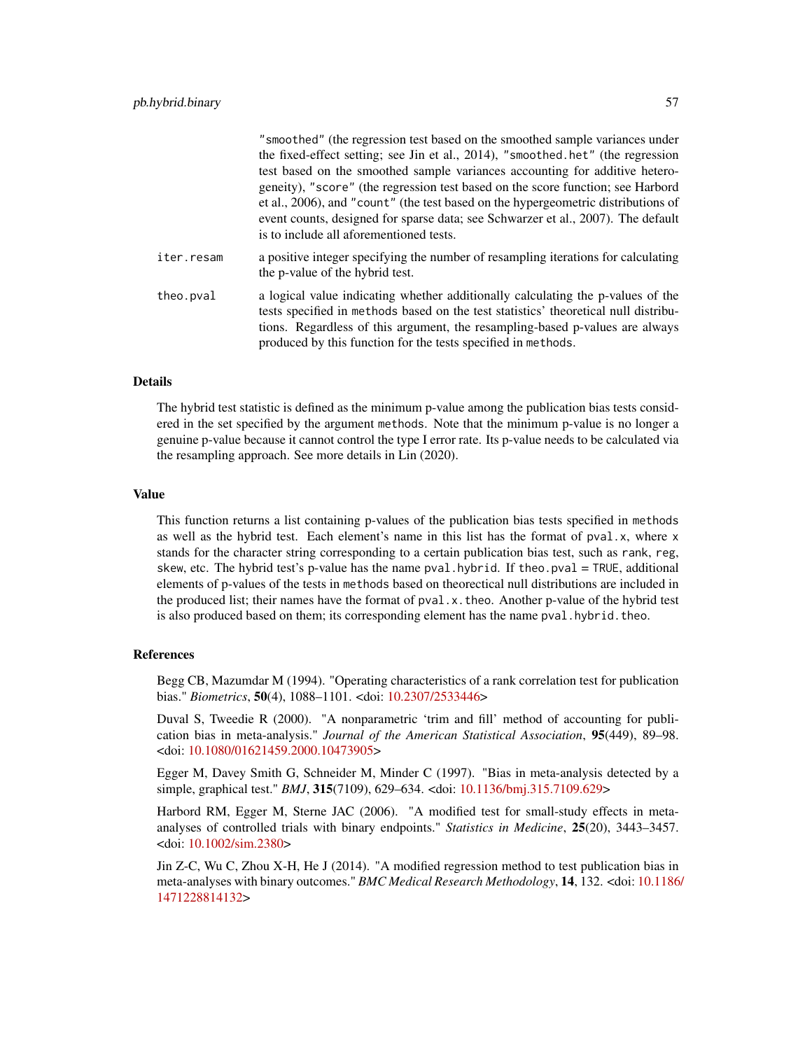"smoothed" (the regression test based on the smoothed sample variances under the fixed-effect setting; see Jin et al., 2014), "smoothed.het" (the regression test based on the smoothed sample variances accounting for additive heterogeneity), "score" (the regression test based on the score function; see Harbord et al., 2006), and "count" (the test based on the hypergeometric distributions of event counts, designed for sparse data; see Schwarzer et al., 2007). The default is to include all aforementioned tests.

`iter.resam` a positive integer specifying the number of resampling iterations for calculating the p-value of the hybrid test.

`theo.pval` a logical value indicating whether additionally calculating the p-values of the tests specified in `methods` based on the test statistics' theoretical null distributions. Regardless of this argument, the resampling-based p-values are always produced by this function for the tests specified in `methods`.

## Details

The hybrid test statistic is defined as the minimum p-value among the publication bias tests considered in the set specified by the argument `methods`. Note that the minimum p-value is no longer a genuine p-value because it cannot control the type I error rate. Its p-value needs to be calculated via the resampling approach. See more details in Lin (2020).

## Value

This function returns a list containing p-values of the publication bias tests specified in `methods` as well as the hybrid test. Each element's name in this list has the format of `pval.x`, where `x` stands for the character string corresponding to a certain publication bias test, such as `rank`, `reg`, `skew`, etc. The hybrid test's p-value has the name `pval.hybrid`. If `theo.pval = TRUE`, additional elements of p-values of the tests in `methods` based on theorectical null distributions are included in the produced list; their names have the format of `pval.x.theo`. Another p-value of the hybrid test is also produced based on them; its corresponding element has the name `pval.hybrid.theo`.

## References

Begg CB, Mazumdar M (1994). "Operating characteristics of a rank correlation test for publication bias." *Biometrics*, **50**(4), 1088–1101. <doi: 10.2307/2533446>

Duval S, Tweedie R (2000). "A nonparametric 'trim and fill' method of accounting for publication bias in meta-analysis." *Journal of the American Statistical Association*, **95**(449), 89–98. <doi: 10.1080/01621459.2000.10473905>

Egger M, Davey Smith G, Schneider M, Minder C (1997). "Bias in meta-analysis detected by a simple, graphical test." *BMJ*, **315**(7109), 629–634. <doi: 10.1136/bmj.315.7109.629>

Harbord RM, Egger M, Sterne JAC (2006). "A modified test for small-study effects in meta-analyses of controlled trials with binary endpoints." *Statistics in Medicine*, **25**(20), 3443–3457. <doi: 10.1002/sim.2380>

Jin Z-C, Wu C, Zhou X-H, He J (2014). "A modified regression method to test publication bias in meta-analyses with binary outcomes." *BMC Medical Research Methodology*, **14**, 132. <doi: 10.1186/1471228814132>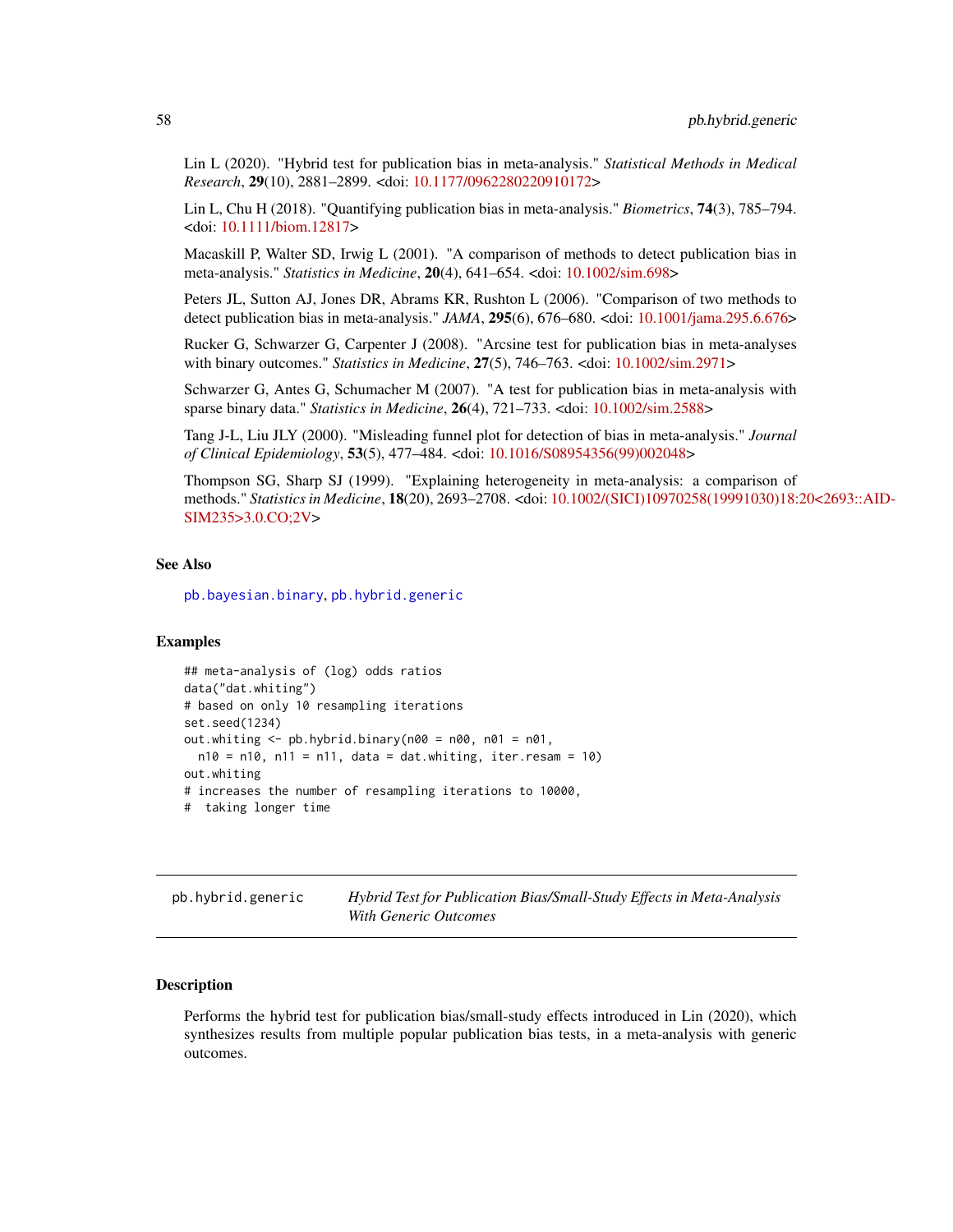Lin L (2020). "Hybrid test for publication bias in meta-analysis." *Statistical Methods in Medical Research*, **29**(10), 2881–2899. <doi: 10.1177/0962280220910172>

Lin L, Chu H (2018). "Quantifying publication bias in meta-analysis." *Biometrics*, **74**(3), 785–794. <doi: 10.1111/biom.12817>

Macaskill P, Walter SD, Irwig L (2001). "A comparison of methods to detect publication bias in meta-analysis." *Statistics in Medicine*, **20**(4), 641–654. <doi: 10.1002/sim.698>

Peters JL, Sutton AJ, Jones DR, Abrams KR, Rushton L (2006). "Comparison of two methods to detect publication bias in meta-analysis." *JAMA*, **295**(6), 676–680. <doi: 10.1001/jama.295.6.676>

Rucker G, Schwarzer G, Carpenter J (2008). "Arcsine test for publication bias in meta-analyses with binary outcomes." *Statistics in Medicine*, **27**(5), 746–763. <doi: 10.1002/sim.2971>

Schwarzer G, Antes G, Schumacher M (2007). "A test for publication bias in meta-analysis with sparse binary data." *Statistics in Medicine*, **26**(4), 721–733. <doi: 10.1002/sim.2588>

Tang J-L, Liu JLY (2000). "Misleading funnel plot for detection of bias in meta-analysis." *Journal of Clinical Epidemiology*, **53**(5), 477–484. <doi: 10.1016/S08954356(99)002048>

Thompson SG, Sharp SJ (1999). "Explaining heterogeneity in meta-analysis: a comparison of methods." *Statistics in Medicine*, **18**(20), 2693–2708. <doi: 10.1002/(SICI)10970258(19991030)18:20<2693::AID-SIM235>3.0.CO;2V>

### See Also

pb.bayesian.binary, pb.hybrid.generic

### Examples

```
## meta-analysis of (log) odds ratios
data("dat.whiting")
# based on only 10 resampling iterations
set.seed(1234)
out.whiting <- pb.hybrid.binary(n00 = n00, n01 = n01,
  n10 = n10, n11 = n11, data = dat.whiting, iter.resam = 10)
out.whiting
# increases the number of resampling iterations to 10000,
#  taking longer time
```

## pb.hybrid.generic — *Hybrid Test for Publication Bias/Small-Study Effects in Meta-Analysis With Generic Outcomes*

### Description

Performs the hybrid test for publication bias/small-study effects introduced in Lin (2020), which synthesizes results from multiple popular publication bias tests, in a meta-analysis with generic outcomes.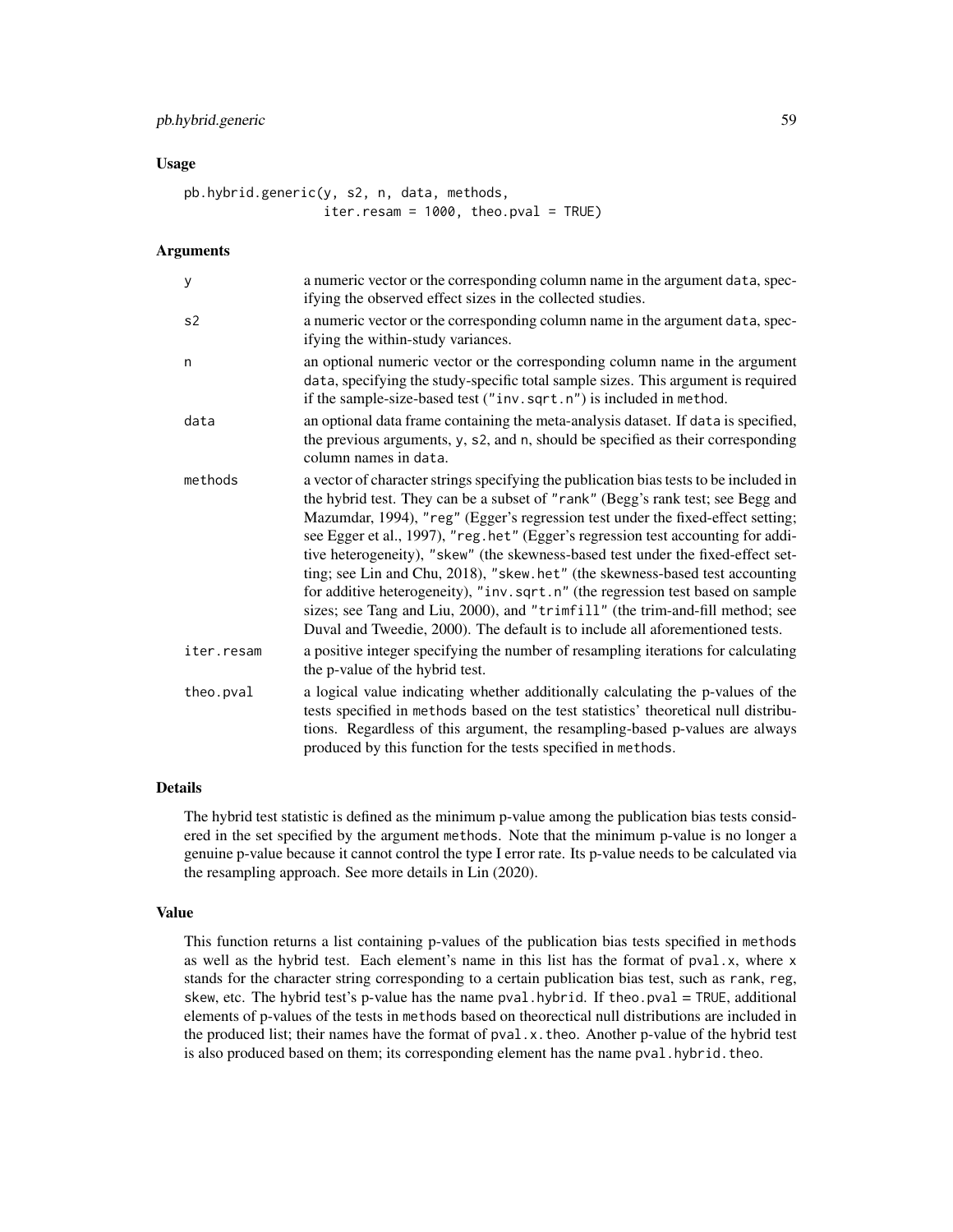## Usage

```
pb.hybrid.generic(y, s2, n, data, methods,
                  iter.resam = 1000, theo.pval = TRUE)
```

## Arguments

| | |
|---|---|
| y | a numeric vector or the corresponding column name in the argument data, specifying the observed effect sizes in the collected studies. |
| s2 | a numeric vector or the corresponding column name in the argument data, specifying the within-study variances. |
| n | an optional numeric vector or the corresponding column name in the argument data, specifying the study-specific total sample sizes. This argument is required if the sample-size-based test ("inv.sqrt.n") is included in method. |
| data | an optional data frame containing the meta-analysis dataset. If data is specified, the previous arguments, y, s2, and n, should be specified as their corresponding column names in data. |
| methods | a vector of character strings specifying the publication bias tests to be included in the hybrid test. They can be a subset of "rank" (Begg's rank test; see Begg and Mazumdar, 1994), "reg" (Egger's regression test under the fixed-effect setting; see Egger et al., 1997), "reg.het" (Egger's regression test accounting for additive heterogeneity), "skew" (the skewness-based test under the fixed-effect setting; see Lin and Chu, 2018), "skew.het" (the skewness-based test accounting for additive heterogeneity), "inv.sqrt.n" (the regression test based on sample sizes; see Tang and Liu, 2000), and "trimfill" (the trim-and-fill method; see Duval and Tweedie, 2000). The default is to include all aforementioned tests. |
| iter.resam | a positive integer specifying the number of resampling iterations for calculating the p-value of the hybrid test. |
| theo.pval | a logical value indicating whether additionally calculating the p-values of the tests specified in methods based on the test statistics' theoretical null distributions. Regardless of this argument, the resampling-based p-values are always produced by this function for the tests specified in methods. |

## Details

The hybrid test statistic is defined as the minimum p-value among the publication bias tests considered in the set specified by the argument methods. Note that the minimum p-value is no longer a genuine p-value because it cannot control the type I error rate. Its p-value needs to be calculated via the resampling approach. See more details in Lin (2020).

## Value

This function returns a list containing p-values of the publication bias tests specified in methods as well as the hybrid test. Each element's name in this list has the format of pval.x, where x stands for the character string corresponding to a certain publication bias test, such as rank, reg, skew, etc. The hybrid test's p-value has the name pval.hybrid. If theo.pval = TRUE, additional elements of p-values of the tests in methods based on theorectical null distributions are included in the produced list; their names have the format of pval.x.theo. Another p-value of the hybrid test is also produced based on them; its corresponding element has the name pval.hybrid.theo.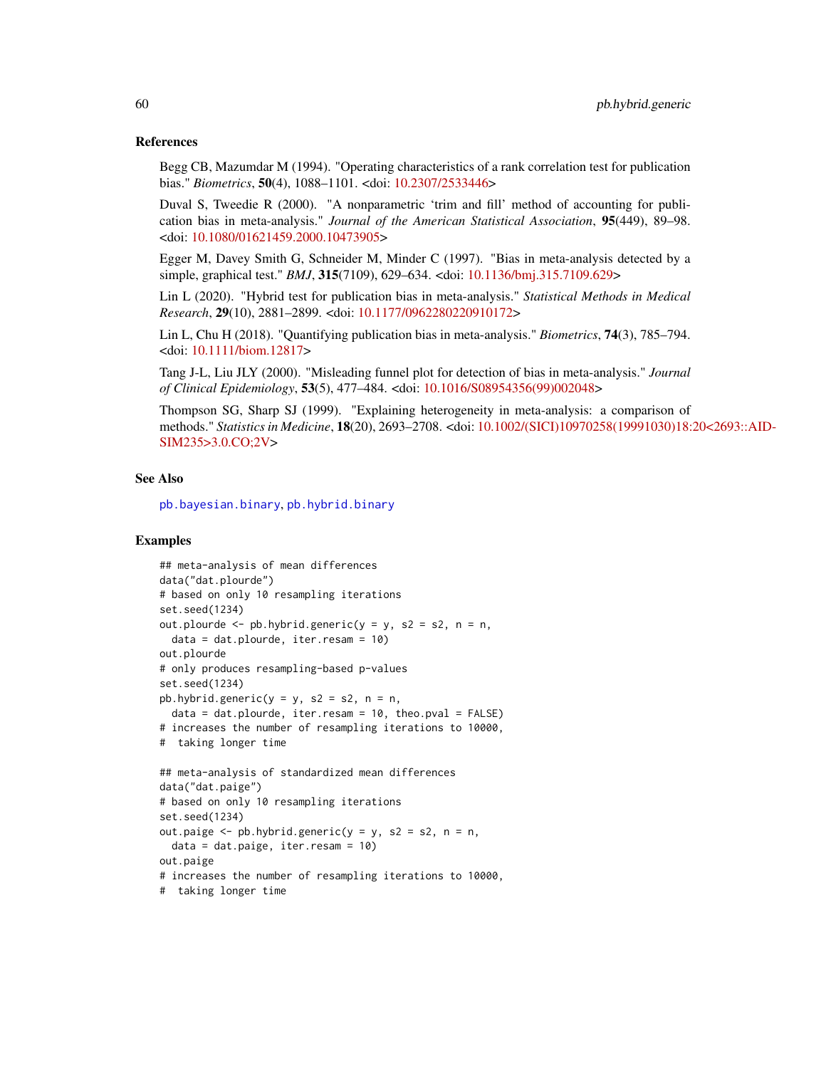### References

Begg CB, Mazumdar M (1994). "Operating characteristics of a rank correlation test for publication bias." *Biometrics*, **50**(4), 1088–1101. <doi: 10.2307/2533446>

Duval S, Tweedie R (2000). "A nonparametric 'trim and fill' method of accounting for publication bias in meta-analysis." *Journal of the American Statistical Association*, **95**(449), 89–98. <doi: 10.1080/01621459.2000.10473905>

Egger M, Davey Smith G, Schneider M, Minder C (1997). "Bias in meta-analysis detected by a simple, graphical test." *BMJ*, **315**(7109), 629–634. <doi: 10.1136/bmj.315.7109.629>

Lin L (2020). "Hybrid test for publication bias in meta-analysis." *Statistical Methods in Medical Research*, **29**(10), 2881–2899. <doi: 10.1177/0962280220910172>

Lin L, Chu H (2018). "Quantifying publication bias in meta-analysis." *Biometrics*, **74**(3), 785–794. <doi: 10.1111/biom.12817>

Tang J-L, Liu JLY (2000). "Misleading funnel plot for detection of bias in meta-analysis." *Journal of Clinical Epidemiology*, **53**(5), 477–484. <doi: 10.1016/S08954356(99)002048>

Thompson SG, Sharp SJ (1999). "Explaining heterogeneity in meta-analysis: a comparison of methods." *Statistics in Medicine*, **18**(20), 2693–2708. <doi: 10.1002/(SICI)10970258(19991030)18:20<2693::AID-SIM235>3.0.CO;2V>

### See Also

pb.bayesian.binary, pb.hybrid.binary

### Examples

```
## meta-analysis of mean differences
data("dat.plourde")
# based on only 10 resampling iterations
set.seed(1234)
out.plourde <- pb.hybrid.generic(y = y, s2 = s2, n = n,
  data = dat.plourde, iter.resam = 10)
out.plourde
# only produces resampling-based p-values
set.seed(1234)
pb.hybrid.generic(y = y, s2 = s2, n = n,
  data = dat.plourde, iter.resam = 10, theo.pval = FALSE)
# increases the number of resampling iterations to 10000,
#  taking longer time

## meta-analysis of standardized mean differences
data("dat.paige")
# based on only 10 resampling iterations
set.seed(1234)
out.paige <- pb.hybrid.generic(y = y, s2 = s2, n = n,
  data = dat.paige, iter.resam = 10)
out.paige
# increases the number of resampling iterations to 10000,
#  taking longer time
```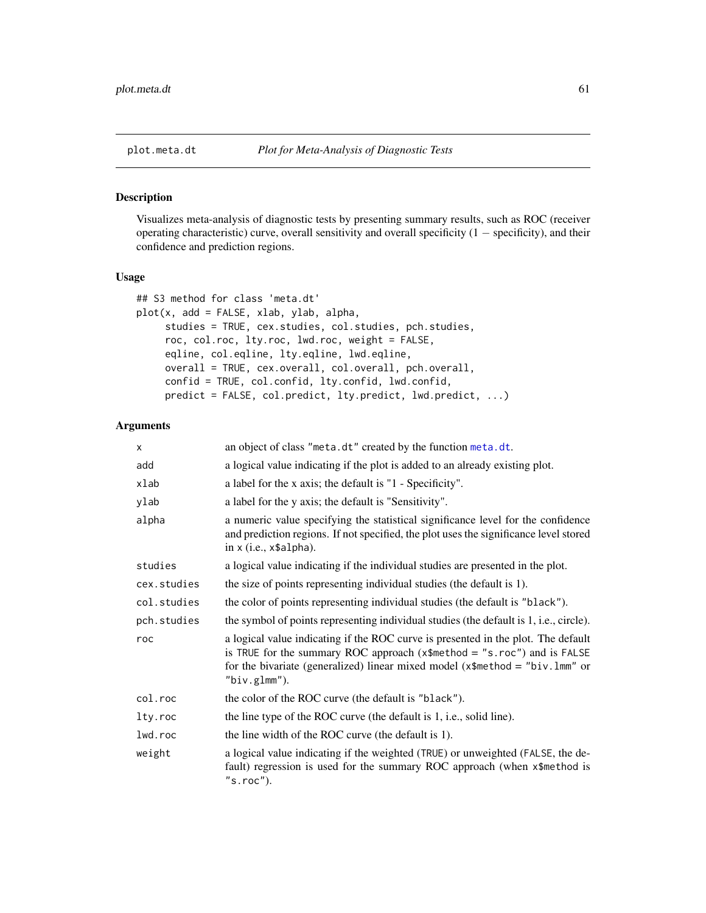plot.meta.dt    *Plot for Meta-Analysis of Diagnostic Tests*

## Description

Visualizes meta-analysis of diagnostic tests by presenting summary results, such as ROC (receiver operating characteristic) curve, overall sensitivity and overall specificity (1 − specificity), and their confidence and prediction regions.

## Usage

```
## S3 method for class 'meta.dt'
plot(x, add = FALSE, xlab, ylab, alpha,
     studies = TRUE, cex.studies, col.studies, pch.studies,
     roc, col.roc, lty.roc, lwd.roc, weight = FALSE,
     eqline, col.eqline, lty.eqline, lwd.eqline,
     overall = TRUE, cex.overall, col.overall, pch.overall,
     confid = TRUE, col.confid, lty.confid, lwd.confid,
     predict = FALSE, col.predict, lty.predict, lwd.predict, ...)
```

## Arguments

| | |
|---|---|
| `x` | an object of class "meta.dt" created by the function `meta.dt`. |
| `add` | a logical value indicating if the plot is added to an already existing plot. |
| `xlab` | a label for the x axis; the default is "1 - Specificity". |
| `ylab` | a label for the y axis; the default is "Sensitivity". |
| `alpha` | a numeric value specifying the statistical significance level for the confidence and prediction regions. If not specified, the plot uses the significance level stored in `x` (i.e., `x$alpha`). |
| `studies` | a logical value indicating if the individual studies are presented in the plot. |
| `cex.studies` | the size of points representing individual studies (the default is 1). |
| `col.studies` | the color of points representing individual studies (the default is "black"). |
| `pch.studies` | the symbol of points representing individual studies (the default is 1, i.e., circle). |
| `roc` | a logical value indicating if the ROC curve is presented in the plot. The default is `TRUE` for the summary ROC approach (`x$method = "s.roc"`) and is `FALSE` for the bivariate (generalized) linear mixed model (`x$method = "biv.lmm"` or `"biv.glmm"`). |
| `col.roc` | the color of the ROC curve (the default is "black"). |
| `lty.roc` | the line type of the ROC curve (the default is 1, i.e., solid line). |
| `lwd.roc` | the line width of the ROC curve (the default is 1). |
| `weight` | a logical value indicating if the weighted (`TRUE`) or unweighted (`FALSE`, the default) regression is used for the summary ROC approach (when `x$method` is `"s.roc"`). |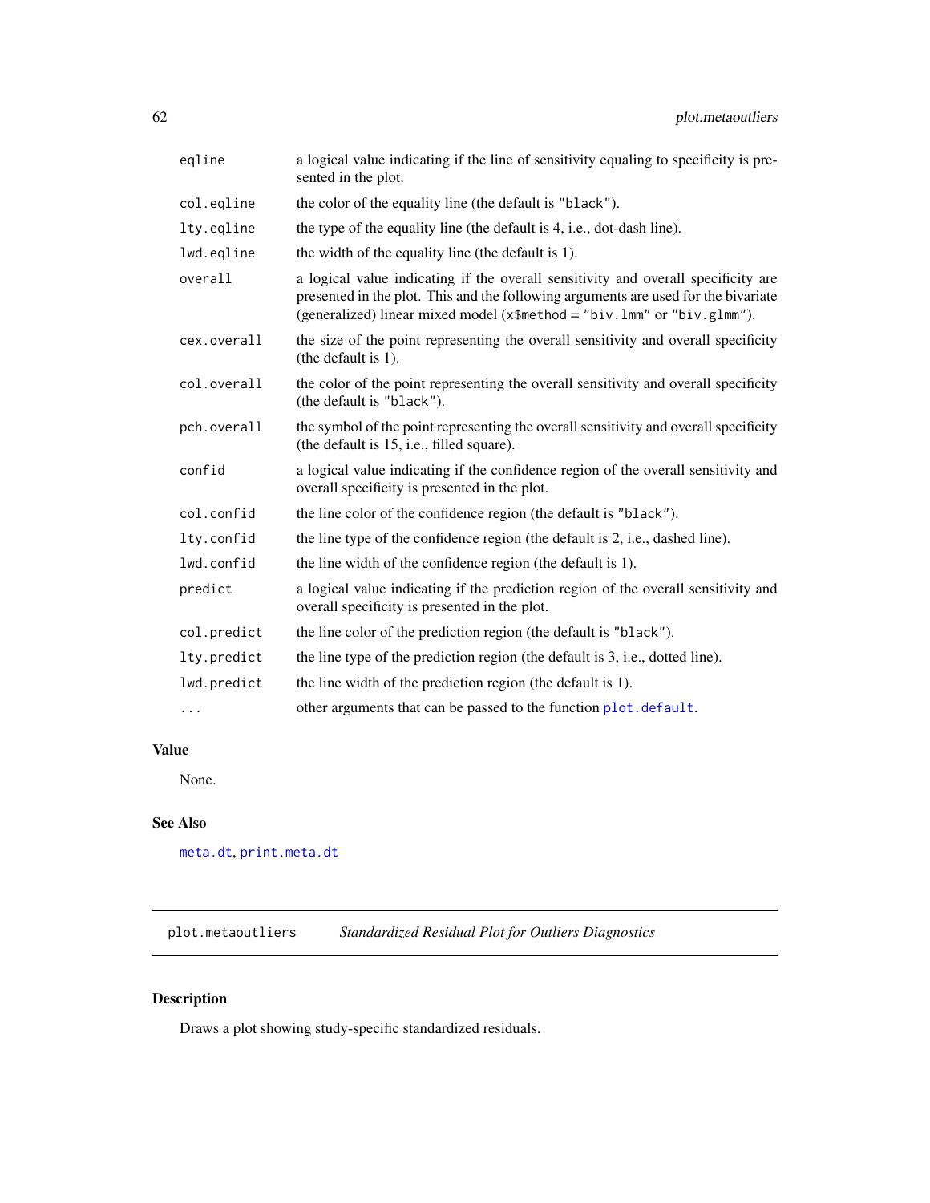| | |
|---|---|
| `eqline` | a logical value indicating if the line of sensitivity equaling to specificity is presented in the plot. |
| `col.eqline` | the color of the equality line (the default is `"black"`). |
| `lty.eqline` | the type of the equality line (the default is 4, i.e., dot-dash line). |
| `lwd.eqline` | the width of the equality line (the default is 1). |
| `overall` | a logical value indicating if the overall sensitivity and overall specificity are presented in the plot. This and the following arguments are used for the bivariate (generalized) linear mixed model (`x$method = "biv.lmm"` or `"biv.glmm"`). |
| `cex.overall` | the size of the point representing the overall sensitivity and overall specificity (the default is 1). |
| `col.overall` | the color of the point representing the overall sensitivity and overall specificity (the default is `"black"`). |
| `pch.overall` | the symbol of the point representing the overall sensitivity and overall specificity (the default is 15, i.e., filled square). |
| `confid` | a logical value indicating if the confidence region of the overall sensitivity and overall specificity is presented in the plot. |
| `col.confid` | the line color of the confidence region (the default is `"black"`). |
| `lty.confid` | the line type of the confidence region (the default is 2, i.e., dashed line). |
| `lwd.confid` | the line width of the confidence region (the default is 1). |
| `predict` | a logical value indicating if the prediction region of the overall sensitivity and overall specificity is presented in the plot. |
| `col.predict` | the line color of the prediction region (the default is `"black"`). |
| `lty.predict` | the line type of the prediction region (the default is 3, i.e., dotted line). |
| `lwd.predict` | the line width of the prediction region (the default is 1). |
| `...` | other arguments that can be passed to the function `plot.default`. |

### Value

None.

### See Also

`meta.dt`, `print.meta.dt`

---

## `plot.metaoutliers` *Standardized Residual Plot for Outliers Diagnostics*

### Description

Draws a plot showing study-specific standardized residuals.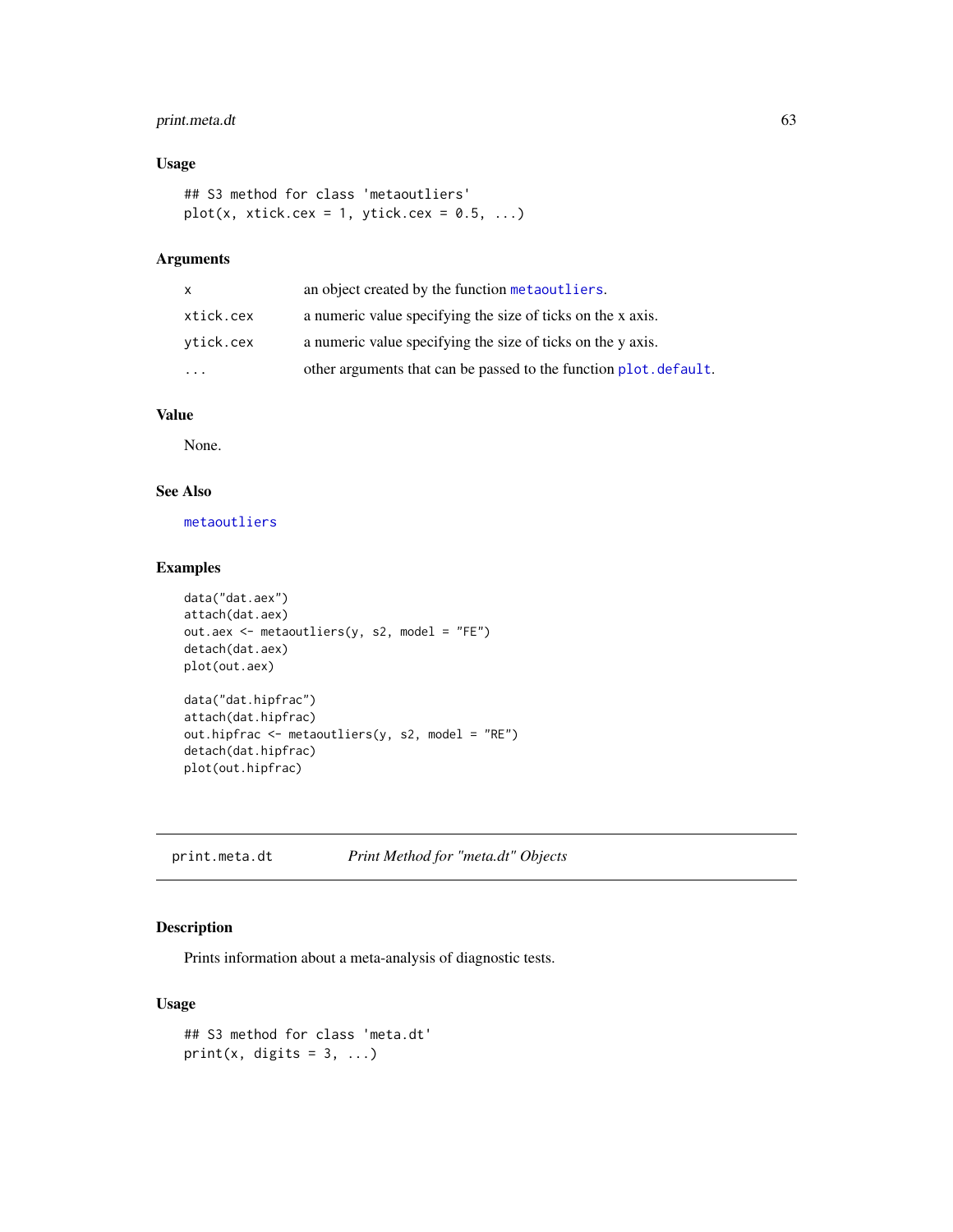### Usage

```
## S3 method for class 'metaoutliers'
plot(x, xtick.cex = 1, ytick.cex = 0.5, ...)
```

### Arguments

| | |
|---|---|
| `x` | an object created by the function `metaoutliers`. |
| `xtick.cex` | a numeric value specifying the size of ticks on the x axis. |
| `ytick.cex` | a numeric value specifying the size of ticks on the y axis. |
| `...` | other arguments that can be passed to the function `plot.default`. |

### Value

None.

### See Also

`metaoutliers`

### Examples

```
data("dat.aex")
attach(dat.aex)
out.aex <- metaoutliers(y, s2, model = "FE")
detach(dat.aex)
plot(out.aex)

data("dat.hipfrac")
attach(dat.hipfrac)
out.hipfrac <- metaoutliers(y, s2, model = "RE")
detach(dat.hipfrac)
plot(out.hipfrac)
```

---

## print.meta.dt — *Print Method for "meta.dt" Objects*

### Description

Prints information about a meta-analysis of diagnostic tests.

### Usage

```
## S3 method for class 'meta.dt'
print(x, digits = 3, ...)
```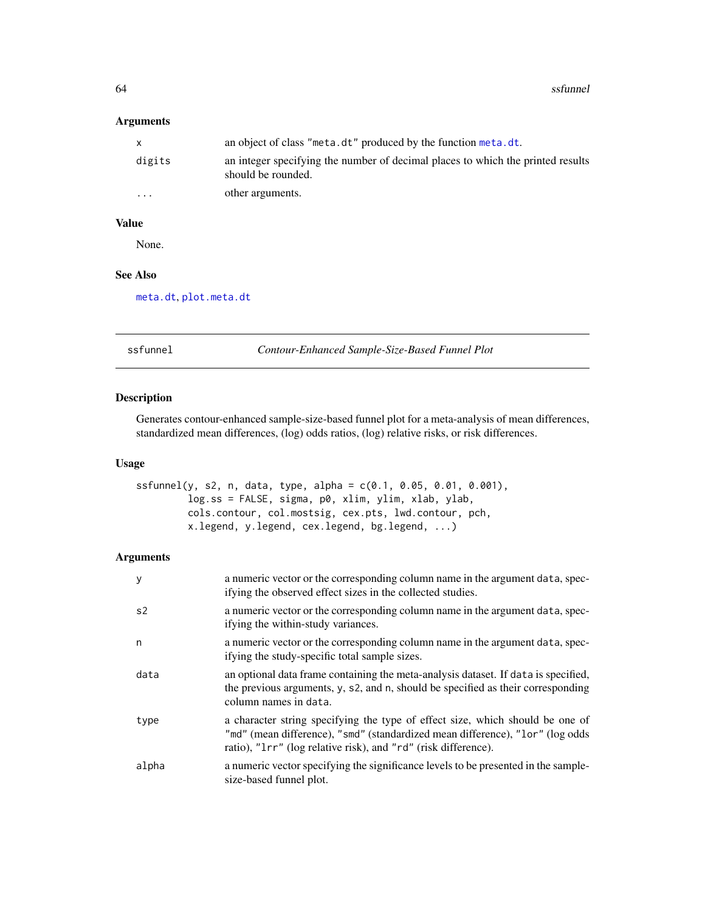## Arguments

| | |
|---|---|
| x | an object of class "meta.dt" produced by the function meta.dt. |
| digits | an integer specifying the number of decimal places to which the printed results should be rounded. |
| ... | other arguments. |

## Value

None.

## See Also

meta.dt, plot.meta.dt

---

# ssfunnel — *Contour-Enhanced Sample-Size-Based Funnel Plot*

## Description

Generates contour-enhanced sample-size-based funnel plot for a meta-analysis of mean differences, standardized mean differences, (log) odds ratios, (log) relative risks, or risk differences.

## Usage

```
ssfunnel(y, s2, n, data, type, alpha = c(0.1, 0.05, 0.01, 0.001),
         log.ss = FALSE, sigma, p0, xlim, ylim, xlab, ylab,
         cols.contour, col.mostsig, cex.pts, lwd.contour, pch,
         x.legend, y.legend, cex.legend, bg.legend, ...)
```

## Arguments

| | |
|---|---|
| y | a numeric vector or the corresponding column name in the argument data, specifying the observed effect sizes in the collected studies. |
| s2 | a numeric vector or the corresponding column name in the argument data, specifying the within-study variances. |
| n | a numeric vector or the corresponding column name in the argument data, specifying the study-specific total sample sizes. |
| data | an optional data frame containing the meta-analysis dataset. If data is specified, the previous arguments, y, s2, and n, should be specified as their corresponding column names in data. |
| type | a character string specifying the type of effect size, which should be one of "md" (mean difference), "smd" (standardized mean difference), "lor" (log odds ratio), "lrr" (log relative risk), and "rd" (risk difference). |
| alpha | a numeric vector specifying the significance levels to be presented in the sample-size-based funnel plot. |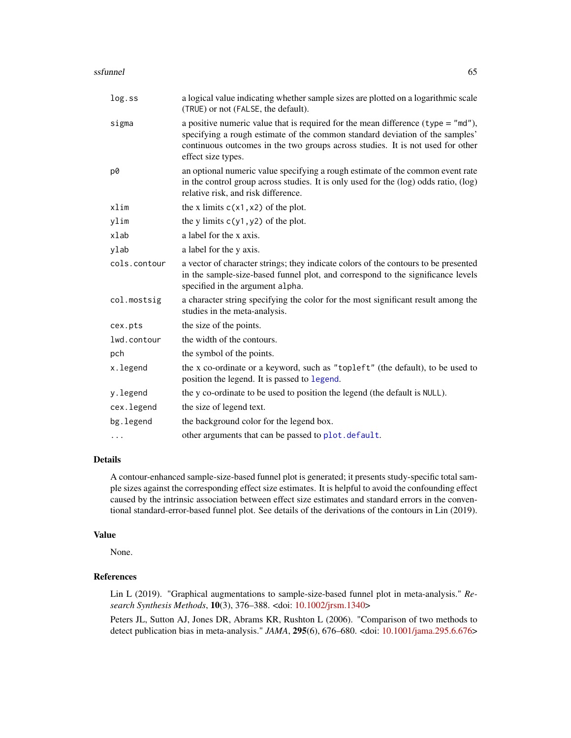| | |
|---|---|
| `log.ss` | a logical value indicating whether sample sizes are plotted on a logarithmic scale (`TRUE`) or not (`FALSE`, the default). |
| `sigma` | a positive numeric value that is required for the mean difference (`type = "md"`), specifying a rough estimate of the common standard deviation of the samples' continuous outcomes in the two groups across studies. It is not used for other effect size types. |
| `p0` | an optional numeric value specifying a rough estimate of the common event rate in the control group across studies. It is only used for the (log) odds ratio, (log) relative risk, and risk difference. |
| `xlim` | the x limits `c(x1,x2)` of the plot. |
| `ylim` | the y limits `c(y1,y2)` of the plot. |
| `xlab` | a label for the x axis. |
| `ylab` | a label for the y axis. |
| `cols.contour` | a vector of character strings; they indicate colors of the contours to be presented in the sample-size-based funnel plot, and correspond to the significance levels specified in the argument `alpha`. |
| `col.mostsig` | a character string specifying the color for the most significant result among the studies in the meta-analysis. |
| `cex.pts` | the size of the points. |
| `lwd.contour` | the width of the contours. |
| `pch` | the symbol of the points. |
| `x.legend` | the x co-ordinate or a keyword, such as `"topleft"` (the default), to be used to position the legend. It is passed to `legend`. |
| `y.legend` | the y co-ordinate to be used to position the legend (the default is `NULL`). |
| `cex.legend` | the size of legend text. |
| `bg.legend` | the background color for the legend box. |
| `...` | other arguments that can be passed to `plot.default`. |

## Details

A contour-enhanced sample-size-based funnel plot is generated; it presents study-specific total sample sizes against the corresponding effect size estimates. It is helpful to avoid the confounding effect caused by the intrinsic association between effect size estimates and standard errors in the conventional standard-error-based funnel plot. See details of the derivations of the contours in Lin (2019).

## Value

None.

## References

Lin L (2019). "Graphical augmentations to sample-size-based funnel plot in meta-analysis." *Research Synthesis Methods*, **10**(3), 376–388. <doi: 10.1002/jrsm.1340>

Peters JL, Sutton AJ, Jones DR, Abrams KR, Rushton L (2006). "Comparison of two methods to detect publication bias in meta-analysis." *JAMA*, **295**(6), 676–680. <doi: 10.1001/jama.295.6.676>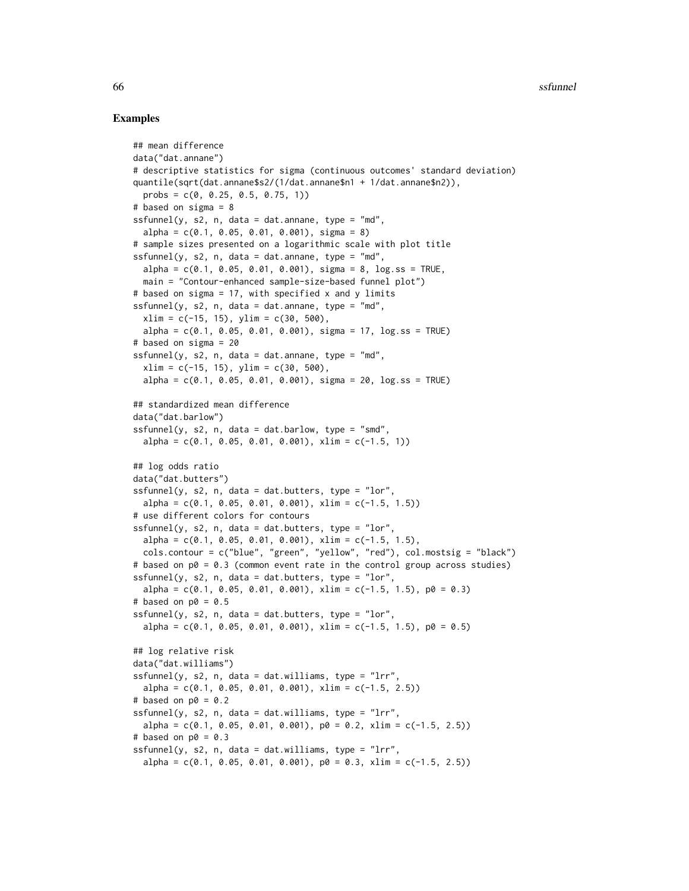### Examples

```
## mean difference
data("dat.annane")
# descriptive statistics for sigma (continuous outcomes' standard deviation)
quantile(sqrt(dat.annane$s2/(1/dat.annane$n1 + 1/dat.annane$n2)),
  probs = c(0, 0.25, 0.5, 0.75, 1))
# based on sigma = 8
ssfunnel(y, s2, n, data = dat.annane, type = "md",
  alpha = c(0.1, 0.05, 0.01, 0.001), sigma = 8)
# sample sizes presented on a logarithmic scale with plot title
ssfunnel(y, s2, n, data = dat.annane, type = "md",
  alpha = c(0.1, 0.05, 0.01, 0.001), sigma = 8, log.ss = TRUE,
  main = "Contour-enhanced sample-size-based funnel plot")
# based on sigma = 17, with specified x and y limits
ssfunnel(y, s2, n, data = dat.annane, type = "md",
  xlim = c(-15, 15), ylim = c(30, 500),
  alpha = c(0.1, 0.05, 0.01, 0.001), sigma = 17, log.ss = TRUE)
# based on sigma = 20
ssfunnel(y, s2, n, data = dat.annane, type = "md",
  xlim = c(-15, 15), ylim = c(30, 500),
  alpha = c(0.1, 0.05, 0.01, 0.001), sigma = 20, log.ss = TRUE)

## standardized mean difference
data("dat.barlow")
ssfunnel(y, s2, n, data = dat.barlow, type = "smd",
  alpha = c(0.1, 0.05, 0.01, 0.001), xlim = c(-1.5, 1))

## log odds ratio
data("dat.butters")
ssfunnel(y, s2, n, data = dat.butters, type = "lor",
  alpha = c(0.1, 0.05, 0.01, 0.001), xlim = c(-1.5, 1.5))
# use different colors for contours
ssfunnel(y, s2, n, data = dat.butters, type = "lor",
  alpha = c(0.1, 0.05, 0.01, 0.001), xlim = c(-1.5, 1.5),
  cols.contour = c("blue", "green", "yellow", "red"), col.mostsig = "black")
# based on p0 = 0.3 (common event rate in the control group across studies)
ssfunnel(y, s2, n, data = dat.butters, type = "lor",
  alpha = c(0.1, 0.05, 0.01, 0.001), xlim = c(-1.5, 1.5), p0 = 0.3)
# based on p0 = 0.5
ssfunnel(y, s2, n, data = dat.butters, type = "lor",
  alpha = c(0.1, 0.05, 0.01, 0.001), xlim = c(-1.5, 1.5), p0 = 0.5)

## log relative risk
data("dat.williams")
ssfunnel(y, s2, n, data = dat.williams, type = "lrr",
  alpha = c(0.1, 0.05, 0.01, 0.001), xlim = c(-1.5, 2.5))
# based on p0 = 0.2
ssfunnel(y, s2, n, data = dat.williams, type = "lrr",
  alpha = c(0.1, 0.05, 0.01, 0.001), p0 = 0.2, xlim = c(-1.5, 2.5))
# based on p0 = 0.3
ssfunnel(y, s2, n, data = dat.williams, type = "lrr",
  alpha = c(0.1, 0.05, 0.01, 0.001), p0 = 0.3, xlim = c(-1.5, 2.5))
```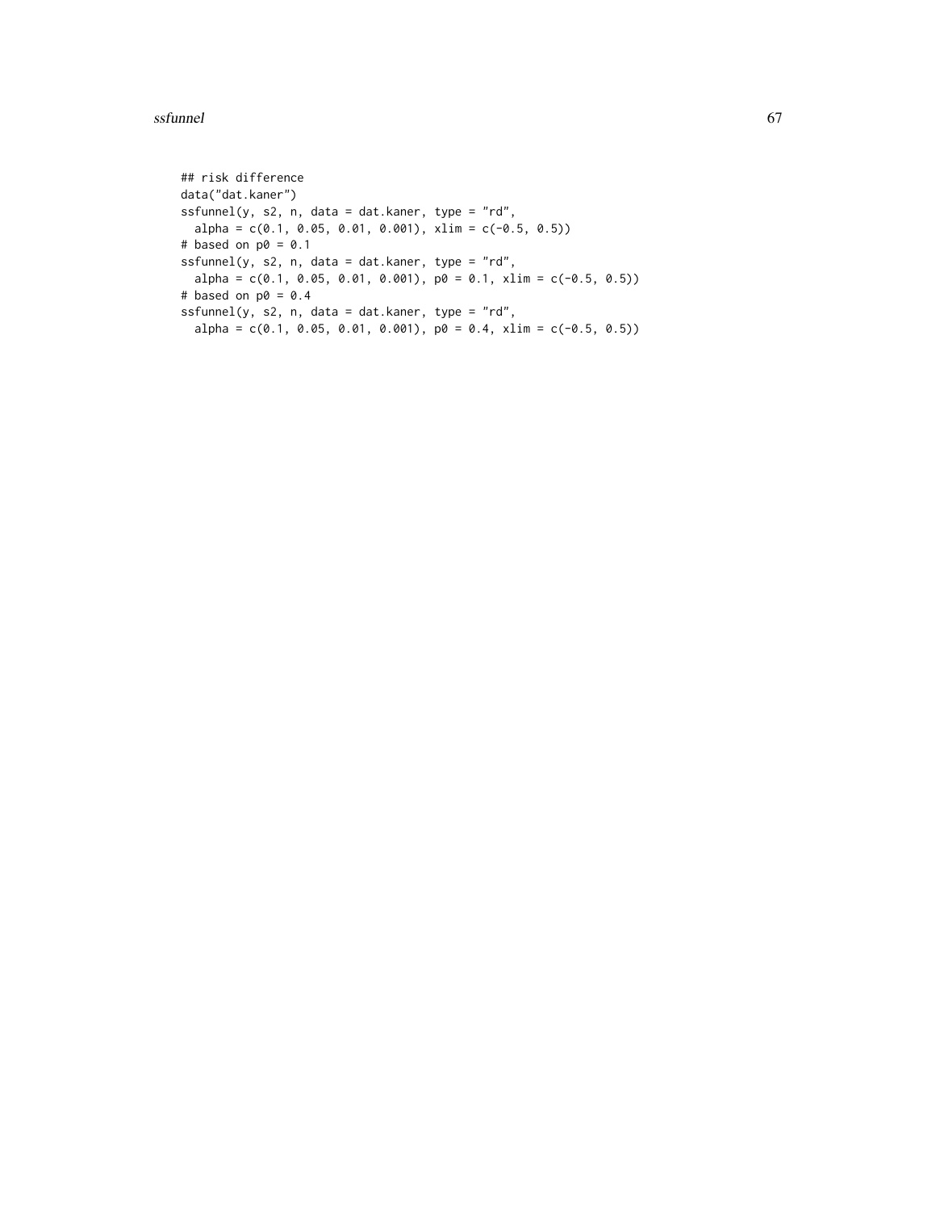```
## risk difference
data("dat.kaner")
ssfunnel(y, s2, n, data = dat.kaner, type = "rd",
  alpha = c(0.1, 0.05, 0.01, 0.001), xlim = c(-0.5, 0.5))
# based on p0 = 0.1
ssfunnel(y, s2, n, data = dat.kaner, type = "rd",
  alpha = c(0.1, 0.05, 0.01, 0.001), p0 = 0.1, xlim = c(-0.5, 0.5))
# based on p0 = 0.4
ssfunnel(y, s2, n, data = dat.kaner, type = "rd",
  alpha = c(0.1, 0.05, 0.01, 0.001), p0 = 0.4, xlim = c(-0.5, 0.5))
```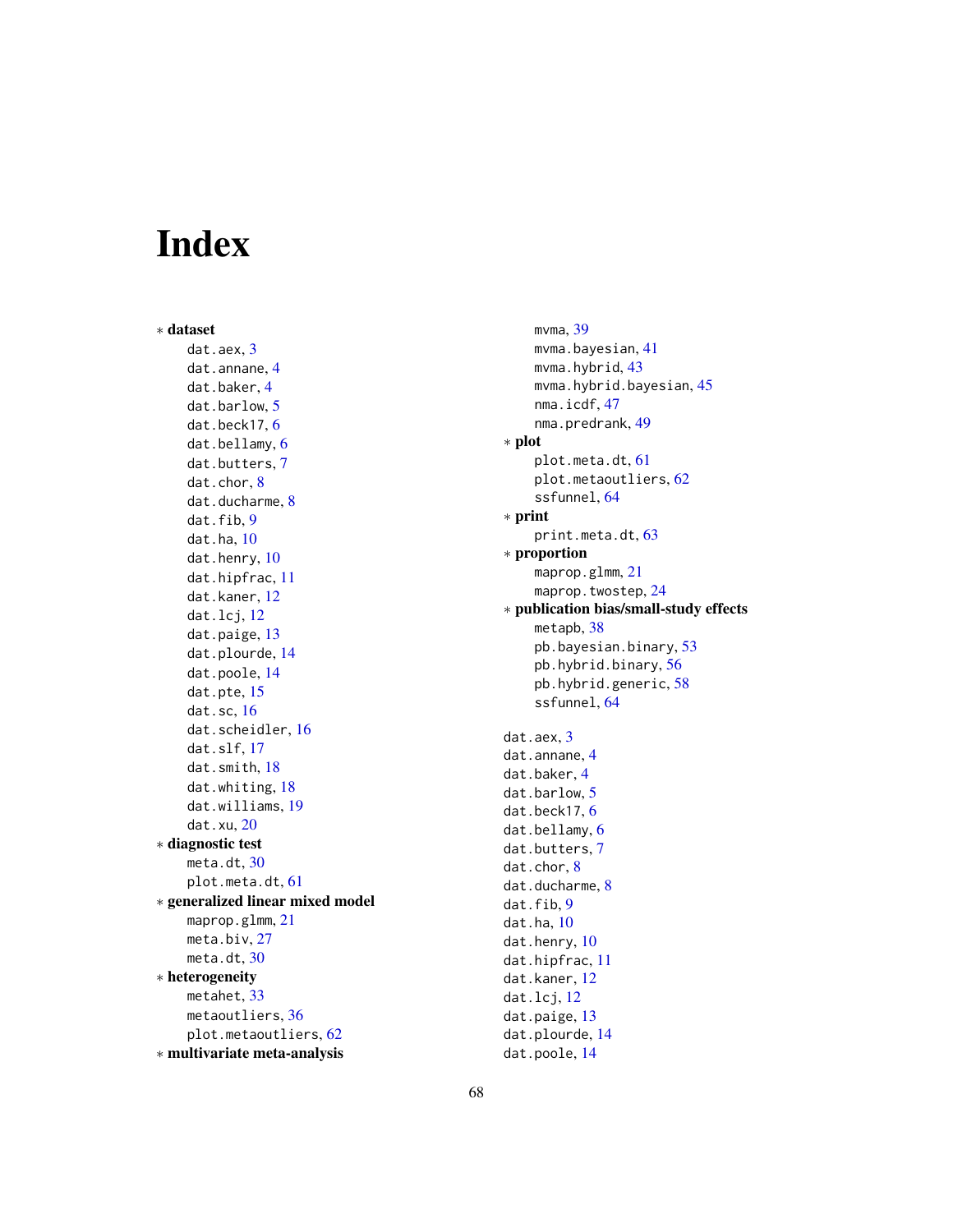# Index

∗ **dataset**
- dat.aex, 3
- dat.annane, 4
- dat.baker, 4
- dat.barlow, 5
- dat.beck17, 6
- dat.bellamy, 6
- dat.butters, 7
- dat.chor, 8
- dat.ducharme, 8
- dat.fib, 9
- dat.ha, 10
- dat.henry, 10
- dat.hipfrac, 11
- dat.kaner, 12
- dat.lcj, 12
- dat.paige, 13
- dat.plourde, 14
- dat.poole, 14
- dat.pte, 15
- dat.sc, 16
- dat.scheidler, 16
- dat.slf, 17
- dat.smith, 18
- dat.whiting, 18
- dat.williams, 19
- dat.xu, 20

∗ **diagnostic test**
- meta.dt, 30
- plot.meta.dt, 61

∗ **generalized linear mixed model**
- maprop.glmm, 21
- meta.biv, 27
- meta.dt, 30

∗ **heterogeneity**
- metahet, 33
- metaoutliers, 36
- plot.metaoutliers, 62

∗ **multivariate meta-analysis**
- mvma, 39
- mvma.bayesian, 41
- mvma.hybrid, 43
- mvma.hybrid.bayesian, 45
- nma.icdf, 47
- nma.predrank, 49

∗ **plot**
- plot.meta.dt, 61
- plot.metaoutliers, 62
- ssfunnel, 64

∗ **print**
- print.meta.dt, 63

∗ **proportion**
- maprop.glmm, 21
- maprop.twostep, 24

∗ **publication bias/small-study effects**
- metapb, 38
- pb.bayesian.binary, 53
- pb.hybrid.binary, 56
- pb.hybrid.generic, 58
- ssfunnel, 64

dat.aex, 3
dat.annane, 4
dat.baker, 4
dat.barlow, 5
dat.beck17, 6
dat.bellamy, 6
dat.butters, 7
dat.chor, 8
dat.ducharme, 8
dat.fib, 9
dat.ha, 10
dat.henry, 10
dat.hipfrac, 11
dat.kaner, 12
dat.lcj, 12
dat.paige, 13
dat.plourde, 14
dat.poole, 14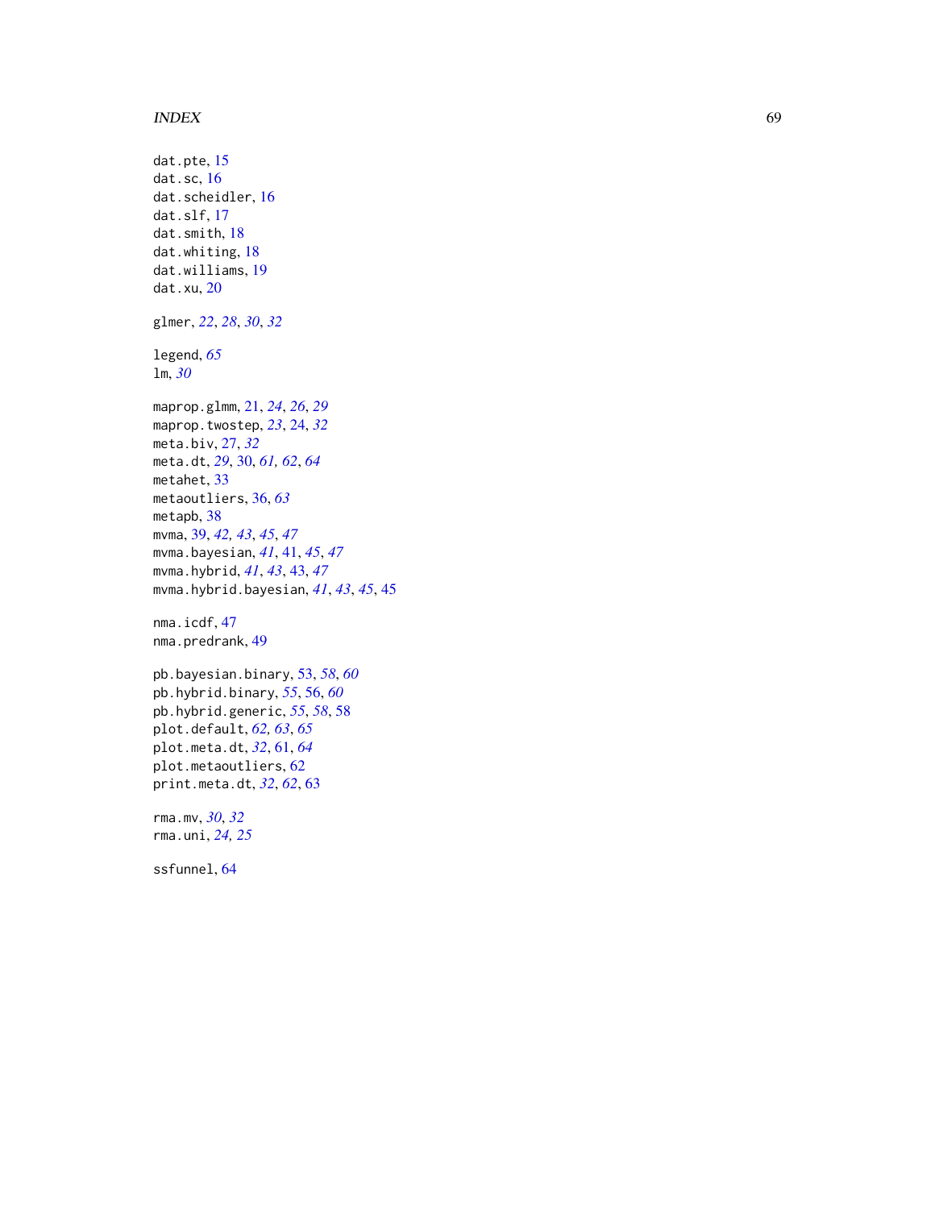dat.pte, 15
dat.sc, 16
dat.scheidler, 16
dat.slf, 17
dat.smith, 18
dat.whiting, 18
dat.williams, 19
dat.xu, 20

glmer, *22*, *28*, *30*, *32*

legend, *65*
lm, *30*

maprop.glmm, 21, *24*, *26*, *29*
maprop.twostep, *23*, 24, *32*
meta.biv, 27, *32*
meta.dt, *29*, 30, *61, 62*, *64*
metahet, 33
metaoutliers, 36, *63*
metapb, 38
mvma, 39, *42, 43*, *45*, *47*
mvma.bayesian, *41*, 41, *45*, *47*
mvma.hybrid, *41*, *43*, 43, *47*
mvma.hybrid.bayesian, *41*, *43*, *45*, 45

nma.icdf, 47
nma.predrank, 49

pb.bayesian.binary, 53, *58*, *60*
pb.hybrid.binary, *55*, 56, *60*
pb.hybrid.generic, *55*, *58*, 58
plot.default, *62, 63*, *65*
plot.meta.dt, *32*, 61, *64*
plot.metaoutliers, 62
print.meta.dt, *32*, *62*, 63

rma.mv, *30*, *32*
rma.uni, *24, 25*

ssfunnel, 64